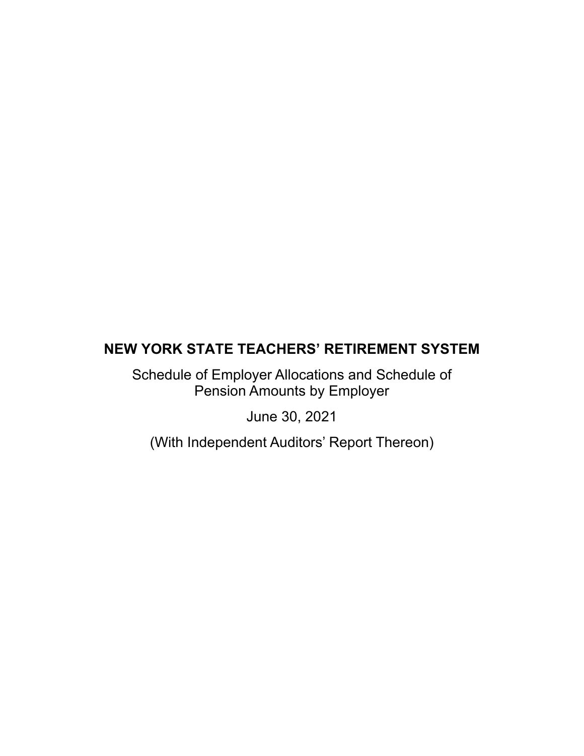# NEW YORK STATE TEACHERS' RETIREMENT SYSTEM

Schedule of Employer Allocations and Schedule of Pension Amounts by Employer

June 30, 2021

(With Independent Auditors' Report Thereon)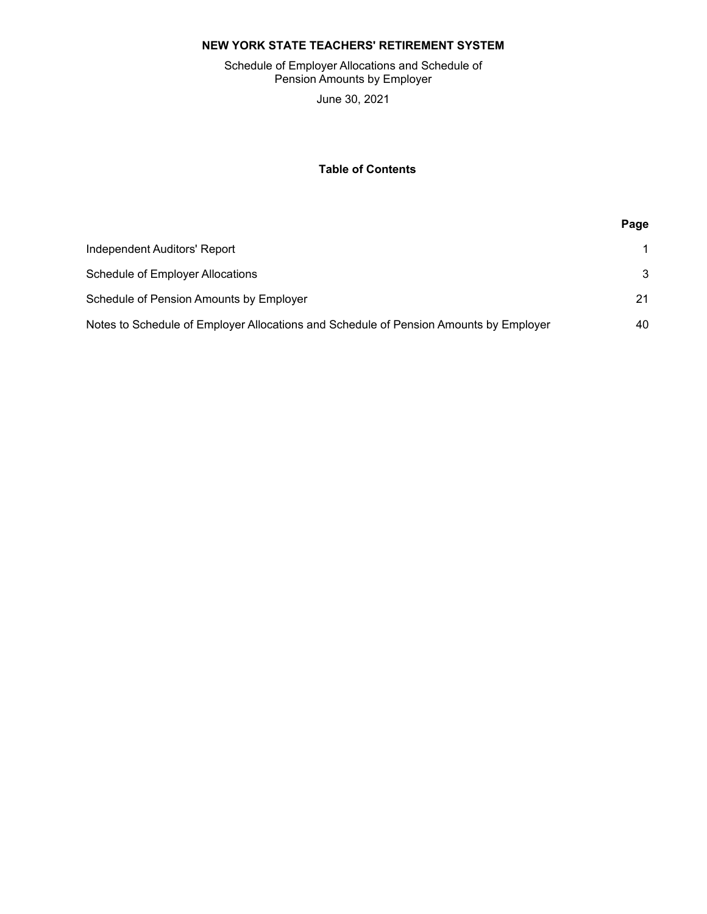# NEW YORK STATE TEACHERS' RETIREMENT SYSTEM

Schedule of Employer Allocations and Schedule of Pension Amounts by Employer

June 30, 2021

## Table of Contents

| | Page |
|---|---|
| Independent Auditors' Report | 1 |
| Schedule of Employer Allocations | 3 |
| Schedule of Pension Amounts by Employer | 21 |
| Notes to Schedule of Employer Allocations and Schedule of Pension Amounts by Employer | 40 |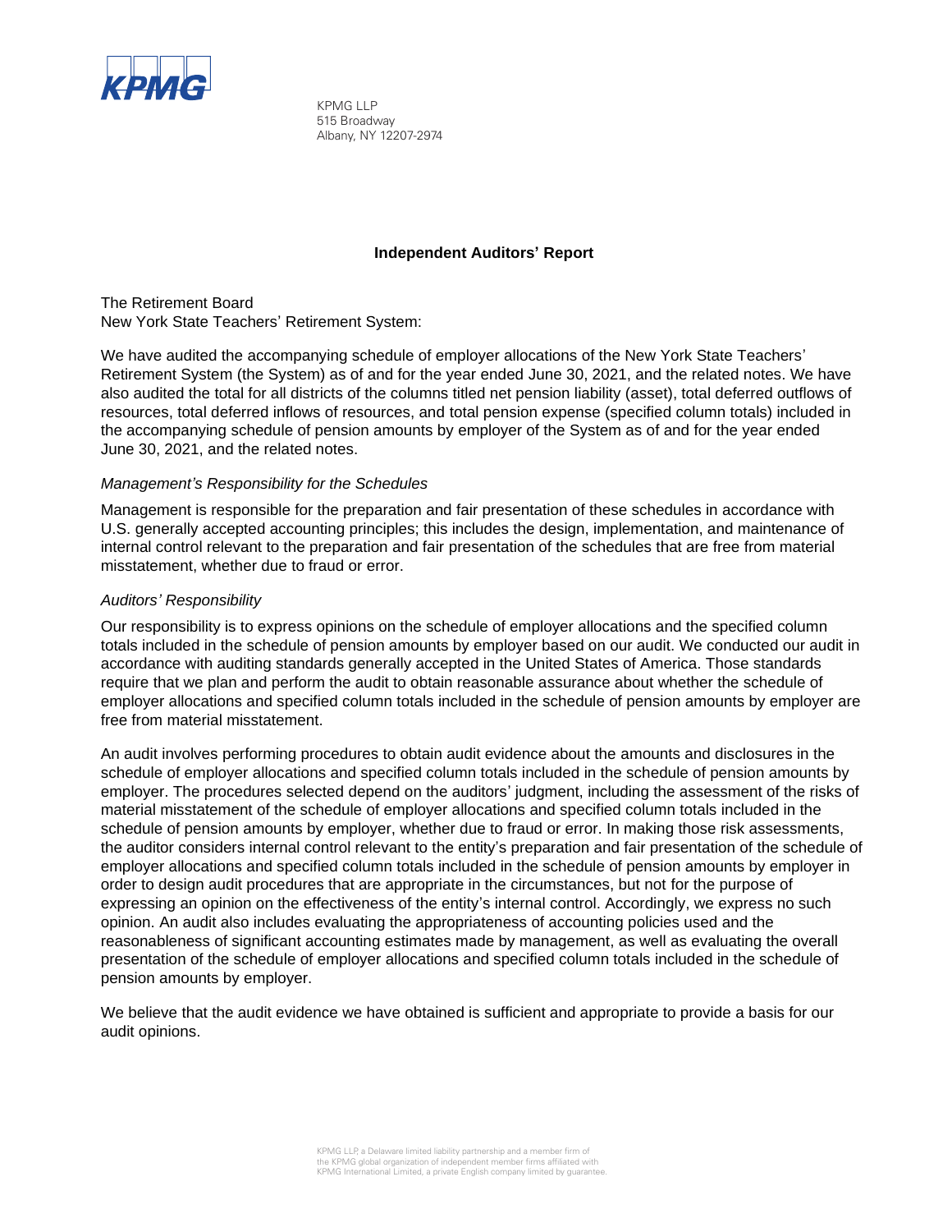KPMG LLP
515 Broadway
Albany, NY 12207-2974

# Independent Auditors' Report

The Retirement Board
New York State Teachers' Retirement System:

We have audited the accompanying schedule of employer allocations of the New York State Teachers' Retirement System (the System) as of and for the year ended June 30, 2021, and the related notes. We have also audited the total for all districts of the columns titled net pension liability (asset), total deferred outflows of resources, total deferred inflows of resources, and total pension expense (specified column totals) included in the accompanying schedule of pension amounts by employer of the System as of and for the year ended June 30, 2021, and the related notes.

*Management's Responsibility for the Schedules*

Management is responsible for the preparation and fair presentation of these schedules in accordance with U.S. generally accepted accounting principles; this includes the design, implementation, and maintenance of internal control relevant to the preparation and fair presentation of the schedules that are free from material misstatement, whether due to fraud or error.

*Auditors' Responsibility*

Our responsibility is to express opinions on the schedule of employer allocations and the specified column totals included in the schedule of pension amounts by employer based on our audit. We conducted our audit in accordance with auditing standards generally accepted in the United States of America. Those standards require that we plan and perform the audit to obtain reasonable assurance about whether the schedule of employer allocations and specified column totals included in the schedule of pension amounts by employer are free from material misstatement.

An audit involves performing procedures to obtain audit evidence about the amounts and disclosures in the schedule of employer allocations and specified column totals included in the schedule of pension amounts by employer. The procedures selected depend on the auditors' judgment, including the assessment of the risks of material misstatement of the schedule of employer allocations and specified column totals included in the schedule of pension amounts by employer, whether due to fraud or error. In making those risk assessments, the auditor considers internal control relevant to the entity's preparation and fair presentation of the schedule of employer allocations and specified column totals included in the schedule of pension amounts by employer in order to design audit procedures that are appropriate in the circumstances, but not for the purpose of expressing an opinion on the effectiveness of the entity's internal control. Accordingly, we express no such opinion. An audit also includes evaluating the appropriateness of accounting policies used and the reasonableness of significant accounting estimates made by management, as well as evaluating the overall presentation of the schedule of employer allocations and specified column totals included in the schedule of pension amounts by employer.

We believe that the audit evidence we have obtained is sufficient and appropriate to provide a basis for our audit opinions.

KPMG LLP, a Delaware limited liability partnership and a member firm of the KPMG global organization of independent member firms affiliated with KPMG International Limited, a private English company limited by guarantee.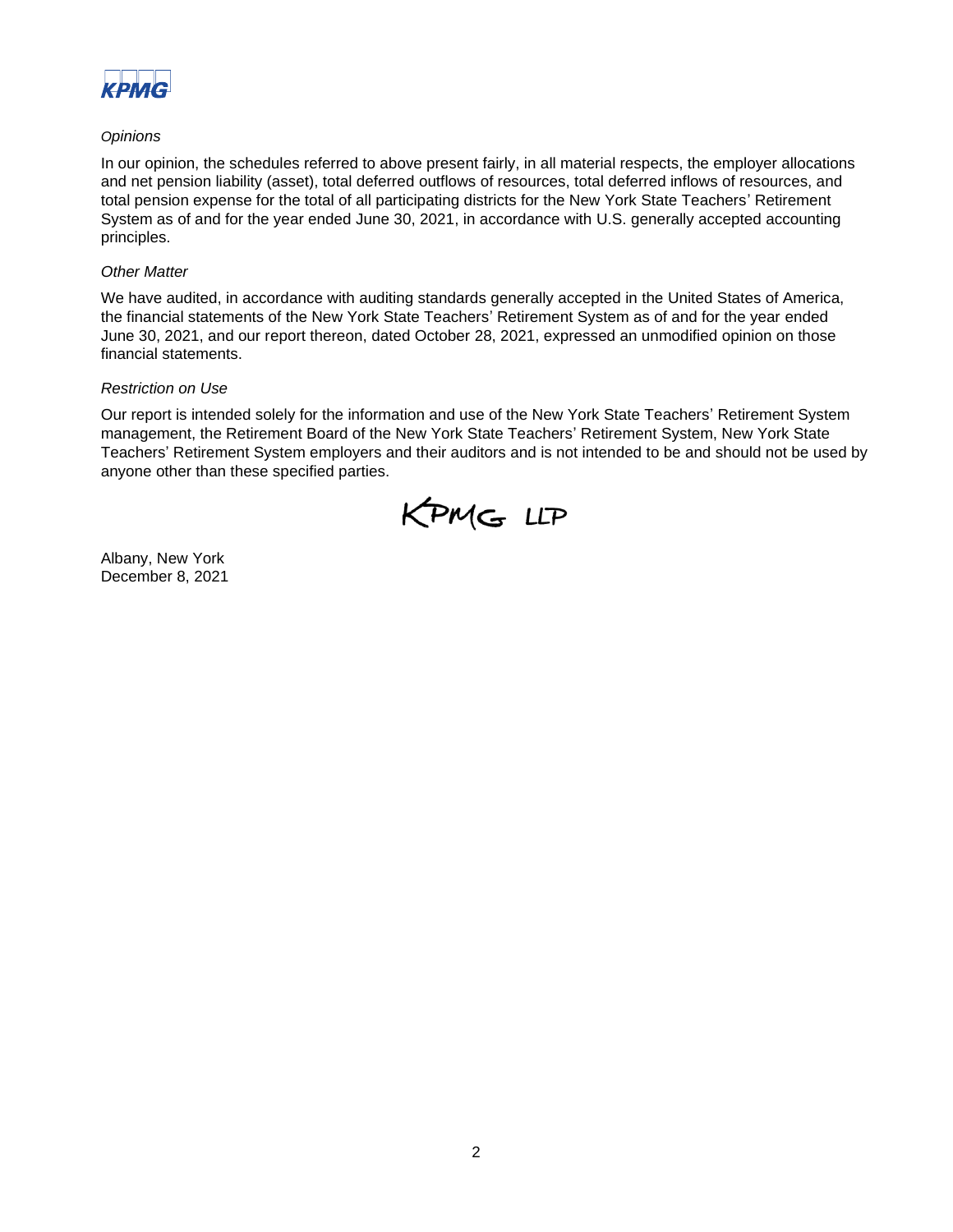*Opinions*

In our opinion, the schedules referred to above present fairly, in all material respects, the employer allocations and net pension liability (asset), total deferred outflows of resources, total deferred inflows of resources, and total pension expense for the total of all participating districts for the New York State Teachers' Retirement System as of and for the year ended June 30, 2021, in accordance with U.S. generally accepted accounting principles.

*Other Matter*

We have audited, in accordance with auditing standards generally accepted in the United States of America, the financial statements of the New York State Teachers' Retirement System as of and for the year ended June 30, 2021, and our report thereon, dated October 28, 2021, expressed an unmodified opinion on those financial statements.

*Restriction on Use*

Our report is intended solely for the information and use of the New York State Teachers' Retirement System management, the Retirement Board of the New York State Teachers' Retirement System, New York State Teachers' Retirement System employers and their auditors and is not intended to be and should not be used by anyone other than these specified parties.

KPMG LLP

Albany, New York
December 8, 2021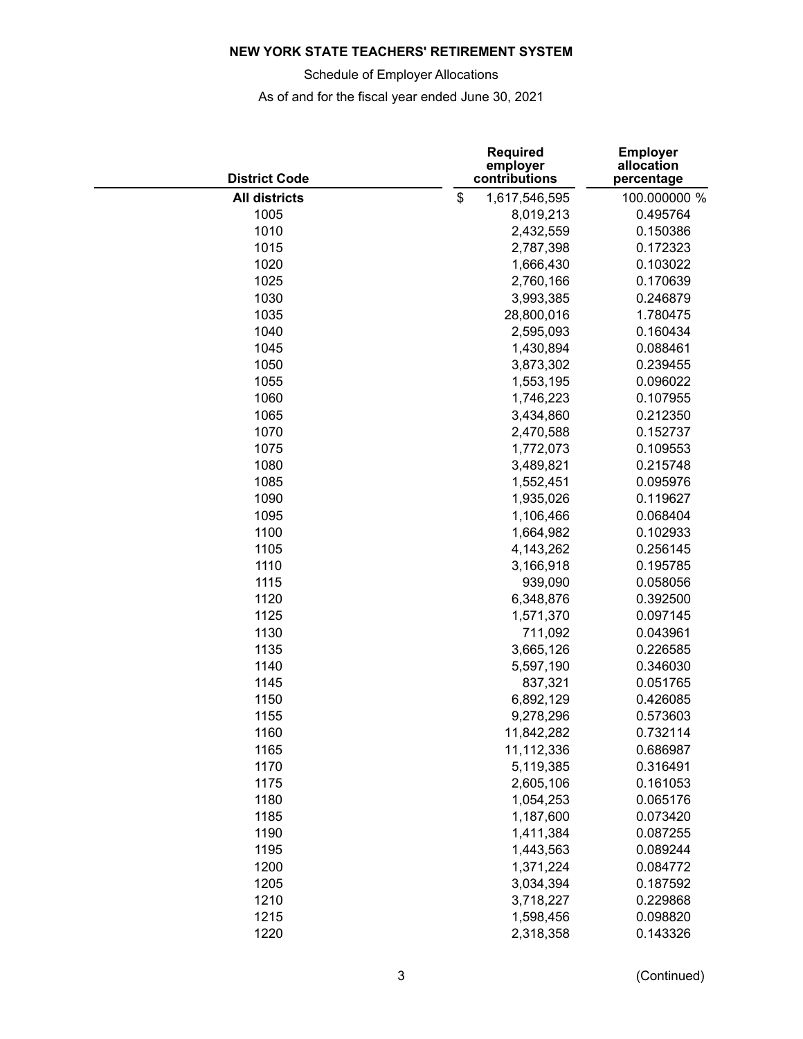# NEW YORK STATE TEACHERS' RETIREMENT SYSTEM

Schedule of Employer Allocations

As of and for the fiscal year ended June 30, 2021

| District Code | Required employer contributions | Employer allocation percentage |
|---|---|---|
| **All districts** | $ 1,617,546,595 | 100.000000 % |
| 1005 | 8,019,213 | 0.495764 |
| 1010 | 2,432,559 | 0.150386 |
| 1015 | 2,787,398 | 0.172323 |
| 1020 | 1,666,430 | 0.103022 |
| 1025 | 2,760,166 | 0.170639 |
| 1030 | 3,993,385 | 0.246879 |
| 1035 | 28,800,016 | 1.780475 |
| 1040 | 2,595,093 | 0.160434 |
| 1045 | 1,430,894 | 0.088461 |
| 1050 | 3,873,302 | 0.239455 |
| 1055 | 1,553,195 | 0.096022 |
| 1060 | 1,746,223 | 0.107955 |
| 1065 | 3,434,860 | 0.212350 |
| 1070 | 2,470,588 | 0.152737 |
| 1075 | 1,772,073 | 0.109553 |
| 1080 | 3,489,821 | 0.215748 |
| 1085 | 1,552,451 | 0.095976 |
| 1090 | 1,935,026 | 0.119627 |
| 1095 | 1,106,466 | 0.068404 |
| 1100 | 1,664,982 | 0.102933 |
| 1105 | 4,143,262 | 0.256145 |
| 1110 | 3,166,918 | 0.195785 |
| 1115 | 939,090 | 0.058056 |
| 1120 | 6,348,876 | 0.392500 |
| 1125 | 1,571,370 | 0.097145 |
| 1130 | 711,092 | 0.043961 |
| 1135 | 3,665,126 | 0.226585 |
| 1140 | 5,597,190 | 0.346030 |
| 1145 | 837,321 | 0.051765 |
| 1150 | 6,892,129 | 0.426085 |
| 1155 | 9,278,296 | 0.573603 |
| 1160 | 11,842,282 | 0.732114 |
| 1165 | 11,112,336 | 0.686987 |
| 1170 | 5,119,385 | 0.316491 |
| 1175 | 2,605,106 | 0.161053 |
| 1180 | 1,054,253 | 0.065176 |
| 1185 | 1,187,600 | 0.073420 |
| 1190 | 1,411,384 | 0.087255 |
| 1195 | 1,443,563 | 0.089244 |
| 1200 | 1,371,224 | 0.084772 |
| 1205 | 3,034,394 | 0.187592 |
| 1210 | 3,718,227 | 0.229868 |
| 1215 | 1,598,456 | 0.098820 |
| 1220 | 2,318,358 | 0.143326 |

(Continued)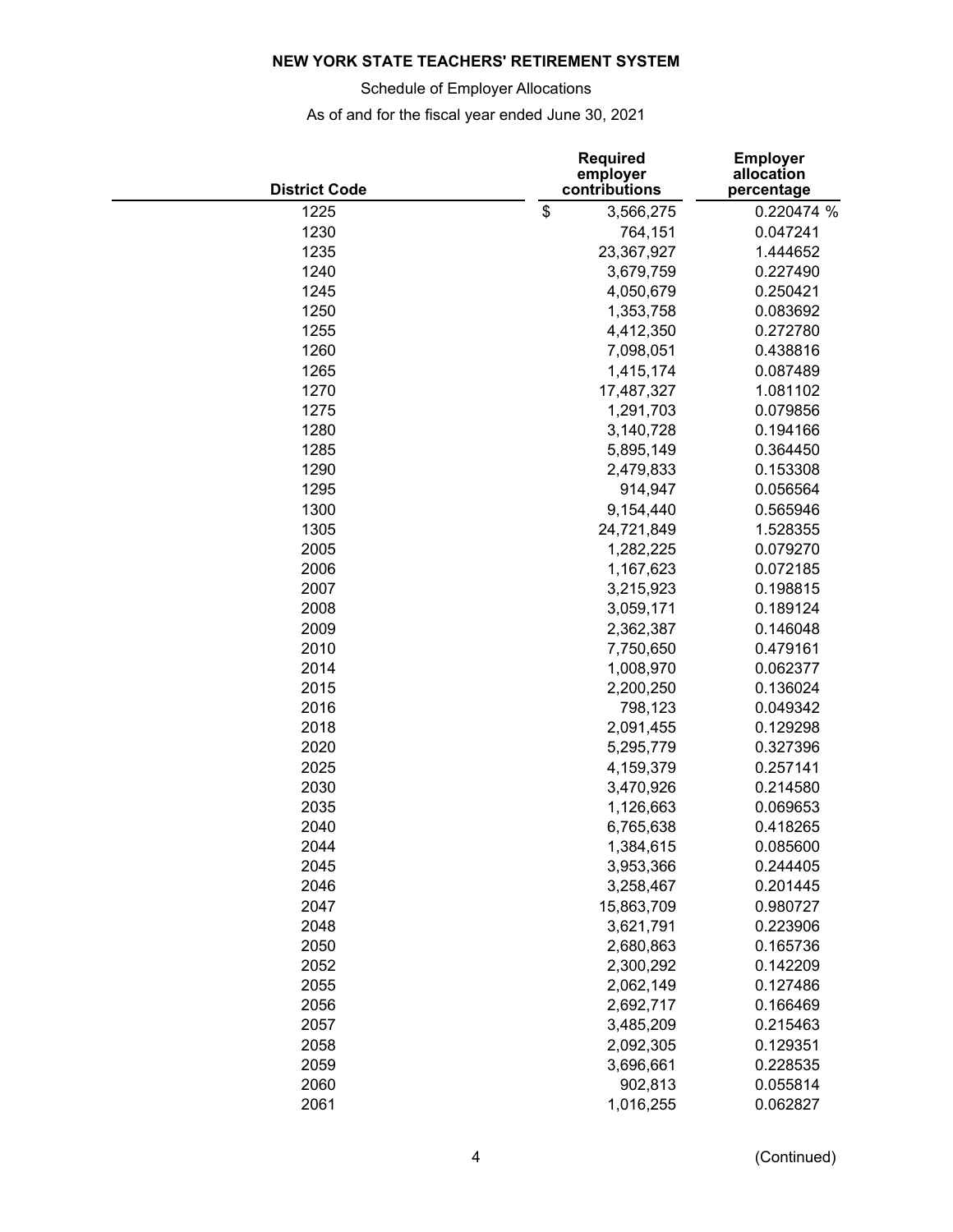**NEW YORK STATE TEACHERS' RETIREMENT SYSTEM**

Schedule of Employer Allocations

As of and for the fiscal year ended June 30, 2021

| District Code | Required employer contributions | Employer allocation percentage |
|---|---|---|
| 1225 | $ 3,566,275 | 0.220474 % |
| 1230 | 764,151 | 0.047241 |
| 1235 | 23,367,927 | 1.444652 |
| 1240 | 3,679,759 | 0.227490 |
| 1245 | 4,050,679 | 0.250421 |
| 1250 | 1,353,758 | 0.083692 |
| 1255 | 4,412,350 | 0.272780 |
| 1260 | 7,098,051 | 0.438816 |
| 1265 | 1,415,174 | 0.087489 |
| 1270 | 17,487,327 | 1.081102 |
| 1275 | 1,291,703 | 0.079856 |
| 1280 | 3,140,728 | 0.194166 |
| 1285 | 5,895,149 | 0.364450 |
| 1290 | 2,479,833 | 0.153308 |
| 1295 | 914,947 | 0.056564 |
| 1300 | 9,154,440 | 0.565946 |
| 1305 | 24,721,849 | 1.528355 |
| 2005 | 1,282,225 | 0.079270 |
| 2006 | 1,167,623 | 0.072185 |
| 2007 | 3,215,923 | 0.198815 |
| 2008 | 3,059,171 | 0.189124 |
| 2009 | 2,362,387 | 0.146048 |
| 2010 | 7,750,650 | 0.479161 |
| 2014 | 1,008,970 | 0.062377 |
| 2015 | 2,200,250 | 0.136024 |
| 2016 | 798,123 | 0.049342 |
| 2018 | 2,091,455 | 0.129298 |
| 2020 | 5,295,779 | 0.327396 |
| 2025 | 4,159,379 | 0.257141 |
| 2030 | 3,470,926 | 0.214580 |
| 2035 | 1,126,663 | 0.069653 |
| 2040 | 6,765,638 | 0.418265 |
| 2044 | 1,384,615 | 0.085600 |
| 2045 | 3,953,366 | 0.244405 |
| 2046 | 3,258,467 | 0.201445 |
| 2047 | 15,863,709 | 0.980727 |
| 2048 | 3,621,791 | 0.223906 |
| 2050 | 2,680,863 | 0.165736 |
| 2052 | 2,300,292 | 0.142209 |
| 2055 | 2,062,149 | 0.127486 |
| 2056 | 2,692,717 | 0.166469 |
| 2057 | 3,485,209 | 0.215463 |
| 2058 | 2,092,305 | 0.129351 |
| 2059 | 3,696,661 | 0.228535 |
| 2060 | 902,813 | 0.055814 |
| 2061 | 1,016,255 | 0.062827 |

(Continued)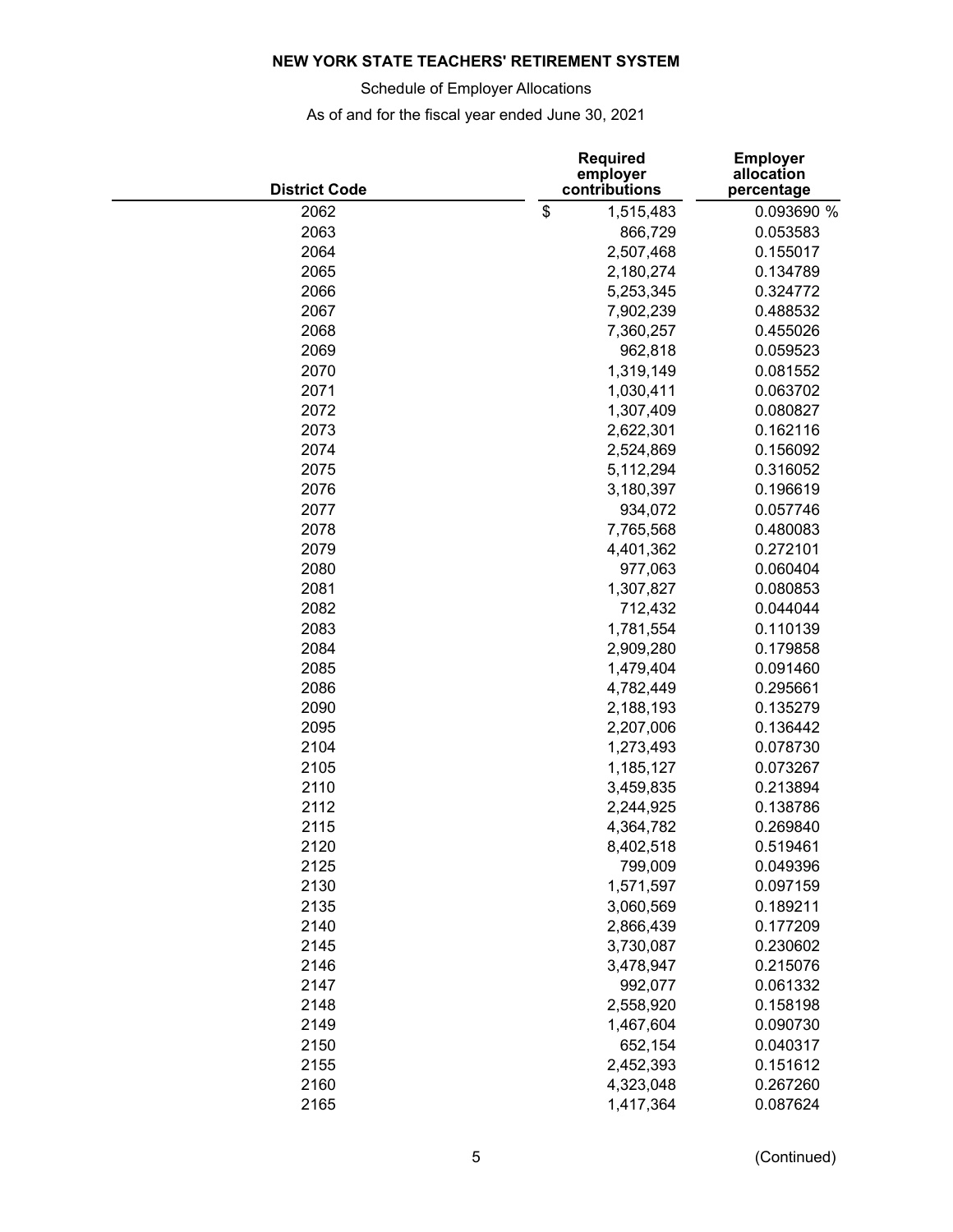**NEW YORK STATE TEACHERS' RETIREMENT SYSTEM**

Schedule of Employer Allocations

As of and for the fiscal year ended June 30, 2021

| District Code | Required employer contributions | Employer allocation percentage |
|---|---|---|
| 2062 | $ 1,515,483 | 0.093690 % |
| 2063 | 866,729 | 0.053583 |
| 2064 | 2,507,468 | 0.155017 |
| 2065 | 2,180,274 | 0.134789 |
| 2066 | 5,253,345 | 0.324772 |
| 2067 | 7,902,239 | 0.488532 |
| 2068 | 7,360,257 | 0.455026 |
| 2069 | 962,818 | 0.059523 |
| 2070 | 1,319,149 | 0.081552 |
| 2071 | 1,030,411 | 0.063702 |
| 2072 | 1,307,409 | 0.080827 |
| 2073 | 2,622,301 | 0.162116 |
| 2074 | 2,524,869 | 0.156092 |
| 2075 | 5,112,294 | 0.316052 |
| 2076 | 3,180,397 | 0.196619 |
| 2077 | 934,072 | 0.057746 |
| 2078 | 7,765,568 | 0.480083 |
| 2079 | 4,401,362 | 0.272101 |
| 2080 | 977,063 | 0.060404 |
| 2081 | 1,307,827 | 0.080853 |
| 2082 | 712,432 | 0.044044 |
| 2083 | 1,781,554 | 0.110139 |
| 2084 | 2,909,280 | 0.179858 |
| 2085 | 1,479,404 | 0.091460 |
| 2086 | 4,782,449 | 0.295661 |
| 2090 | 2,188,193 | 0.135279 |
| 2095 | 2,207,006 | 0.136442 |
| 2104 | 1,273,493 | 0.078730 |
| 2105 | 1,185,127 | 0.073267 |
| 2110 | 3,459,835 | 0.213894 |
| 2112 | 2,244,925 | 0.138786 |
| 2115 | 4,364,782 | 0.269840 |
| 2120 | 8,402,518 | 0.519461 |
| 2125 | 799,009 | 0.049396 |
| 2130 | 1,571,597 | 0.097159 |
| 2135 | 3,060,569 | 0.189211 |
| 2140 | 2,866,439 | 0.177209 |
| 2145 | 3,730,087 | 0.230602 |
| 2146 | 3,478,947 | 0.215076 |
| 2147 | 992,077 | 0.061332 |
| 2148 | 2,558,920 | 0.158198 |
| 2149 | 1,467,604 | 0.090730 |
| 2150 | 652,154 | 0.040317 |
| 2155 | 2,452,393 | 0.151612 |
| 2160 | 4,323,048 | 0.267260 |
| 2165 | 1,417,364 | 0.087624 |

(Continued)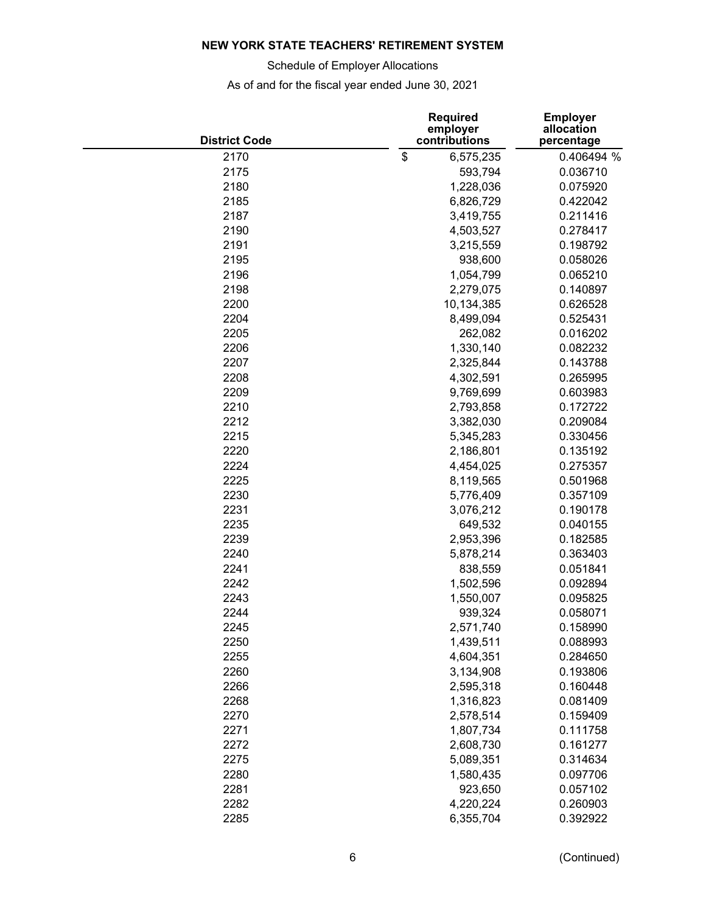**NEW YORK STATE TEACHERS' RETIREMENT SYSTEM**

Schedule of Employer Allocations

As of and for the fiscal year ended June 30, 2021

| District Code | Required employer contributions | Employer allocation percentage |
|---|---|---|
| 2170 | $ 6,575,235 | 0.406494 % |
| 2175 | 593,794 | 0.036710 |
| 2180 | 1,228,036 | 0.075920 |
| 2185 | 6,826,729 | 0.422042 |
| 2187 | 3,419,755 | 0.211416 |
| 2190 | 4,503,527 | 0.278417 |
| 2191 | 3,215,559 | 0.198792 |
| 2195 | 938,600 | 0.058026 |
| 2196 | 1,054,799 | 0.065210 |
| 2198 | 2,279,075 | 0.140897 |
| 2200 | 10,134,385 | 0.626528 |
| 2204 | 8,499,094 | 0.525431 |
| 2205 | 262,082 | 0.016202 |
| 2206 | 1,330,140 | 0.082232 |
| 2207 | 2,325,844 | 0.143788 |
| 2208 | 4,302,591 | 0.265995 |
| 2209 | 9,769,699 | 0.603983 |
| 2210 | 2,793,858 | 0.172722 |
| 2212 | 3,382,030 | 0.209084 |
| 2215 | 5,345,283 | 0.330456 |
| 2220 | 2,186,801 | 0.135192 |
| 2224 | 4,454,025 | 0.275357 |
| 2225 | 8,119,565 | 0.501968 |
| 2230 | 5,776,409 | 0.357109 |
| 2231 | 3,076,212 | 0.190178 |
| 2235 | 649,532 | 0.040155 |
| 2239 | 2,953,396 | 0.182585 |
| 2240 | 5,878,214 | 0.363403 |
| 2241 | 838,559 | 0.051841 |
| 2242 | 1,502,596 | 0.092894 |
| 2243 | 1,550,007 | 0.095825 |
| 2244 | 939,324 | 0.058071 |
| 2245 | 2,571,740 | 0.158990 |
| 2250 | 1,439,511 | 0.088993 |
| 2255 | 4,604,351 | 0.284650 |
| 2260 | 3,134,908 | 0.193806 |
| 2266 | 2,595,318 | 0.160448 |
| 2268 | 1,316,823 | 0.081409 |
| 2270 | 2,578,514 | 0.159409 |
| 2271 | 1,807,734 | 0.111758 |
| 2272 | 2,608,730 | 0.161277 |
| 2275 | 5,089,351 | 0.314634 |
| 2280 | 1,580,435 | 0.097706 |
| 2281 | 923,650 | 0.057102 |
| 2282 | 4,220,224 | 0.260903 |
| 2285 | 6,355,704 | 0.392922 |

(Continued)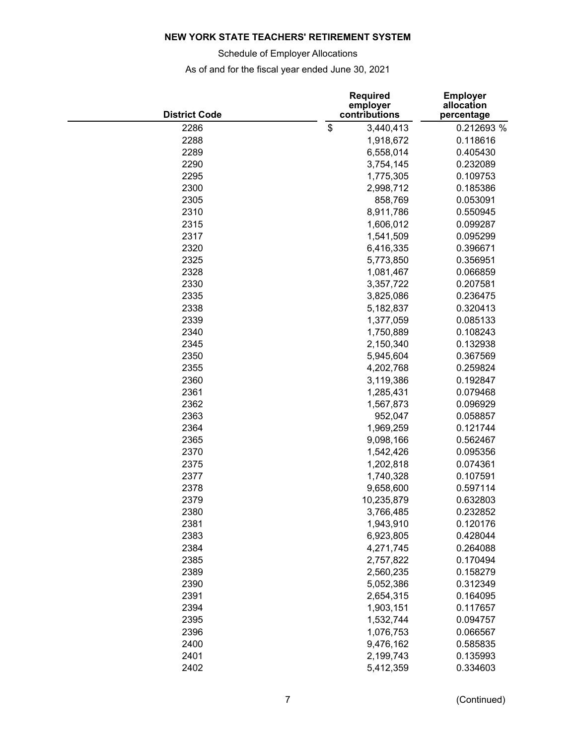**NEW YORK STATE TEACHERS' RETIREMENT SYSTEM**

Schedule of Employer Allocations

As of and for the fiscal year ended June 30, 2021

| District Code | Required employer contributions | Employer allocation percentage |
|---|---|---|
| 2286 | $ 3,440,413 | 0.212693 % |
| 2288 | 1,918,672 | 0.118616 |
| 2289 | 6,558,014 | 0.405430 |
| 2290 | 3,754,145 | 0.232089 |
| 2295 | 1,775,305 | 0.109753 |
| 2300 | 2,998,712 | 0.185386 |
| 2305 | 858,769 | 0.053091 |
| 2310 | 8,911,786 | 0.550945 |
| 2315 | 1,606,012 | 0.099287 |
| 2317 | 1,541,509 | 0.095299 |
| 2320 | 6,416,335 | 0.396671 |
| 2325 | 5,773,850 | 0.356951 |
| 2328 | 1,081,467 | 0.066859 |
| 2330 | 3,357,722 | 0.207581 |
| 2335 | 3,825,086 | 0.236475 |
| 2338 | 5,182,837 | 0.320413 |
| 2339 | 1,377,059 | 0.085133 |
| 2340 | 1,750,889 | 0.108243 |
| 2345 | 2,150,340 | 0.132938 |
| 2350 | 5,945,604 | 0.367569 |
| 2355 | 4,202,768 | 0.259824 |
| 2360 | 3,119,386 | 0.192847 |
| 2361 | 1,285,431 | 0.079468 |
| 2362 | 1,567,873 | 0.096929 |
| 2363 | 952,047 | 0.058857 |
| 2364 | 1,969,259 | 0.121744 |
| 2365 | 9,098,166 | 0.562467 |
| 2370 | 1,542,426 | 0.095356 |
| 2375 | 1,202,818 | 0.074361 |
| 2377 | 1,740,328 | 0.107591 |
| 2378 | 9,658,600 | 0.597114 |
| 2379 | 10,235,879 | 0.632803 |
| 2380 | 3,766,485 | 0.232852 |
| 2381 | 1,943,910 | 0.120176 |
| 2383 | 6,923,805 | 0.428044 |
| 2384 | 4,271,745 | 0.264088 |
| 2385 | 2,757,822 | 0.170494 |
| 2389 | 2,560,235 | 0.158279 |
| 2390 | 5,052,386 | 0.312349 |
| 2391 | 2,654,315 | 0.164095 |
| 2394 | 1,903,151 | 0.117657 |
| 2395 | 1,532,744 | 0.094757 |
| 2396 | 1,076,753 | 0.066567 |
| 2400 | 9,476,162 | 0.585835 |
| 2401 | 2,199,743 | 0.135993 |
| 2402 | 5,412,359 | 0.334603 |

(Continued)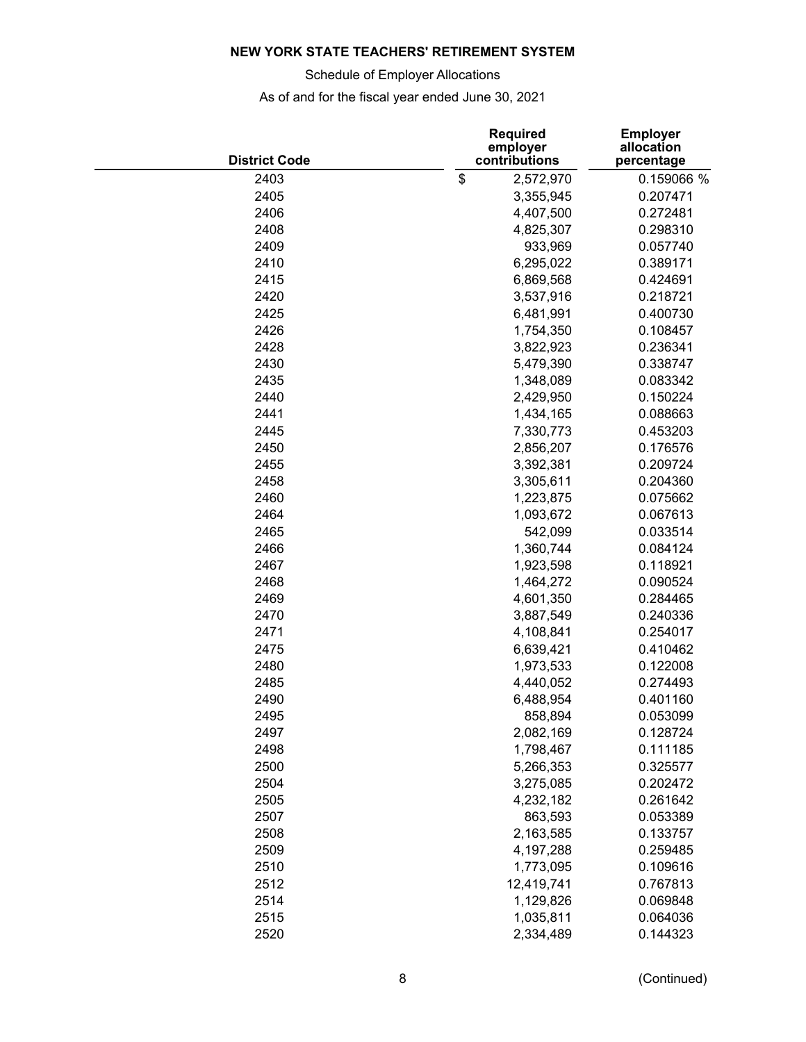**NEW YORK STATE TEACHERS' RETIREMENT SYSTEM**

Schedule of Employer Allocations

As of and for the fiscal year ended June 30, 2021

| District Code | Required employer contributions | Employer allocation percentage |
|---|---|---|
| 2403 | $ 2,572,970 | 0.159066 % |
| 2405 | 3,355,945 | 0.207471 |
| 2406 | 4,407,500 | 0.272481 |
| 2408 | 4,825,307 | 0.298310 |
| 2409 | 933,969 | 0.057740 |
| 2410 | 6,295,022 | 0.389171 |
| 2415 | 6,869,568 | 0.424691 |
| 2420 | 3,537,916 | 0.218721 |
| 2425 | 6,481,991 | 0.400730 |
| 2426 | 1,754,350 | 0.108457 |
| 2428 | 3,822,923 | 0.236341 |
| 2430 | 5,479,390 | 0.338747 |
| 2435 | 1,348,089 | 0.083342 |
| 2440 | 2,429,950 | 0.150224 |
| 2441 | 1,434,165 | 0.088663 |
| 2445 | 7,330,773 | 0.453203 |
| 2450 | 2,856,207 | 0.176576 |
| 2455 | 3,392,381 | 0.209724 |
| 2458 | 3,305,611 | 0.204360 |
| 2460 | 1,223,875 | 0.075662 |
| 2464 | 1,093,672 | 0.067613 |
| 2465 | 542,099 | 0.033514 |
| 2466 | 1,360,744 | 0.084124 |
| 2467 | 1,923,598 | 0.118921 |
| 2468 | 1,464,272 | 0.090524 |
| 2469 | 4,601,350 | 0.284465 |
| 2470 | 3,887,549 | 0.240336 |
| 2471 | 4,108,841 | 0.254017 |
| 2475 | 6,639,421 | 0.410462 |
| 2480 | 1,973,533 | 0.122008 |
| 2485 | 4,440,052 | 0.274493 |
| 2490 | 6,488,954 | 0.401160 |
| 2495 | 858,894 | 0.053099 |
| 2497 | 2,082,169 | 0.128724 |
| 2498 | 1,798,467 | 0.111185 |
| 2500 | 5,266,353 | 0.325577 |
| 2504 | 3,275,085 | 0.202472 |
| 2505 | 4,232,182 | 0.261642 |
| 2507 | 863,593 | 0.053389 |
| 2508 | 2,163,585 | 0.133757 |
| 2509 | 4,197,288 | 0.259485 |
| 2510 | 1,773,095 | 0.109616 |
| 2512 | 12,419,741 | 0.767813 |
| 2514 | 1,129,826 | 0.069848 |
| 2515 | 1,035,811 | 0.064036 |
| 2520 | 2,334,489 | 0.144323 |

(Continued)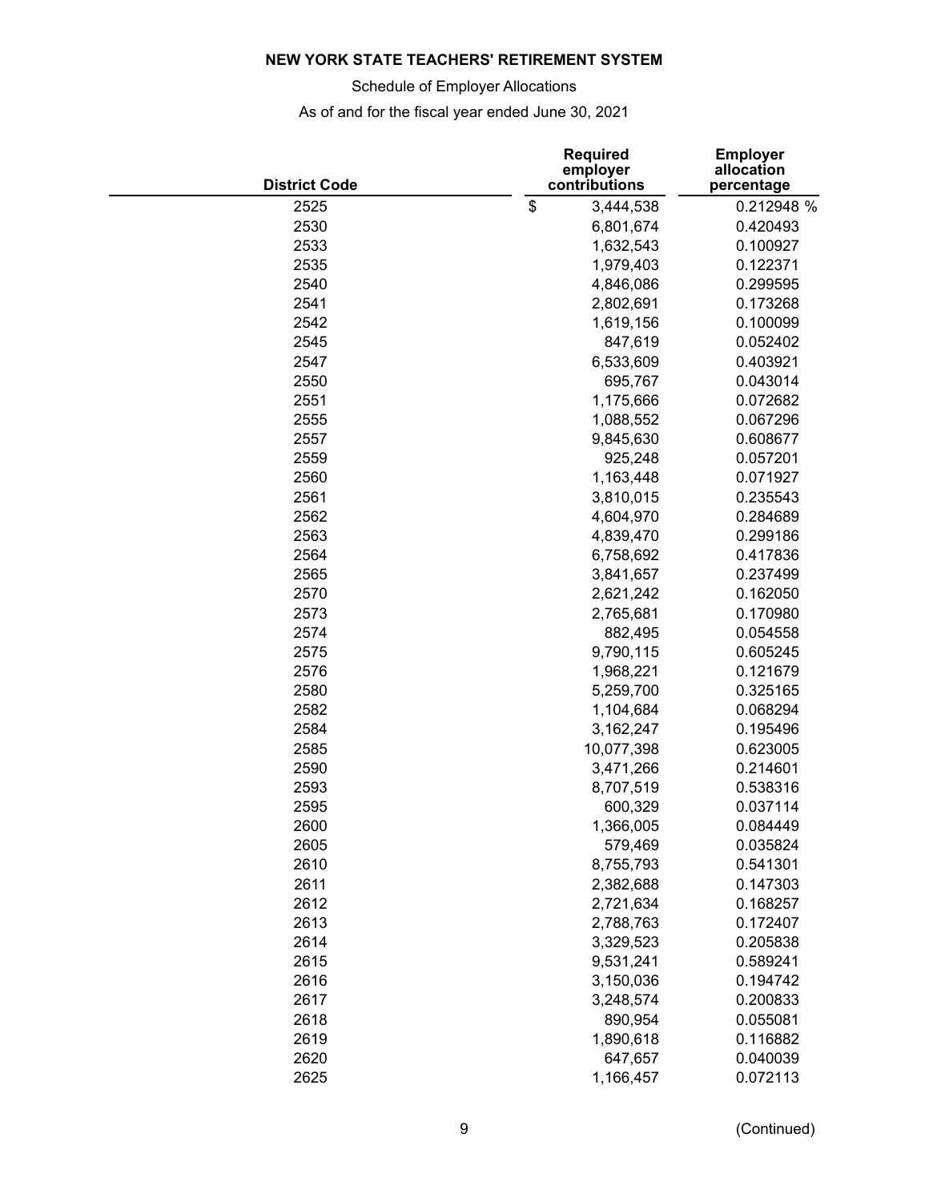**NEW YORK STATE TEACHERS' RETIREMENT SYSTEM**

Schedule of Employer Allocations

As of and for the fiscal year ended June 30, 2021

| District Code | Required employer contributions | Employer allocation percentage |
|---|---|---|
| 2525 | $ 3,444,538 | 0.212948 % |
| 2530 | 6,801,674 | 0.420493 |
| 2533 | 1,632,543 | 0.100927 |
| 2535 | 1,979,403 | 0.122371 |
| 2540 | 4,846,086 | 0.299595 |
| 2541 | 2,802,691 | 0.173268 |
| 2542 | 1,619,156 | 0.100099 |
| 2545 | 847,619 | 0.052402 |
| 2547 | 6,533,609 | 0.403921 |
| 2550 | 695,767 | 0.043014 |
| 2551 | 1,175,666 | 0.072682 |
| 2555 | 1,088,552 | 0.067296 |
| 2557 | 9,845,630 | 0.608677 |
| 2559 | 925,248 | 0.057201 |
| 2560 | 1,163,448 | 0.071927 |
| 2561 | 3,810,015 | 0.235543 |
| 2562 | 4,604,970 | 0.284689 |
| 2563 | 4,839,470 | 0.299186 |
| 2564 | 6,758,692 | 0.417836 |
| 2565 | 3,841,657 | 0.237499 |
| 2570 | 2,621,242 | 0.162050 |
| 2573 | 2,765,681 | 0.170980 |
| 2574 | 882,495 | 0.054558 |
| 2575 | 9,790,115 | 0.605245 |
| 2576 | 1,968,221 | 0.121679 |
| 2580 | 5,259,700 | 0.325165 |
| 2582 | 1,104,684 | 0.068294 |
| 2584 | 3,162,247 | 0.195496 |
| 2585 | 10,077,398 | 0.623005 |
| 2590 | 3,471,266 | 0.214601 |
| 2593 | 8,707,519 | 0.538316 |
| 2595 | 600,329 | 0.037114 |
| 2600 | 1,366,005 | 0.084449 |
| 2605 | 579,469 | 0.035824 |
| 2610 | 8,755,793 | 0.541301 |
| 2611 | 2,382,688 | 0.147303 |
| 2612 | 2,721,634 | 0.168257 |
| 2613 | 2,788,763 | 0.172407 |
| 2614 | 3,329,523 | 0.205838 |
| 2615 | 9,531,241 | 0.589241 |
| 2616 | 3,150,036 | 0.194742 |
| 2617 | 3,248,574 | 0.200833 |
| 2618 | 890,954 | 0.055081 |
| 2619 | 1,890,618 | 0.116882 |
| 2620 | 647,657 | 0.040039 |
| 2625 | 1,166,457 | 0.072113 |

(Continued)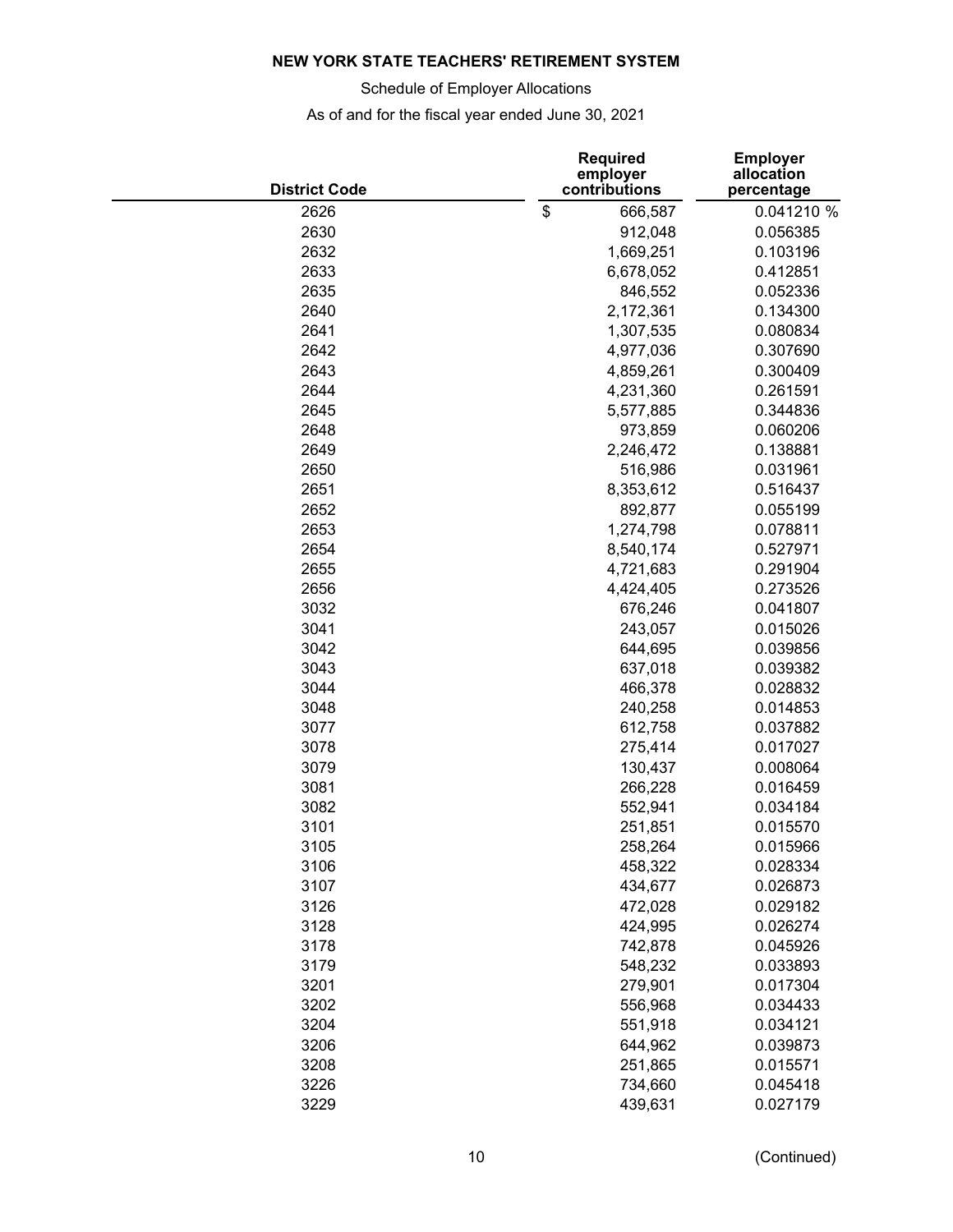**NEW YORK STATE TEACHERS' RETIREMENT SYSTEM**

Schedule of Employer Allocations

As of and for the fiscal year ended June 30, 2021

| District Code | Required employer contributions | Employer allocation percentage |
|---|---|---|
| 2626 | $ 666,587 | 0.041210 % |
| 2630 | 912,048 | 0.056385 |
| 2632 | 1,669,251 | 0.103196 |
| 2633 | 6,678,052 | 0.412851 |
| 2635 | 846,552 | 0.052336 |
| 2640 | 2,172,361 | 0.134300 |
| 2641 | 1,307,535 | 0.080834 |
| 2642 | 4,977,036 | 0.307690 |
| 2643 | 4,859,261 | 0.300409 |
| 2644 | 4,231,360 | 0.261591 |
| 2645 | 5,577,885 | 0.344836 |
| 2648 | 973,859 | 0.060206 |
| 2649 | 2,246,472 | 0.138881 |
| 2650 | 516,986 | 0.031961 |
| 2651 | 8,353,612 | 0.516437 |
| 2652 | 892,877 | 0.055199 |
| 2653 | 1,274,798 | 0.078811 |
| 2654 | 8,540,174 | 0.527971 |
| 2655 | 4,721,683 | 0.291904 |
| 2656 | 4,424,405 | 0.273526 |
| 3032 | 676,246 | 0.041807 |
| 3041 | 243,057 | 0.015026 |
| 3042 | 644,695 | 0.039856 |
| 3043 | 637,018 | 0.039382 |
| 3044 | 466,378 | 0.028832 |
| 3048 | 240,258 | 0.014853 |
| 3077 | 612,758 | 0.037882 |
| 3078 | 275,414 | 0.017027 |
| 3079 | 130,437 | 0.008064 |
| 3081 | 266,228 | 0.016459 |
| 3082 | 552,941 | 0.034184 |
| 3101 | 251,851 | 0.015570 |
| 3105 | 258,264 | 0.015966 |
| 3106 | 458,322 | 0.028334 |
| 3107 | 434,677 | 0.026873 |
| 3126 | 472,028 | 0.029182 |
| 3128 | 424,995 | 0.026274 |
| 3178 | 742,878 | 0.045926 |
| 3179 | 548,232 | 0.033893 |
| 3201 | 279,901 | 0.017304 |
| 3202 | 556,968 | 0.034433 |
| 3204 | 551,918 | 0.034121 |
| 3206 | 644,962 | 0.039873 |
| 3208 | 251,865 | 0.015571 |
| 3226 | 734,660 | 0.045418 |
| 3229 | 439,631 | 0.027179 |

(Continued)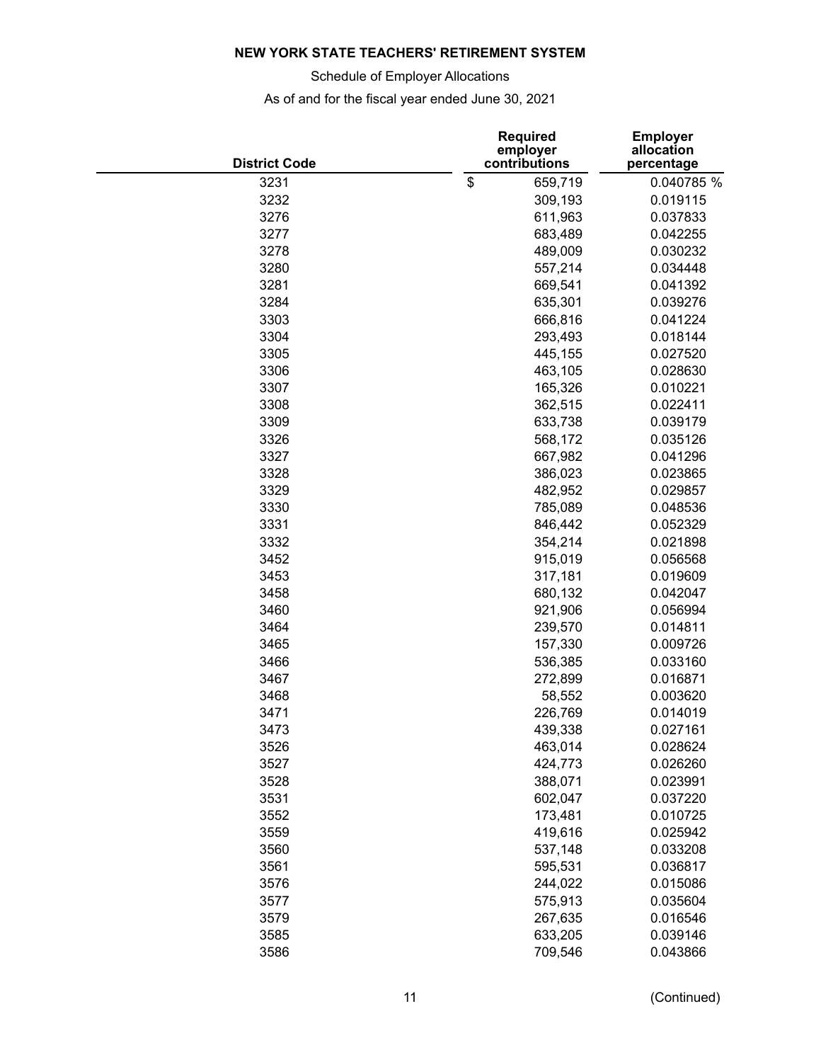**NEW YORK STATE TEACHERS' RETIREMENT SYSTEM**

Schedule of Employer Allocations

As of and for the fiscal year ended June 30, 2021

| District Code | Required employer contributions | Employer allocation percentage |
|---|---|---|
| 3231 | $ 659,719 | 0.040785 % |
| 3232 | 309,193 | 0.019115 |
| 3276 | 611,963 | 0.037833 |
| 3277 | 683,489 | 0.042255 |
| 3278 | 489,009 | 0.030232 |
| 3280 | 557,214 | 0.034448 |
| 3281 | 669,541 | 0.041392 |
| 3284 | 635,301 | 0.039276 |
| 3303 | 666,816 | 0.041224 |
| 3304 | 293,493 | 0.018144 |
| 3305 | 445,155 | 0.027520 |
| 3306 | 463,105 | 0.028630 |
| 3307 | 165,326 | 0.010221 |
| 3308 | 362,515 | 0.022411 |
| 3309 | 633,738 | 0.039179 |
| 3326 | 568,172 | 0.035126 |
| 3327 | 667,982 | 0.041296 |
| 3328 | 386,023 | 0.023865 |
| 3329 | 482,952 | 0.029857 |
| 3330 | 785,089 | 0.048536 |
| 3331 | 846,442 | 0.052329 |
| 3332 | 354,214 | 0.021898 |
| 3452 | 915,019 | 0.056568 |
| 3453 | 317,181 | 0.019609 |
| 3458 | 680,132 | 0.042047 |
| 3460 | 921,906 | 0.056994 |
| 3464 | 239,570 | 0.014811 |
| 3465 | 157,330 | 0.009726 |
| 3466 | 536,385 | 0.033160 |
| 3467 | 272,899 | 0.016871 |
| 3468 | 58,552 | 0.003620 |
| 3471 | 226,769 | 0.014019 |
| 3473 | 439,338 | 0.027161 |
| 3526 | 463,014 | 0.028624 |
| 3527 | 424,773 | 0.026260 |
| 3528 | 388,071 | 0.023991 |
| 3531 | 602,047 | 0.037220 |
| 3552 | 173,481 | 0.010725 |
| 3559 | 419,616 | 0.025942 |
| 3560 | 537,148 | 0.033208 |
| 3561 | 595,531 | 0.036817 |
| 3576 | 244,022 | 0.015086 |
| 3577 | 575,913 | 0.035604 |
| 3579 | 267,635 | 0.016546 |
| 3585 | 633,205 | 0.039146 |
| 3586 | 709,546 | 0.043866 |

(Continued)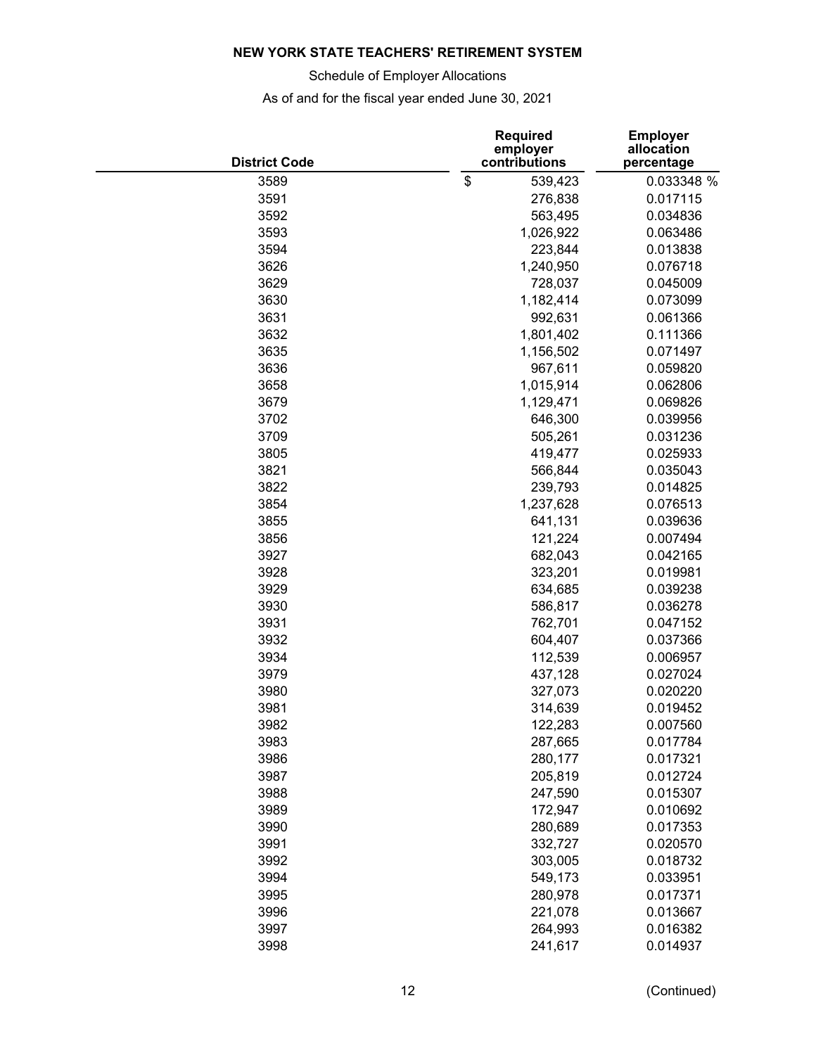**NEW YORK STATE TEACHERS' RETIREMENT SYSTEM**

Schedule of Employer Allocations

As of and for the fiscal year ended June 30, 2021

| District Code | Required employer contributions | Employer allocation percentage |
|---|---|---|
| 3589 | $ 539,423 | 0.033348 % |
| 3591 | 276,838 | 0.017115 |
| 3592 | 563,495 | 0.034836 |
| 3593 | 1,026,922 | 0.063486 |
| 3594 | 223,844 | 0.013838 |
| 3626 | 1,240,950 | 0.076718 |
| 3629 | 728,037 | 0.045009 |
| 3630 | 1,182,414 | 0.073099 |
| 3631 | 992,631 | 0.061366 |
| 3632 | 1,801,402 | 0.111366 |
| 3635 | 1,156,502 | 0.071497 |
| 3636 | 967,611 | 0.059820 |
| 3658 | 1,015,914 | 0.062806 |
| 3679 | 1,129,471 | 0.069826 |
| 3702 | 646,300 | 0.039956 |
| 3709 | 505,261 | 0.031236 |
| 3805 | 419,477 | 0.025933 |
| 3821 | 566,844 | 0.035043 |
| 3822 | 239,793 | 0.014825 |
| 3854 | 1,237,628 | 0.076513 |
| 3855 | 641,131 | 0.039636 |
| 3856 | 121,224 | 0.007494 |
| 3927 | 682,043 | 0.042165 |
| 3928 | 323,201 | 0.019981 |
| 3929 | 634,685 | 0.039238 |
| 3930 | 586,817 | 0.036278 |
| 3931 | 762,701 | 0.047152 |
| 3932 | 604,407 | 0.037366 |
| 3934 | 112,539 | 0.006957 |
| 3979 | 437,128 | 0.027024 |
| 3980 | 327,073 | 0.020220 |
| 3981 | 314,639 | 0.019452 |
| 3982 | 122,283 | 0.007560 |
| 3983 | 287,665 | 0.017784 |
| 3986 | 280,177 | 0.017321 |
| 3987 | 205,819 | 0.012724 |
| 3988 | 247,590 | 0.015307 |
| 3989 | 172,947 | 0.010692 |
| 3990 | 280,689 | 0.017353 |
| 3991 | 332,727 | 0.020570 |
| 3992 | 303,005 | 0.018732 |
| 3994 | 549,173 | 0.033951 |
| 3995 | 280,978 | 0.017371 |
| 3996 | 221,078 | 0.013667 |
| 3997 | 264,993 | 0.016382 |
| 3998 | 241,617 | 0.014937 |

(Continued)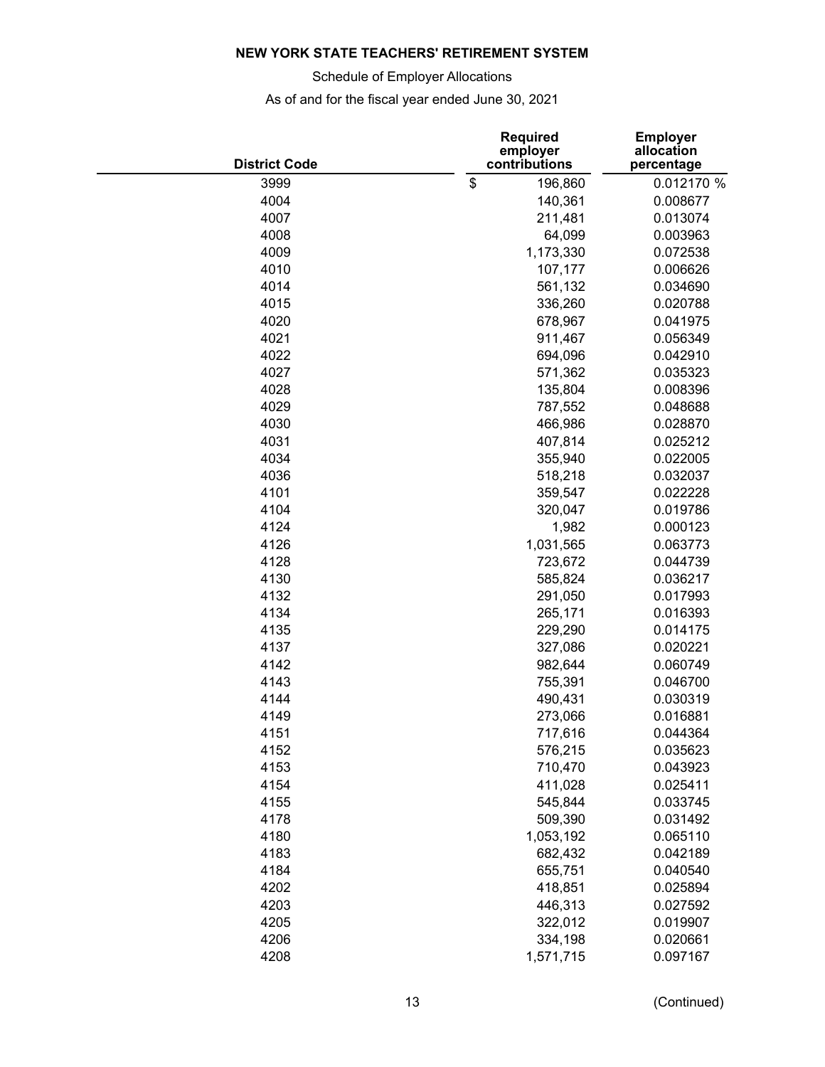# NEW YORK STATE TEACHERS' RETIREMENT SYSTEM

Schedule of Employer Allocations

As of and for the fiscal year ended June 30, 2021

| District Code | Required employer contributions | Employer allocation percentage |
|---|---|---|
| 3999 | $ 196,860 | 0.012170 % |
| 4004 | 140,361 | 0.008677 |
| 4007 | 211,481 | 0.013074 |
| 4008 | 64,099 | 0.003963 |
| 4009 | 1,173,330 | 0.072538 |
| 4010 | 107,177 | 0.006626 |
| 4014 | 561,132 | 0.034690 |
| 4015 | 336,260 | 0.020788 |
| 4020 | 678,967 | 0.041975 |
| 4021 | 911,467 | 0.056349 |
| 4022 | 694,096 | 0.042910 |
| 4027 | 571,362 | 0.035323 |
| 4028 | 135,804 | 0.008396 |
| 4029 | 787,552 | 0.048688 |
| 4030 | 466,986 | 0.028870 |
| 4031 | 407,814 | 0.025212 |
| 4034 | 355,940 | 0.022005 |
| 4036 | 518,218 | 0.032037 |
| 4101 | 359,547 | 0.022228 |
| 4104 | 320,047 | 0.019786 |
| 4124 | 1,982 | 0.000123 |
| 4126 | 1,031,565 | 0.063773 |
| 4128 | 723,672 | 0.044739 |
| 4130 | 585,824 | 0.036217 |
| 4132 | 291,050 | 0.017993 |
| 4134 | 265,171 | 0.016393 |
| 4135 | 229,290 | 0.014175 |
| 4137 | 327,086 | 0.020221 |
| 4142 | 982,644 | 0.060749 |
| 4143 | 755,391 | 0.046700 |
| 4144 | 490,431 | 0.030319 |
| 4149 | 273,066 | 0.016881 |
| 4151 | 717,616 | 0.044364 |
| 4152 | 576,215 | 0.035623 |
| 4153 | 710,470 | 0.043923 |
| 4154 | 411,028 | 0.025411 |
| 4155 | 545,844 | 0.033745 |
| 4178 | 509,390 | 0.031492 |
| 4180 | 1,053,192 | 0.065110 |
| 4183 | 682,432 | 0.042189 |
| 4184 | 655,751 | 0.040540 |
| 4202 | 418,851 | 0.025894 |
| 4203 | 446,313 | 0.027592 |
| 4205 | 322,012 | 0.019907 |
| 4206 | 334,198 | 0.020661 |
| 4208 | 1,571,715 | 0.097167 |

(Continued)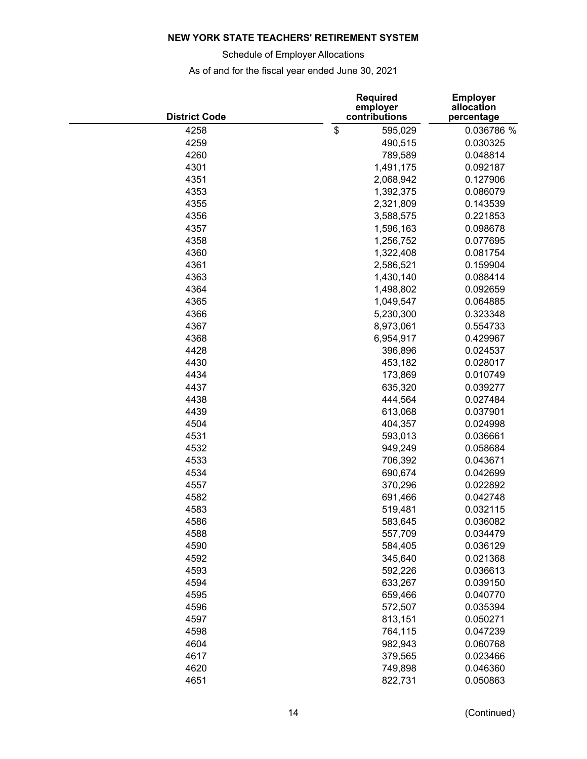**NEW YORK STATE TEACHERS' RETIREMENT SYSTEM**

Schedule of Employer Allocations

As of and for the fiscal year ended June 30, 2021

| District Code | Required employer contributions | Employer allocation percentage |
|---|---|---|
| 4258 | $ 595,029 | 0.036786 % |
| 4259 | 490,515 | 0.030325 |
| 4260 | 789,589 | 0.048814 |
| 4301 | 1,491,175 | 0.092187 |
| 4351 | 2,068,942 | 0.127906 |
| 4353 | 1,392,375 | 0.086079 |
| 4355 | 2,321,809 | 0.143539 |
| 4356 | 3,588,575 | 0.221853 |
| 4357 | 1,596,163 | 0.098678 |
| 4358 | 1,256,752 | 0.077695 |
| 4360 | 1,322,408 | 0.081754 |
| 4361 | 2,586,521 | 0.159904 |
| 4363 | 1,430,140 | 0.088414 |
| 4364 | 1,498,802 | 0.092659 |
| 4365 | 1,049,547 | 0.064885 |
| 4366 | 5,230,300 | 0.323348 |
| 4367 | 8,973,061 | 0.554733 |
| 4368 | 6,954,917 | 0.429967 |
| 4428 | 396,896 | 0.024537 |
| 4430 | 453,182 | 0.028017 |
| 4434 | 173,869 | 0.010749 |
| 4437 | 635,320 | 0.039277 |
| 4438 | 444,564 | 0.027484 |
| 4439 | 613,068 | 0.037901 |
| 4504 | 404,357 | 0.024998 |
| 4531 | 593,013 | 0.036661 |
| 4532 | 949,249 | 0.058684 |
| 4533 | 706,392 | 0.043671 |
| 4534 | 690,674 | 0.042699 |
| 4557 | 370,296 | 0.022892 |
| 4582 | 691,466 | 0.042748 |
| 4583 | 519,481 | 0.032115 |
| 4586 | 583,645 | 0.036082 |
| 4588 | 557,709 | 0.034479 |
| 4590 | 584,405 | 0.036129 |
| 4592 | 345,640 | 0.021368 |
| 4593 | 592,226 | 0.036613 |
| 4594 | 633,267 | 0.039150 |
| 4595 | 659,466 | 0.040770 |
| 4596 | 572,507 | 0.035394 |
| 4597 | 813,151 | 0.050271 |
| 4598 | 764,115 | 0.047239 |
| 4604 | 982,943 | 0.060768 |
| 4617 | 379,565 | 0.023466 |
| 4620 | 749,898 | 0.046360 |
| 4651 | 822,731 | 0.050863 |

(Continued)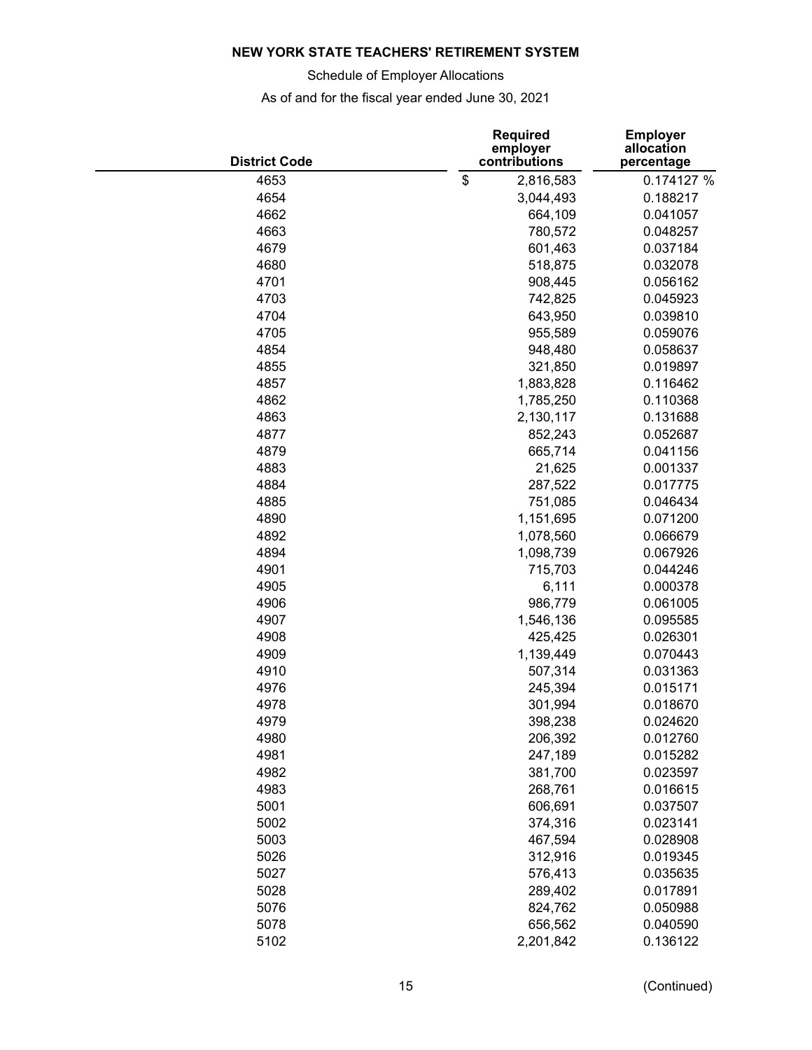**NEW YORK STATE TEACHERS' RETIREMENT SYSTEM**

Schedule of Employer Allocations

As of and for the fiscal year ended June 30, 2021

| District Code | Required employer contributions | Employer allocation percentage |
|---|---|---|
| 4653 | $ 2,816,583 | 0.174127 % |
| 4654 | 3,044,493 | 0.188217 |
| 4662 | 664,109 | 0.041057 |
| 4663 | 780,572 | 0.048257 |
| 4679 | 601,463 | 0.037184 |
| 4680 | 518,875 | 0.032078 |
| 4701 | 908,445 | 0.056162 |
| 4703 | 742,825 | 0.045923 |
| 4704 | 643,950 | 0.039810 |
| 4705 | 955,589 | 0.059076 |
| 4854 | 948,480 | 0.058637 |
| 4855 | 321,850 | 0.019897 |
| 4857 | 1,883,828 | 0.116462 |
| 4862 | 1,785,250 | 0.110368 |
| 4863 | 2,130,117 | 0.131688 |
| 4877 | 852,243 | 0.052687 |
| 4879 | 665,714 | 0.041156 |
| 4883 | 21,625 | 0.001337 |
| 4884 | 287,522 | 0.017775 |
| 4885 | 751,085 | 0.046434 |
| 4890 | 1,151,695 | 0.071200 |
| 4892 | 1,078,560 | 0.066679 |
| 4894 | 1,098,739 | 0.067926 |
| 4901 | 715,703 | 0.044246 |
| 4905 | 6,111 | 0.000378 |
| 4906 | 986,779 | 0.061005 |
| 4907 | 1,546,136 | 0.095585 |
| 4908 | 425,425 | 0.026301 |
| 4909 | 1,139,449 | 0.070443 |
| 4910 | 507,314 | 0.031363 |
| 4976 | 245,394 | 0.015171 |
| 4978 | 301,994 | 0.018670 |
| 4979 | 398,238 | 0.024620 |
| 4980 | 206,392 | 0.012760 |
| 4981 | 247,189 | 0.015282 |
| 4982 | 381,700 | 0.023597 |
| 4983 | 268,761 | 0.016615 |
| 5001 | 606,691 | 0.037507 |
| 5002 | 374,316 | 0.023141 |
| 5003 | 467,594 | 0.028908 |
| 5026 | 312,916 | 0.019345 |
| 5027 | 576,413 | 0.035635 |
| 5028 | 289,402 | 0.017891 |
| 5076 | 824,762 | 0.050988 |
| 5078 | 656,562 | 0.040590 |
| 5102 | 2,201,842 | 0.136122 |

(Continued)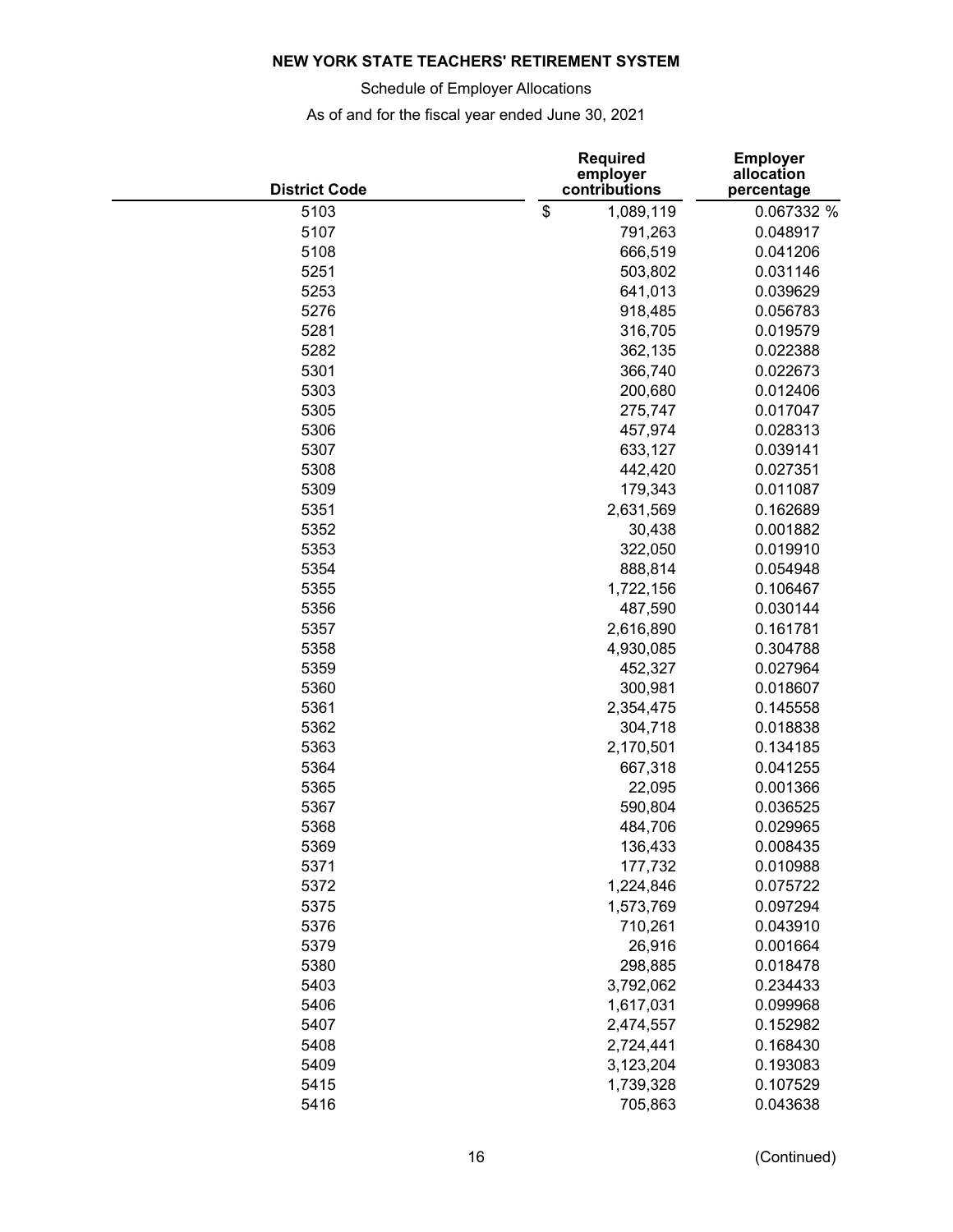**NEW YORK STATE TEACHERS' RETIREMENT SYSTEM**

Schedule of Employer Allocations

As of and for the fiscal year ended June 30, 2021

| District Code | Required employer contributions | Employer allocation percentage |
|---|---|---|
| 5103 | $ 1,089,119 | 0.067332 % |
| 5107 | 791,263 | 0.048917 |
| 5108 | 666,519 | 0.041206 |
| 5251 | 503,802 | 0.031146 |
| 5253 | 641,013 | 0.039629 |
| 5276 | 918,485 | 0.056783 |
| 5281 | 316,705 | 0.019579 |
| 5282 | 362,135 | 0.022388 |
| 5301 | 366,740 | 0.022673 |
| 5303 | 200,680 | 0.012406 |
| 5305 | 275,747 | 0.017047 |
| 5306 | 457,974 | 0.028313 |
| 5307 | 633,127 | 0.039141 |
| 5308 | 442,420 | 0.027351 |
| 5309 | 179,343 | 0.011087 |
| 5351 | 2,631,569 | 0.162689 |
| 5352 | 30,438 | 0.001882 |
| 5353 | 322,050 | 0.019910 |
| 5354 | 888,814 | 0.054948 |
| 5355 | 1,722,156 | 0.106467 |
| 5356 | 487,590 | 0.030144 |
| 5357 | 2,616,890 | 0.161781 |
| 5358 | 4,930,085 | 0.304788 |
| 5359 | 452,327 | 0.027964 |
| 5360 | 300,981 | 0.018607 |
| 5361 | 2,354,475 | 0.145558 |
| 5362 | 304,718 | 0.018838 |
| 5363 | 2,170,501 | 0.134185 |
| 5364 | 667,318 | 0.041255 |
| 5365 | 22,095 | 0.001366 |
| 5367 | 590,804 | 0.036525 |
| 5368 | 484,706 | 0.029965 |
| 5369 | 136,433 | 0.008435 |
| 5371 | 177,732 | 0.010988 |
| 5372 | 1,224,846 | 0.075722 |
| 5375 | 1,573,769 | 0.097294 |
| 5376 | 710,261 | 0.043910 |
| 5379 | 26,916 | 0.001664 |
| 5380 | 298,885 | 0.018478 |
| 5403 | 3,792,062 | 0.234433 |
| 5406 | 1,617,031 | 0.099968 |
| 5407 | 2,474,557 | 0.152982 |
| 5408 | 2,724,441 | 0.168430 |
| 5409 | 3,123,204 | 0.193083 |
| 5415 | 1,739,328 | 0.107529 |
| 5416 | 705,863 | 0.043638 |

(Continued)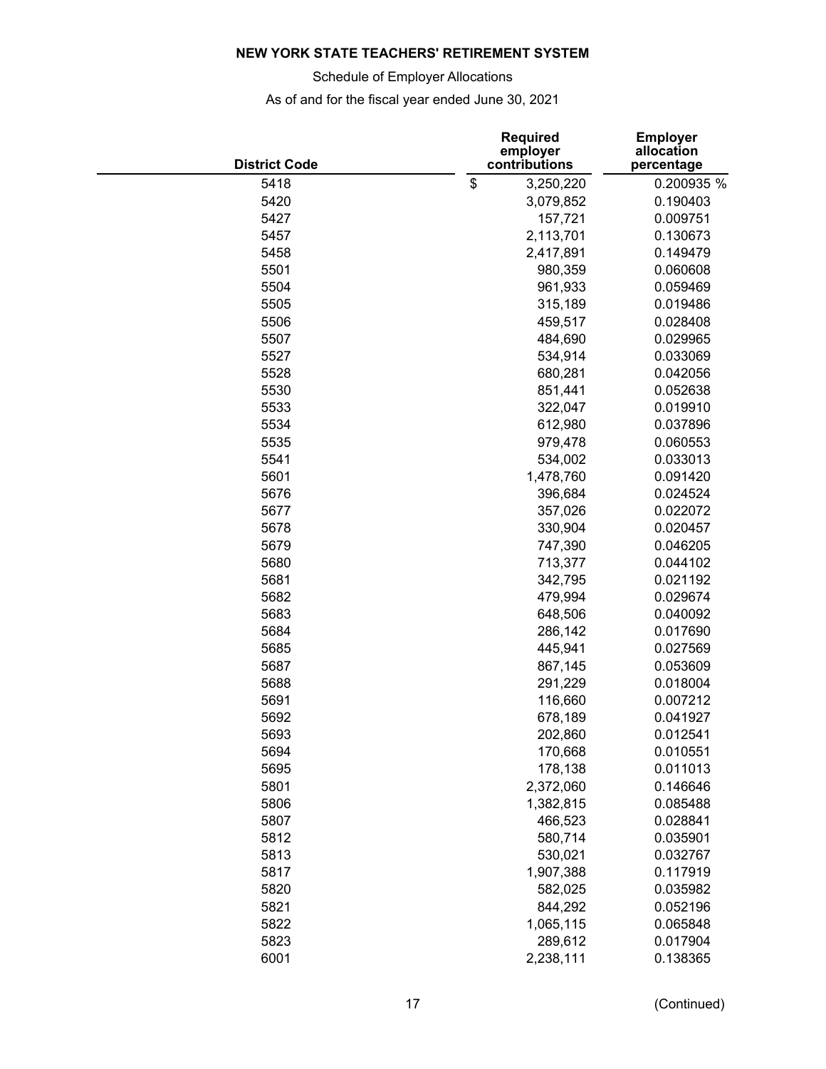**NEW YORK STATE TEACHERS' RETIREMENT SYSTEM**

Schedule of Employer Allocations

As of and for the fiscal year ended June 30, 2021

| District Code | Required employer contributions | Employer allocation percentage |
|---|---|---|
| 5418 | $ 3,250,220 | 0.200935 % |
| 5420 | 3,079,852 | 0.190403 |
| 5427 | 157,721 | 0.009751 |
| 5457 | 2,113,701 | 0.130673 |
| 5458 | 2,417,891 | 0.149479 |
| 5501 | 980,359 | 0.060608 |
| 5504 | 961,933 | 0.059469 |
| 5505 | 315,189 | 0.019486 |
| 5506 | 459,517 | 0.028408 |
| 5507 | 484,690 | 0.029965 |
| 5527 | 534,914 | 0.033069 |
| 5528 | 680,281 | 0.042056 |
| 5530 | 851,441 | 0.052638 |
| 5533 | 322,047 | 0.019910 |
| 5534 | 612,980 | 0.037896 |
| 5535 | 979,478 | 0.060553 |
| 5541 | 534,002 | 0.033013 |
| 5601 | 1,478,760 | 0.091420 |
| 5676 | 396,684 | 0.024524 |
| 5677 | 357,026 | 0.022072 |
| 5678 | 330,904 | 0.020457 |
| 5679 | 747,390 | 0.046205 |
| 5680 | 713,377 | 0.044102 |
| 5681 | 342,795 | 0.021192 |
| 5682 | 479,994 | 0.029674 |
| 5683 | 648,506 | 0.040092 |
| 5684 | 286,142 | 0.017690 |
| 5685 | 445,941 | 0.027569 |
| 5687 | 867,145 | 0.053609 |
| 5688 | 291,229 | 0.018004 |
| 5691 | 116,660 | 0.007212 |
| 5692 | 678,189 | 0.041927 |
| 5693 | 202,860 | 0.012541 |
| 5694 | 170,668 | 0.010551 |
| 5695 | 178,138 | 0.011013 |
| 5801 | 2,372,060 | 0.146646 |
| 5806 | 1,382,815 | 0.085488 |
| 5807 | 466,523 | 0.028841 |
| 5812 | 580,714 | 0.035901 |
| 5813 | 530,021 | 0.032767 |
| 5817 | 1,907,388 | 0.117919 |
| 5820 | 582,025 | 0.035982 |
| 5821 | 844,292 | 0.052196 |
| 5822 | 1,065,115 | 0.065848 |
| 5823 | 289,612 | 0.017904 |
| 6001 | 2,238,111 | 0.138365 |

(Continued)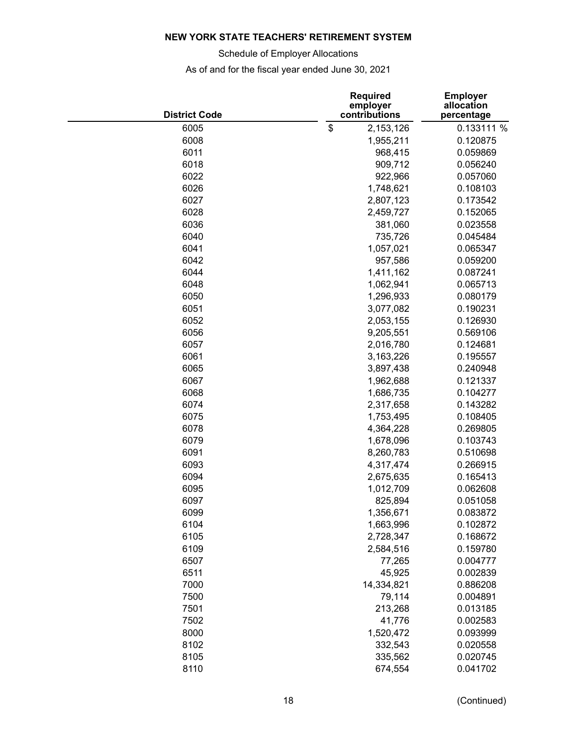**NEW YORK STATE TEACHERS' RETIREMENT SYSTEM**

Schedule of Employer Allocations

As of and for the fiscal year ended June 30, 2021

| District Code | Required employer contributions | Employer allocation percentage |
|---|---|---|
| 6005 | $ 2,153,126 | 0.133111 % |
| 6008 | 1,955,211 | 0.120875 |
| 6011 | 968,415 | 0.059869 |
| 6018 | 909,712 | 0.056240 |
| 6022 | 922,966 | 0.057060 |
| 6026 | 1,748,621 | 0.108103 |
| 6027 | 2,807,123 | 0.173542 |
| 6028 | 2,459,727 | 0.152065 |
| 6036 | 381,060 | 0.023558 |
| 6040 | 735,726 | 0.045484 |
| 6041 | 1,057,021 | 0.065347 |
| 6042 | 957,586 | 0.059200 |
| 6044 | 1,411,162 | 0.087241 |
| 6048 | 1,062,941 | 0.065713 |
| 6050 | 1,296,933 | 0.080179 |
| 6051 | 3,077,082 | 0.190231 |
| 6052 | 2,053,155 | 0.126930 |
| 6056 | 9,205,551 | 0.569106 |
| 6057 | 2,016,780 | 0.124681 |
| 6061 | 3,163,226 | 0.195557 |
| 6065 | 3,897,438 | 0.240948 |
| 6067 | 1,962,688 | 0.121337 |
| 6068 | 1,686,735 | 0.104277 |
| 6074 | 2,317,658 | 0.143282 |
| 6075 | 1,753,495 | 0.108405 |
| 6078 | 4,364,228 | 0.269805 |
| 6079 | 1,678,096 | 0.103743 |
| 6091 | 8,260,783 | 0.510698 |
| 6093 | 4,317,474 | 0.266915 |
| 6094 | 2,675,635 | 0.165413 |
| 6095 | 1,012,709 | 0.062608 |
| 6097 | 825,894 | 0.051058 |
| 6099 | 1,356,671 | 0.083872 |
| 6104 | 1,663,996 | 0.102872 |
| 6105 | 2,728,347 | 0.168672 |
| 6109 | 2,584,516 | 0.159780 |
| 6507 | 77,265 | 0.004777 |
| 6511 | 45,925 | 0.002839 |
| 7000 | 14,334,821 | 0.886208 |
| 7500 | 79,114 | 0.004891 |
| 7501 | 213,268 | 0.013185 |
| 7502 | 41,776 | 0.002583 |
| 8000 | 1,520,472 | 0.093999 |
| 8102 | 332,543 | 0.020558 |
| 8105 | 335,562 | 0.020745 |
| 8110 | 674,554 | 0.041702 |

(Continued)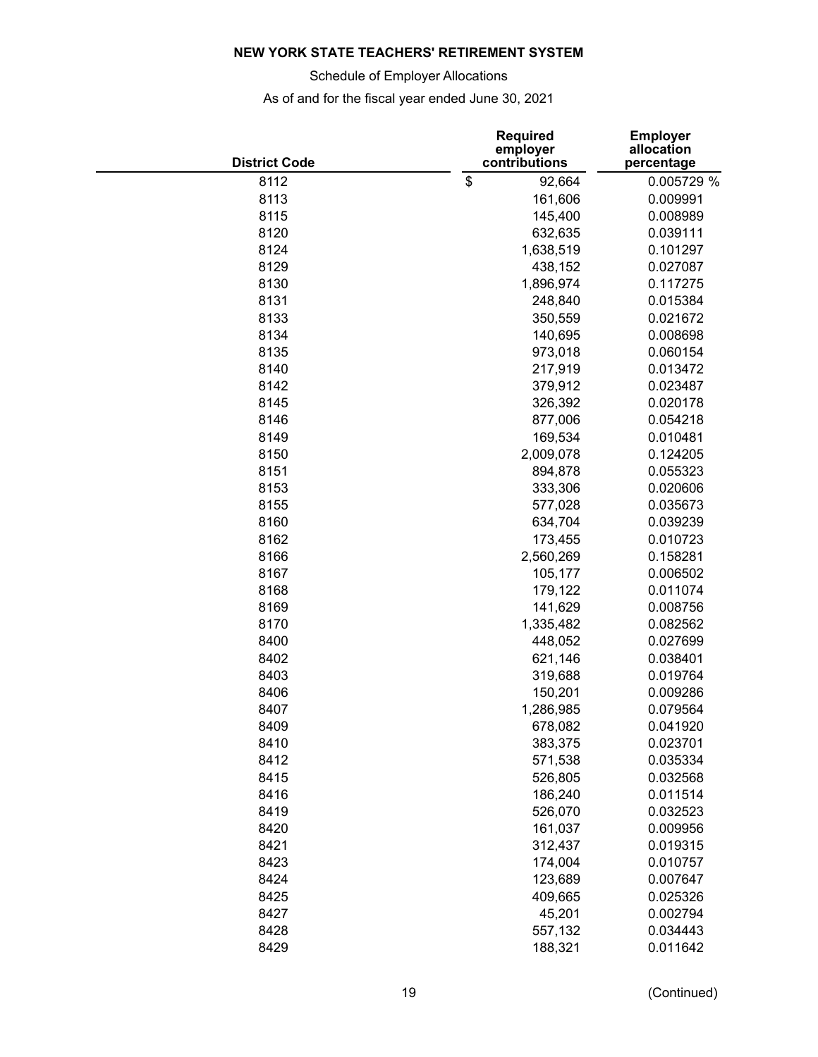**NEW YORK STATE TEACHERS' RETIREMENT SYSTEM**

Schedule of Employer Allocations

As of and for the fiscal year ended June 30, 2021

| District Code | Required employer contributions | Employer allocation percentage |
|---|---|---|
| 8112 | $ 92,664 | 0.005729 % |
| 8113 | 161,606 | 0.009991 |
| 8115 | 145,400 | 0.008989 |
| 8120 | 632,635 | 0.039111 |
| 8124 | 1,638,519 | 0.101297 |
| 8129 | 438,152 | 0.027087 |
| 8130 | 1,896,974 | 0.117275 |
| 8131 | 248,840 | 0.015384 |
| 8133 | 350,559 | 0.021672 |
| 8134 | 140,695 | 0.008698 |
| 8135 | 973,018 | 0.060154 |
| 8140 | 217,919 | 0.013472 |
| 8142 | 379,912 | 0.023487 |
| 8145 | 326,392 | 0.020178 |
| 8146 | 877,006 | 0.054218 |
| 8149 | 169,534 | 0.010481 |
| 8150 | 2,009,078 | 0.124205 |
| 8151 | 894,878 | 0.055323 |
| 8153 | 333,306 | 0.020606 |
| 8155 | 577,028 | 0.035673 |
| 8160 | 634,704 | 0.039239 |
| 8162 | 173,455 | 0.010723 |
| 8166 | 2,560,269 | 0.158281 |
| 8167 | 105,177 | 0.006502 |
| 8168 | 179,122 | 0.011074 |
| 8169 | 141,629 | 0.008756 |
| 8170 | 1,335,482 | 0.082562 |
| 8400 | 448,052 | 0.027699 |
| 8402 | 621,146 | 0.038401 |
| 8403 | 319,688 | 0.019764 |
| 8406 | 150,201 | 0.009286 |
| 8407 | 1,286,985 | 0.079564 |
| 8409 | 678,082 | 0.041920 |
| 8410 | 383,375 | 0.023701 |
| 8412 | 571,538 | 0.035334 |
| 8415 | 526,805 | 0.032568 |
| 8416 | 186,240 | 0.011514 |
| 8419 | 526,070 | 0.032523 |
| 8420 | 161,037 | 0.009956 |
| 8421 | 312,437 | 0.019315 |
| 8423 | 174,004 | 0.010757 |
| 8424 | 123,689 | 0.007647 |
| 8425 | 409,665 | 0.025326 |
| 8427 | 45,201 | 0.002794 |
| 8428 | 557,132 | 0.034443 |
| 8429 | 188,321 | 0.011642 |

(Continued)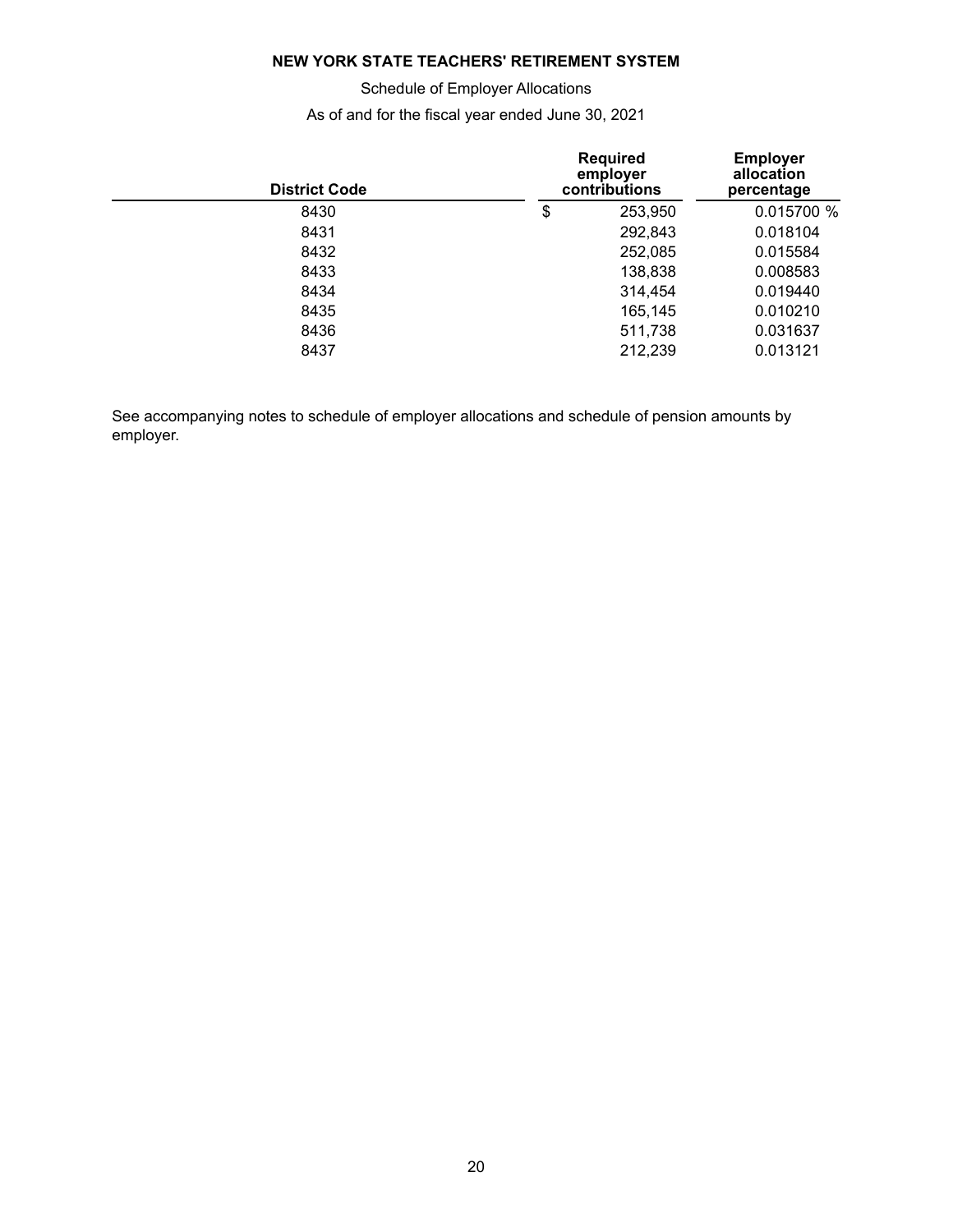**NEW YORK STATE TEACHERS' RETIREMENT SYSTEM**

Schedule of Employer Allocations

As of and for the fiscal year ended June 30, 2021

| District Code | Required employer contributions | Employer allocation percentage |
|---|---|---|
| 8430 | $ 253,950 | 0.015700 % |
| 8431 | 292,843 | 0.018104 |
| 8432 | 252,085 | 0.015584 |
| 8433 | 138,838 | 0.008583 |
| 8434 | 314,454 | 0.019440 |
| 8435 | 165,145 | 0.010210 |
| 8436 | 511,738 | 0.031637 |
| 8437 | 212,239 | 0.013121 |

See accompanying notes to schedule of employer allocations and schedule of pension amounts by employer.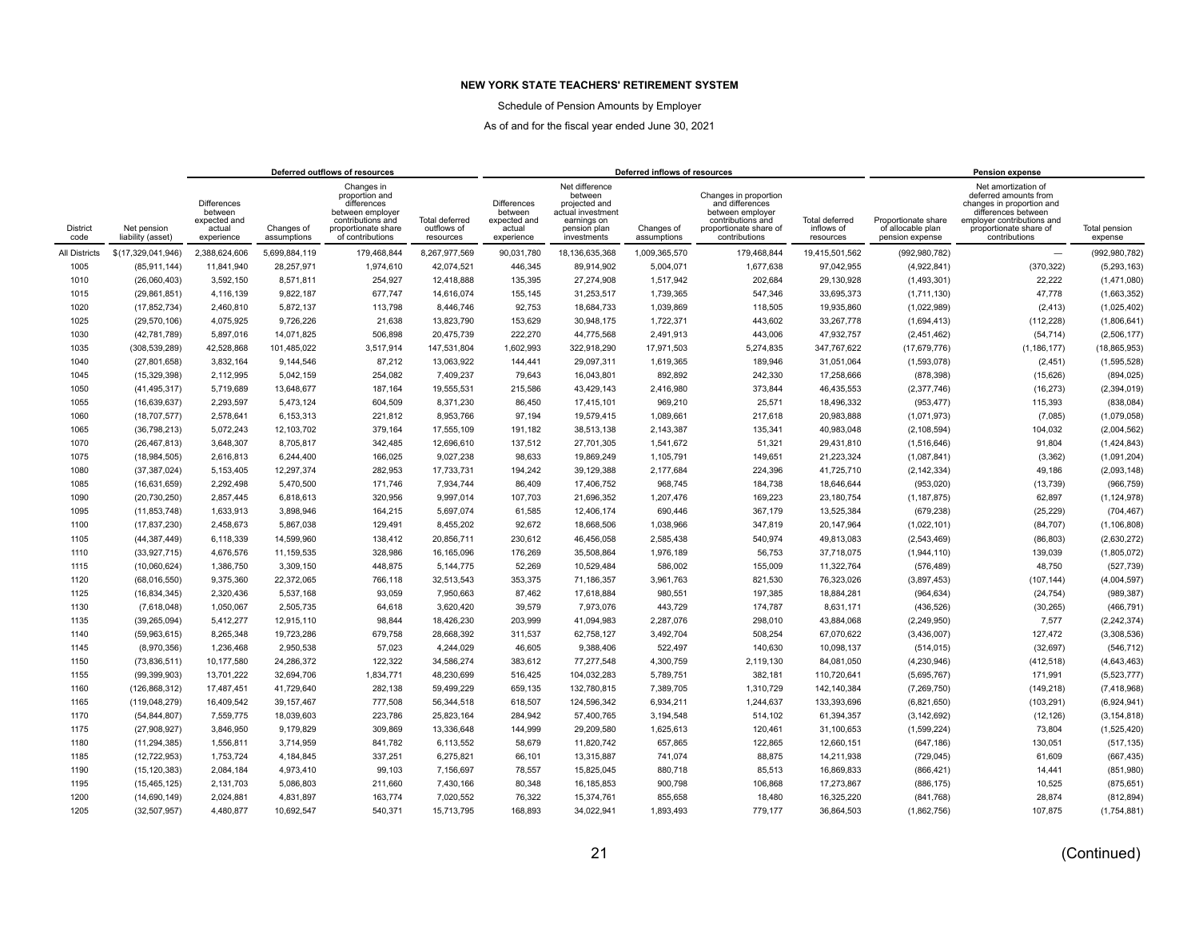# NEW YORK STATE TEACHERS' RETIREMENT SYSTEM

Schedule of Pension Amounts by Employer

As of and for the fiscal year ended June 30, 2021

| | | Deferred outflows of resources | | | | Deferred inflows of resources | | | | | Pension expense | | |
|---|---|---|---|---|---|---|---|---|---|---|---|---|---|
| District code | Net pension liability (asset) | Differences between expected and actual experience | Changes of assumptions | Changes in proportion and differences between employer contributions and proportionate share of contributions | Total deferred outflows of resources | Differences between expected and actual experience | Net difference between projected and actual investment earnings on pension plan investments | Changes of assumptions | Changes in proportion and differences between employer contributions and proportionate share of contributions | Total deferred inflows of resources | Proportionate share of allocable plan pension expense | Net amortization of deferred amounts from changes in proportion and differences between employer contributions and proportionate share of contributions | Total pension expense |
| All Districts | $(17,329,041,946) | 2,388,624,606 | 5,699,884,119 | 179,468,844 | 8,267,977,569 | 90,031,780 | 18,136,635,368 | 1,009,365,570 | 179,468,844 | 19,415,501,562 | (992,980,782) | — | (992,980,782) |
| 1005 | (85,911,144) | 11,841,940 | 28,257,971 | 1,974,610 | 42,074,521 | 446,345 | 89,914,902 | 5,004,071 | 1,677,638 | 97,042,955 | (4,922,841) | (370,322) | (5,293,163) |
| 1010 | (26,060,403) | 3,592,150 | 8,571,811 | 254,927 | 12,418,888 | 135,395 | 27,274,908 | 1,517,942 | 202,684 | 29,130,928 | (1,493,301) | 22,222 | (1,471,080) |
| 1015 | (29,861,851) | 4,116,139 | 9,822,187 | 677,747 | 14,616,074 | 155,145 | 31,253,517 | 1,739,365 | 547,346 | 33,695,373 | (1,711,130) | 47,778 | (1,663,352) |
| 1020 | (17,852,734) | 2,460,810 | 5,872,137 | 113,798 | 8,446,746 | 92,753 | 18,684,733 | 1,039,869 | 118,505 | 19,935,860 | (1,022,989) | (2,413) | (1,025,402) |
| 1025 | (29,570,106) | 4,075,925 | 9,726,226 | 21,638 | 13,823,790 | 153,629 | 30,948,175 | 1,722,371 | 443,602 | 33,267,778 | (1,694,413) | (112,228) | (1,806,641) |
| 1030 | (42,781,789) | 5,897,016 | 14,071,825 | 506,898 | 20,475,739 | 222,270 | 44,775,568 | 2,491,913 | 443,006 | 47,932,757 | (2,451,462) | (54,714) | (2,506,177) |
| 1035 | (308,539,289) | 42,528,868 | 101,485,022 | 3,517,914 | 147,531,804 | 1,602,993 | 322,918,290 | 17,971,503 | 5,274,835 | 347,767,622 | (17,679,776) | (1,186,177) | (18,865,953) |
| 1040 | (27,801,658) | 3,832,164 | 9,144,546 | 87,212 | 13,063,922 | 144,441 | 29,097,311 | 1,619,365 | 189,946 | 31,051,064 | (1,593,078) | (2,451) | (1,595,528) |
| 1045 | (15,329,398) | 2,112,995 | 5,042,159 | 254,082 | 7,409,237 | 79,643 | 16,043,801 | 892,892 | 242,330 | 17,258,666 | (878,398) | (15,626) | (894,025) |
| 1050 | (41,495,317) | 5,719,689 | 13,648,677 | 187,164 | 19,555,531 | 215,586 | 43,429,143 | 2,416,980 | 373,844 | 46,435,553 | (2,377,746) | (16,273) | (2,394,019) |
| 1055 | (16,639,637) | 2,293,597 | 5,473,124 | 604,509 | 8,371,230 | 86,450 | 17,415,101 | 969,210 | 25,571 | 18,496,332 | (953,477) | 115,393 | (838,084) |
| 1060 | (18,707,577) | 2,578,641 | 6,153,313 | 221,812 | 8,953,766 | 97,194 | 19,579,415 | 1,089,661 | 217,618 | 20,983,888 | (1,071,973) | (7,085) | (1,079,058) |
| 1065 | (36,798,213) | 5,072,243 | 12,103,702 | 379,164 | 17,555,109 | 191,182 | 38,513,138 | 2,143,387 | 135,341 | 40,983,048 | (2,108,594) | 104,032 | (2,004,562) |
| 1070 | (26,467,813) | 3,648,307 | 8,705,817 | 342,485 | 12,696,610 | 137,512 | 27,701,305 | 1,541,672 | 51,321 | 29,431,810 | (1,516,646) | 91,804 | (1,424,843) |
| 1075 | (18,984,505) | 2,616,813 | 6,244,400 | 166,025 | 9,027,238 | 98,633 | 19,869,249 | 1,105,791 | 149,651 | 21,223,324 | (1,087,841) | (3,362) | (1,091,204) |
| 1080 | (37,387,024) | 5,153,405 | 12,297,374 | 282,953 | 17,733,731 | 194,242 | 39,129,388 | 2,177,684 | 224,396 | 41,725,710 | (2,142,334) | 49,186 | (2,093,148) |
| 1085 | (16,631,659) | 2,292,498 | 5,470,500 | 171,746 | 7,934,744 | 86,409 | 17,406,752 | 968,745 | 184,738 | 18,646,644 | (953,020) | (13,739) | (966,759) |
| 1090 | (20,730,250) | 2,857,445 | 6,818,613 | 320,956 | 9,997,014 | 107,703 | 21,696,352 | 1,207,476 | 169,223 | 23,180,754 | (1,187,875) | 62,897 | (1,124,978) |
| 1095 | (11,853,748) | 1,633,913 | 3,898,946 | 164,215 | 5,697,074 | 61,585 | 12,406,174 | 690,446 | 367,179 | 13,525,384 | (679,238) | (25,229) | (704,467) |
| 1100 | (17,837,230) | 2,458,673 | 5,867,038 | 129,491 | 8,455,202 | 92,672 | 18,668,506 | 1,038,966 | 347,819 | 20,147,964 | (1,022,101) | (84,707) | (1,106,808) |
| 1105 | (44,387,449) | 6,118,339 | 14,599,960 | 138,412 | 20,856,711 | 230,612 | 46,456,058 | 2,585,438 | 540,974 | 49,813,083 | (2,543,469) | (86,803) | (2,630,272) |
| 1110 | (33,927,715) | 4,676,576 | 11,159,535 | 328,986 | 16,165,096 | 176,269 | 35,508,864 | 1,976,189 | 56,753 | 37,718,075 | (1,944,110) | 139,039 | (1,805,072) |
| 1115 | (10,060,624) | 1,386,750 | 3,309,150 | 448,875 | 5,144,775 | 52,269 | 10,529,484 | 586,002 | 155,009 | 11,322,764 | (576,489) | 48,750 | (527,739) |
| 1120 | (68,016,550) | 9,375,360 | 22,372,065 | 766,118 | 32,513,543 | 353,375 | 71,186,357 | 3,961,763 | 821,530 | 76,323,026 | (3,897,453) | (107,144) | (4,004,597) |
| 1125 | (16,834,345) | 2,320,436 | 5,537,168 | 93,059 | 7,950,663 | 87,462 | 17,618,884 | 980,551 | 197,385 | 18,884,281 | (964,634) | (24,754) | (989,387) |
| 1130 | (7,618,048) | 1,050,067 | 2,505,735 | 64,618 | 3,620,420 | 39,579 | 7,973,076 | 443,729 | 174,787 | 8,631,171 | (436,526) | (30,265) | (466,791) |
| 1135 | (39,265,094) | 5,412,277 | 12,915,110 | 98,844 | 18,426,230 | 203,999 | 41,094,983 | 2,287,076 | 298,010 | 43,884,068 | (2,249,950) | 7,577 | (2,242,374) |
| 1140 | (59,963,615) | 8,265,348 | 19,723,286 | 679,758 | 28,668,392 | 311,537 | 62,758,127 | 3,492,704 | 508,254 | 67,070,622 | (3,436,007) | 127,472 | (3,308,536) |
| 1145 | (8,970,356) | 1,236,468 | 2,950,538 | 57,023 | 4,244,029 | 46,605 | 9,388,406 | 522,497 | 140,630 | 10,098,137 | (514,015) | (32,697) | (546,712) |
| 1150 | (73,836,511) | 10,177,580 | 24,286,372 | 122,322 | 34,586,274 | 383,612 | 77,277,548 | 4,300,759 | 2,119,130 | 84,081,050 | (4,230,946) | (412,518) | (4,643,463) |
| 1155 | (99,399,903) | 13,701,222 | 32,694,706 | 1,834,771 | 48,230,699 | 516,425 | 104,032,283 | 5,789,751 | 382,181 | 110,720,641 | (5,695,767) | 171,991 | (5,523,777) |
| 1160 | (126,868,312) | 17,487,451 | 41,729,640 | 282,138 | 59,499,229 | 659,135 | 132,780,815 | 7,389,705 | 1,310,729 | 142,140,384 | (7,269,750) | (149,218) | (7,418,968) |
| 1165 | (119,048,279) | 16,409,542 | 39,157,467 | 777,508 | 56,344,518 | 618,507 | 124,596,342 | 6,934,211 | 1,244,637 | 133,393,696 | (6,821,650) | (103,291) | (6,924,941) |
| 1170 | (54,844,807) | 7,559,775 | 18,039,603 | 223,786 | 25,823,164 | 284,942 | 57,400,765 | 3,194,548 | 514,102 | 61,394,357 | (3,142,692) | (12,126) | (3,154,818) |
| 1175 | (27,908,927) | 3,846,950 | 9,179,829 | 309,869 | 13,336,648 | 144,999 | 29,209,580 | 1,625,613 | 120,461 | 31,100,653 | (1,599,224) | 73,804 | (1,525,420) |
| 1180 | (11,294,385) | 1,556,811 | 3,714,959 | 841,782 | 6,113,552 | 58,679 | 11,820,742 | 657,865 | 122,865 | 12,660,151 | (647,186) | 130,051 | (517,135) |
| 1185 | (12,722,953) | 1,753,724 | 4,184,845 | 337,251 | 6,275,821 | 66,101 | 13,315,887 | 741,074 | 88,875 | 14,211,938 | (729,045) | 61,609 | (667,435) |
| 1190 | (15,120,383) | 2,084,184 | 4,973,410 | 99,103 | 7,156,697 | 78,557 | 15,825,045 | 880,718 | 85,513 | 16,869,833 | (866,421) | 14,441 | (851,980) |
| 1195 | (15,465,125) | 2,131,703 | 5,086,803 | 211,660 | 7,430,166 | 80,348 | 16,185,853 | 900,798 | 106,868 | 17,273,867 | (886,175) | 10,525 | (875,651) |
| 1200 | (14,690,149) | 2,024,881 | 4,831,897 | 163,774 | 7,020,552 | 76,322 | 15,374,761 | 855,658 | 18,480 | 16,325,220 | (841,768) | 28,874 | (812,894) |
| 1205 | (32,507,957) | 4,480,877 | 10,692,547 | 540,371 | 15,713,795 | 168,893 | 34,022,941 | 1,893,493 | 779,177 | 36,864,503 | (1,862,756) | 107,875 | (1,754,881) |

(Continued)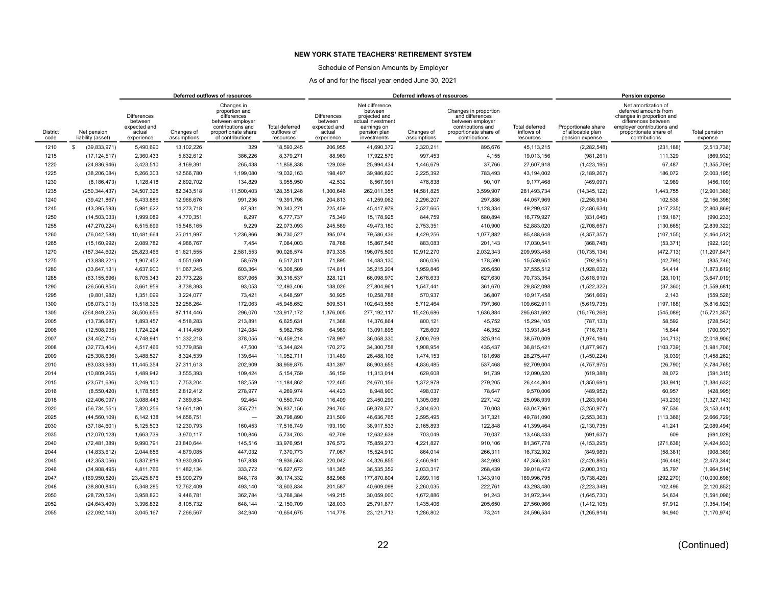# NEW YORK STATE TEACHERS' RETIREMENT SYSTEM

Schedule of Pension Amounts by Employer

As of and for the fiscal year ended June 30, 2021

| | | Deferred outflows of resources | | | | Deferred inflows of resources | | | | | Pension expense | | |
|---|---|---|---|---|---|---|---|---|---|---|---|---|---|
| District code | Net pension liability (asset) | Differences between expected and actual experience | Changes of assumptions | Changes in proportion and differences between employer contributions and proportionate share of contributions | Total deferred outflows of resources | Differences between expected and actual experience | Net difference between projected and actual investment earnings on pension plan investments | Changes of assumptions | Changes in proportion and differences between employer contributions and proportionate share of contributions | Total deferred inflows of resources | Proportionate share of allocable plan pension expense | Net amortization of deferred amounts from changes in proportion and differences between employer contributions and proportionate share of contributions | Total pension expense |
| 1210 | $ (39,833,971) | 5,490,690 | 13,102,226 | 329 | 18,593,245 | 206,955 | 41,690,372 | 2,320,211 | 895,676 | 45,113,215 | (2,282,548) | (231,188) | (2,513,736) |
| 1215 | (17,124,517) | 2,360,433 | 5,632,612 | 386,226 | 8,379,271 | 88,969 | 17,922,579 | 997,453 | 4,155 | 19,013,156 | (981,261) | 111,329 | (869,932) |
| 1220 | (24,836,946) | 3,423,510 | 8,169,391 | 265,438 | 11,858,338 | 129,039 | 25,994,434 | 1,446,679 | 37,766 | 27,607,918 | (1,423,195) | 67,487 | (1,355,709) |
| 1225 | (38,206,084) | 5,266,303 | 12,566,780 | 1,199,080 | 19,032,163 | 198,497 | 39,986,620 | 2,225,392 | 783,493 | 43,194,002 | (2,189,267) | 186,072 | (2,003,195) |
| 1230 | (8,186,473) | 1,128,418 | 2,692,702 | 134,829 | 3,955,950 | 42,532 | 8,567,991 | 476,838 | 90,107 | 9,177,468 | (469,097) | 12,989 | (456,109) |
| 1235 | (250,344,437) | 34,507,325 | 82,343,518 | 11,500,403 | 128,351,246 | 1,300,646 | 262,011,355 | 14,581,825 | 3,599,907 | 281,493,734 | (14,345,122) | 1,443,755 | (12,901,366) |
| 1240 | (39,421,867) | 5,433,886 | 12,966,676 | 991,236 | 19,391,798 | 204,813 | 41,259,062 | 2,296,207 | 297,886 | 44,057,969 | (2,258,934) | 102,536 | (2,156,398) |
| 1245 | (43,395,593) | 5,981,622 | 14,273,718 | 87,931 | 20,343,271 | 225,459 | 45,417,979 | 2,527,665 | 1,128,334 | 49,299,437 | (2,486,634) | (317,235) | (2,803,869) |
| 1250 | (14,503,033) | 1,999,089 | 4,770,351 | 8,297 | 6,777,737 | 75,349 | 15,178,925 | 844,759 | 680,894 | 16,779,927 | (831,046) | (159,187) | (990,233) |
| 1255 | (47,270,224) | 6,515,699 | 15,548,165 | 9,229 | 22,073,093 | 245,589 | 49,473,180 | 2,753,351 | 410,900 | 52,883,020 | (2,708,657) | (130,665) | (2,839,322) |
| 1260 | (76,042,588) | 10,481,664 | 25,011,997 | 1,236,866 | 36,730,527 | 395,074 | 79,586,436 | 4,429,256 | 1,077,882 | 85,488,648 | (4,357,357) | (107,155) | (4,464,512) |
| 1265 | (15,160,992) | 2,089,782 | 4,986,767 | 7,454 | 7,084,003 | 78,768 | 15,867,546 | 883,083 | 201,143 | 17,030,541 | (868,748) | (53,371) | (922,120) |
| 1270 | (187,344,602) | 25,823,466 | 61,621,555 | 2,581,553 | 90,026,574 | 973,335 | 196,075,509 | 10,912,270 | 2,032,343 | 209,993,458 | (10,735,134) | (472,713) | (11,207,847) |
| 1275 | (13,838,221) | 1,907,452 | 4,551,680 | 58,679 | 6,517,811 | 71,895 | 14,483,130 | 806,036 | 178,590 | 15,539,651 | (792,951) | (42,795) | (835,746) |
| 1280 | (33,647,131) | 4,637,900 | 11,067,245 | 603,364 | 16,308,509 | 174,811 | 35,215,204 | 1,959,846 | 205,650 | 37,555,512 | (1,928,032) | 54,414 | (1,873,619) |
| 1285 | (63,155,696) | 8,705,343 | 20,773,228 | 837,965 | 30,316,537 | 328,121 | 66,098,970 | 3,678,633 | 627,630 | 70,733,354 | (3,618,919) | (28,101) | (3,647,019) |
| 1290 | (26,566,854) | 3,661,959 | 8,738,393 | 93,053 | 12,493,406 | 138,026 | 27,804,961 | 1,547,441 | 361,670 | 29,852,098 | (1,522,322) | (37,360) | (1,559,681) |
| 1295 | (9,801,982) | 1,351,099 | 3,224,077 | 73,421 | 4,648,597 | 50,925 | 10,258,788 | 570,937 | 36,807 | 10,917,458 | (561,669) | 2,143 | (559,526) |
| 1300 | (98,073,013) | 13,518,325 | 32,258,264 | 172,063 | 45,948,652 | 509,531 | 102,643,556 | 5,712,464 | 797,360 | 109,662,911 | (5,619,735) | (197,188) | (5,816,923) |
| 1305 | (264,849,225) | 36,506,656 | 87,114,446 | 296,070 | 123,917,172 | 1,376,005 | 277,192,117 | 15,426,686 | 1,636,884 | 295,631,692 | (15,176,268) | (545,089) | (15,721,357) |
| 2005 | (13,736,687) | 1,893,457 | 4,518,283 | 213,891 | 6,625,631 | 71,368 | 14,376,864 | 800,121 | 45,752 | 15,294,105 | (787,133) | 58,592 | (728,542) |
| 2006 | (12,508,935) | 1,724,224 | 4,114,450 | 124,084 | 5,962,758 | 64,989 | 13,091,895 | 728,609 | 46,352 | 13,931,845 | (716,781) | 15,844 | (700,937) |
| 2007 | (34,452,714) | 4,748,941 | 11,332,218 | 378,055 | 16,459,214 | 178,997 | 36,058,330 | 2,006,769 | 325,914 | 38,570,009 | (1,974,194) | (44,713) | (2,018,906) |
| 2008 | (32,773,404) | 4,517,466 | 10,779,858 | 47,500 | 15,344,824 | 170,272 | 34,300,758 | 1,908,954 | 435,437 | 36,815,421 | (1,877,967) | (103,739) | (1,981,706) |
| 2009 | (25,308,636) | 3,488,527 | 8,324,539 | 139,644 | 11,952,711 | 131,489 | 26,488,106 | 1,474,153 | 181,698 | 28,275,447 | (1,450,224) | (8,039) | (1,458,262) |
| 2010 | (83,033,983) | 11,445,354 | 27,311,613 | 202,909 | 38,959,875 | 431,397 | 86,903,655 | 4,836,485 | 537,468 | 92,709,004 | (4,757,975) | (26,790) | (4,784,765) |
| 2014 | (10,809,265) | 1,489,942 | 3,555,393 | 109,424 | 5,154,759 | 56,159 | 11,313,014 | 629,608 | 91,739 | 12,090,520 | (619,388) | 28,072 | (591,315) |
| 2015 | (23,571,636) | 3,249,100 | 7,753,204 | 182,559 | 11,184,862 | 122,465 | 24,670,156 | 1,372,978 | 279,205 | 26,444,804 | (1,350,691) | (33,941) | (1,384,632) |
| 2016 | (8,550,420) | 1,178,585 | 2,812,412 | 278,977 | 4,269,974 | 44,423 | 8,948,900 | 498,037 | 78,647 | 9,570,006 | (489,952) | 60,957 | (428,995) |
| 2018 | (22,406,097) | 3,088,443 | 7,369,834 | 92,464 | 10,550,740 | 116,409 | 23,450,299 | 1,305,089 | 227,142 | 25,098,939 | (1,283,904) | (43,239) | (1,327,143) |
| 2020 | (56,734,551) | 7,820,256 | 18,661,180 | 355,721 | 26,837,156 | 294,760 | 59,378,577 | 3,304,620 | 70,003 | 63,047,961 | (3,250,977) | 97,536 | (3,153,441) |
| 2025 | (44,560,109) | 6,142,138 | 14,656,751 | — | 20,798,890 | 231,509 | 46,636,765 | 2,595,495 | 317,321 | 49,781,090 | (2,553,363) | (113,366) | (2,666,729) |
| 2030 | (37,184,601) | 5,125,503 | 12,230,793 | 160,453 | 17,516,749 | 193,190 | 38,917,533 | 2,165,893 | 122,848 | 41,399,464 | (2,130,735) | 41,241 | (2,089,494) |
| 2035 | (12,070,128) | 1,663,739 | 3,970,117 | 100,846 | 5,734,703 | 62,709 | 12,632,638 | 703,049 | 70,037 | 13,468,433 | (691,637) | 609 | (691,028) |
| 2040 | (72,481,389) | 9,990,791 | 23,840,644 | 145,516 | 33,976,951 | 376,572 | 75,859,273 | 4,221,827 | 910,106 | 81,367,778 | (4,153,295) | (271,638) | (4,424,933) |
| 2044 | (14,833,612) | 2,044,656 | 4,879,085 | 447,032 | 7,370,773 | 77,067 | 15,524,910 | 864,014 | 266,311 | 16,732,302 | (849,989) | (58,381) | (908,369) |
| 2045 | (42,353,056) | 5,837,919 | 13,930,805 | 167,838 | 19,936,563 | 220,042 | 44,326,855 | 2,466,941 | 342,693 | 47,356,531 | (2,426,895) | (46,448) | (2,473,344) |
| 2046 | (34,908,495) | 4,811,766 | 11,482,134 | 333,772 | 16,627,672 | 181,365 | 36,535,352 | 2,033,317 | 268,439 | 39,018,472 | (2,000,310) | 35,797 | (1,964,514) |
| 2047 | (169,950,520) | 23,425,876 | 55,900,279 | 848,178 | 80,174,332 | 882,966 | 177,870,804 | 9,899,116 | 1,343,910 | 189,996,795 | (9,738,426) | (292,270) | (10,030,696) |
| 2048 | (38,800,844) | 5,348,285 | 12,762,409 | 493,140 | 18,603,834 | 201,587 | 40,609,098 | 2,260,035 | 222,761 | 43,293,480 | (2,223,348) | 102,496 | (2,120,852) |
| 2050 | (28,720,524) | 3,958,820 | 9,446,781 | 362,784 | 13,768,384 | 149,215 | 30,059,000 | 1,672,886 | 91,243 | 31,972,344 | (1,645,730) | 54,634 | (1,591,096) |
| 2052 | (24,643,409) | 3,396,832 | 8,105,732 | 648,144 | 12,150,709 | 128,033 | 25,791,877 | 1,435,406 | 205,650 | 27,560,966 | (1,412,105) | 57,912 | (1,354,194) |
| 2055 | (22,092,143) | 3,045,167 | 7,266,567 | 342,940 | 10,654,675 | 114,778 | 23,121,713 | 1,286,802 | 73,241 | 24,596,534 | (1,265,914) | 94,940 | (1,170,974) |

(Continued)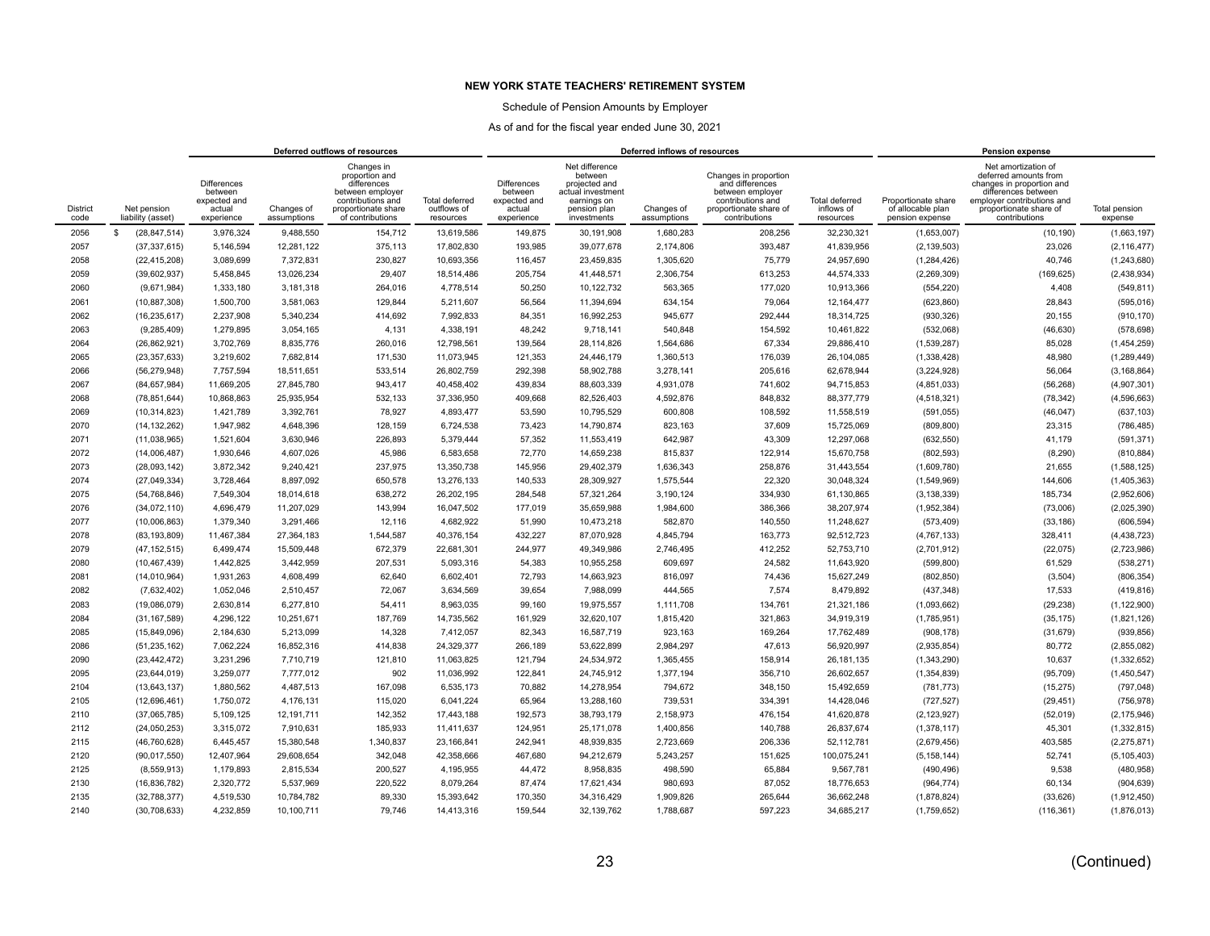# NEW YORK STATE TEACHERS' RETIREMENT SYSTEM

Schedule of Pension Amounts by Employer

As of and for the fiscal year ended June 30, 2021

| | | Deferred outflows of resources | | | | Deferred inflows of resources | | | | | Pension expense | | |
|---|---|---|---|---|---|---|---|---|---|---|---|---|---|
| District code | Net pension liability (asset) | Differences between expected and actual experience | Changes of assumptions | Changes in proportion and differences between employer contributions and proportionate share of contributions | Total deferred outflows of resources | Differences between expected and actual experience | Net difference between projected and actual investment earnings on pension plan investments | Changes of assumptions | Changes in proportion and differences between employer contributions and proportionate share of contributions | Total deferred inflows of resources | Proportionate share of allocable plan pension expense | Net amortization of deferred amounts from changes in proportion and differences between employer contributions and proportionate share of contributions | Total pension expense |
| 2056 | $ (28,847,514) | 3,976,324 | 9,488,550 | 154,712 | 13,619,586 | 149,875 | 30,191,908 | 1,680,283 | 208,256 | 32,230,321 | (1,653,007) | (10,190) | (1,663,197) |
| 2057 | (37,337,615) | 5,146,594 | 12,281,122 | 375,113 | 17,802,830 | 193,985 | 39,077,678 | 2,174,806 | 393,487 | 41,839,956 | (2,139,503) | 23,026 | (2,116,477) |
| 2058 | (22,415,208) | 3,089,699 | 7,372,831 | 230,827 | 10,693,356 | 116,457 | 23,459,835 | 1,305,620 | 75,779 | 24,957,690 | (1,284,426) | 40,746 | (1,243,680) |
| 2059 | (39,602,937) | 5,458,845 | 13,026,234 | 29,407 | 18,514,486 | 205,754 | 41,448,571 | 2,306,754 | 613,253 | 44,574,333 | (2,269,309) | (169,625) | (2,438,934) |
| 2060 | (9,671,984) | 1,333,180 | 3,181,318 | 264,016 | 4,778,514 | 50,250 | 10,122,732 | 563,365 | 177,020 | 10,913,366 | (554,220) | 4,408 | (549,811) |
| 2061 | (10,887,308) | 1,500,700 | 3,581,063 | 129,844 | 5,211,607 | 56,564 | 11,394,694 | 634,154 | 79,064 | 12,164,477 | (623,860) | 28,843 | (595,016) |
| 2062 | (16,235,617) | 2,237,908 | 5,340,234 | 414,692 | 7,992,833 | 84,351 | 16,992,253 | 945,677 | 292,444 | 18,314,725 | (930,326) | 20,155 | (910,170) |
| 2063 | (9,285,409) | 1,279,895 | 3,054,165 | 4,131 | 4,338,191 | 48,242 | 9,718,141 | 540,848 | 154,592 | 10,461,822 | (532,068) | (46,630) | (578,698) |
| 2064 | (26,862,921) | 3,702,769 | 8,835,776 | 260,016 | 12,798,561 | 139,564 | 28,114,826 | 1,564,686 | 67,334 | 29,886,410 | (1,539,287) | 85,028 | (1,454,259) |
| 2065 | (23,357,633) | 3,219,602 | 7,682,814 | 171,530 | 11,073,945 | 121,353 | 24,446,179 | 1,360,513 | 176,039 | 26,104,085 | (1,338,428) | 48,980 | (1,289,449) |
| 2066 | (56,279,948) | 7,757,594 | 18,511,651 | 533,514 | 26,802,759 | 292,398 | 58,902,788 | 3,278,141 | 205,616 | 62,678,944 | (3,224,928) | 56,064 | (3,168,864) |
| 2067 | (84,657,984) | 11,669,205 | 27,845,780 | 943,417 | 40,458,402 | 439,834 | 88,603,339 | 4,931,078 | 741,602 | 94,715,853 | (4,851,033) | (56,268) | (4,907,301) |
| 2068 | (78,851,644) | 10,868,863 | 25,935,954 | 532,133 | 37,336,950 | 409,668 | 82,526,403 | 4,592,876 | 848,832 | 88,377,779 | (4,518,321) | (78,342) | (4,596,663) |
| 2069 | (10,314,823) | 1,421,789 | 3,392,761 | 78,927 | 4,893,477 | 53,590 | 10,795,529 | 600,808 | 108,592 | 11,558,519 | (591,055) | (46,047) | (637,103) |
| 2070 | (14,132,262) | 1,947,982 | 4,648,396 | 128,159 | 6,724,538 | 73,423 | 14,790,874 | 823,163 | 37,609 | 15,725,069 | (809,800) | 23,315 | (786,485) |
| 2071 | (11,038,965) | 1,521,604 | 3,630,946 | 226,893 | 5,379,444 | 57,352 | 11,553,419 | 642,987 | 43,309 | 12,297,068 | (632,550) | 41,179 | (591,371) |
| 2072 | (14,006,487) | 1,930,646 | 4,607,026 | 45,986 | 6,583,658 | 72,770 | 14,659,238 | 815,837 | 122,914 | 15,670,758 | (802,593) | (8,290) | (810,884) |
| 2073 | (28,093,142) | 3,872,342 | 9,240,421 | 237,975 | 13,350,738 | 145,956 | 29,402,379 | 1,636,343 | 258,876 | 31,443,554 | (1,609,780) | 21,655 | (1,588,125) |
| 2074 | (27,049,334) | 3,728,464 | 8,897,092 | 650,578 | 13,276,133 | 140,533 | 28,309,927 | 1,575,544 | 22,320 | 30,048,324 | (1,549,969) | 144,606 | (1,405,363) |
| 2075 | (54,768,846) | 7,549,304 | 18,014,618 | 638,272 | 26,202,195 | 284,548 | 57,321,264 | 3,190,124 | 334,930 | 61,130,865 | (3,138,339) | 185,734 | (2,952,606) |
| 2076 | (34,072,110) | 4,696,479 | 11,207,029 | 143,994 | 16,047,502 | 177,019 | 35,659,988 | 1,984,600 | 386,366 | 38,207,974 | (1,952,384) | (73,006) | (2,025,390) |
| 2077 | (10,006,863) | 1,379,340 | 3,291,466 | 12,116 | 4,682,922 | 51,990 | 10,473,218 | 582,870 | 140,550 | 11,248,627 | (573,409) | (33,186) | (606,594) |
| 2078 | (83,193,809) | 11,467,384 | 27,364,183 | 1,544,587 | 40,376,154 | 432,227 | 87,070,928 | 4,845,794 | 163,773 | 92,512,723 | (4,767,133) | 328,411 | (4,438,723) |
| 2079 | (47,152,515) | 6,499,474 | 15,509,448 | 672,379 | 22,681,301 | 244,977 | 49,349,986 | 2,746,495 | 412,252 | 52,753,710 | (2,701,912) | (22,075) | (2,723,986) |
| 2080 | (10,467,439) | 1,442,825 | 3,442,959 | 207,531 | 5,093,316 | 54,383 | 10,955,258 | 609,697 | 24,582 | 11,643,920 | (599,800) | 61,529 | (538,271) |
| 2081 | (14,010,964) | 1,931,263 | 4,608,499 | 62,640 | 6,602,401 | 72,793 | 14,663,923 | 816,097 | 74,436 | 15,627,249 | (802,850) | (3,504) | (806,354) |
| 2082 | (7,632,402) | 1,052,046 | 2,510,457 | 72,067 | 3,634,569 | 39,654 | 7,988,099 | 444,565 | 7,574 | 8,479,892 | (437,348) | 17,533 | (419,816) |
| 2083 | (19,086,079) | 2,630,814 | 6,277,810 | 54,411 | 8,963,035 | 99,160 | 19,975,557 | 1,111,708 | 134,761 | 21,321,186 | (1,093,662) | (29,238) | (1,122,900) |
| 2084 | (31,167,589) | 4,296,122 | 10,251,671 | 187,769 | 14,735,562 | 161,929 | 32,620,107 | 1,815,420 | 321,863 | 34,919,319 | (1,785,951) | (35,175) | (1,821,126) |
| 2085 | (15,849,096) | 2,184,630 | 5,213,099 | 14,328 | 7,412,057 | 82,343 | 16,587,719 | 923,163 | 169,264 | 17,762,489 | (908,178) | (31,679) | (939,856) |
| 2086 | (51,235,162) | 7,062,224 | 16,852,316 | 414,838 | 24,329,377 | 266,189 | 53,622,899 | 2,984,297 | 47,613 | 56,920,997 | (2,935,854) | 80,772 | (2,855,082) |
| 2090 | (23,442,472) | 3,231,296 | 7,710,719 | 121,810 | 11,063,825 | 121,794 | 24,534,972 | 1,365,455 | 158,914 | 26,181,135 | (1,343,290) | 10,637 | (1,332,652) |
| 2095 | (23,644,019) | 3,259,077 | 7,777,012 | 902 | 11,036,992 | 122,841 | 24,745,912 | 1,377,194 | 356,710 | 26,602,657 | (1,354,839) | (95,709) | (1,450,547) |
| 2104 | (13,643,137) | 1,880,562 | 4,487,513 | 167,098 | 6,535,173 | 70,882 | 14,278,954 | 794,672 | 348,150 | 15,492,659 | (781,773) | (15,275) | (797,048) |
| 2105 | (12,696,461) | 1,750,072 | 4,176,131 | 115,020 | 6,041,224 | 65,964 | 13,288,160 | 739,531 | 334,391 | 14,428,046 | (727,527) | (29,451) | (756,978) |
| 2110 | (37,065,785) | 5,109,125 | 12,191,711 | 142,352 | 17,443,188 | 192,573 | 38,793,179 | 2,158,973 | 476,154 | 41,620,878 | (2,123,927) | (52,019) | (2,175,946) |
| 2112 | (24,050,253) | 3,315,072 | 7,910,631 | 185,933 | 11,411,637 | 124,951 | 25,171,078 | 1,400,856 | 140,788 | 26,837,674 | (1,378,117) | 45,301 | (1,332,815) |
| 2115 | (46,760,628) | 6,445,457 | 15,380,548 | 1,340,837 | 23,166,841 | 242,941 | 48,939,835 | 2,723,669 | 206,336 | 52,112,781 | (2,679,456) | 403,585 | (2,275,871) |
| 2120 | (90,017,550) | 12,407,964 | 29,608,654 | 342,048 | 42,358,666 | 467,680 | 94,212,679 | 5,243,257 | 151,625 | 100,075,241 | (5,158,144) | 52,741 | (5,105,403) |
| 2125 | (8,559,913) | 1,179,893 | 2,815,534 | 200,527 | 4,195,955 | 44,472 | 8,958,835 | 498,590 | 65,884 | 9,567,781 | (490,496) | 9,538 | (480,958) |
| 2130 | (16,836,782) | 2,320,772 | 5,537,969 | 220,522 | 8,079,264 | 87,474 | 17,621,434 | 980,693 | 87,052 | 18,776,653 | (964,774) | 60,134 | (904,639) |
| 2135 | (32,788,377) | 4,519,530 | 10,784,782 | 89,330 | 15,393,642 | 170,350 | 34,316,429 | 1,909,826 | 265,644 | 36,662,248 | (1,878,824) | (33,626) | (1,912,450) |
| 2140 | (30,708,633) | 4,232,859 | 10,100,711 | 79,746 | 14,413,316 | 159,544 | 32,139,762 | 1,788,687 | 597,223 | 34,685,217 | (1,759,652) | (116,361) | (1,876,013) |

(Continued)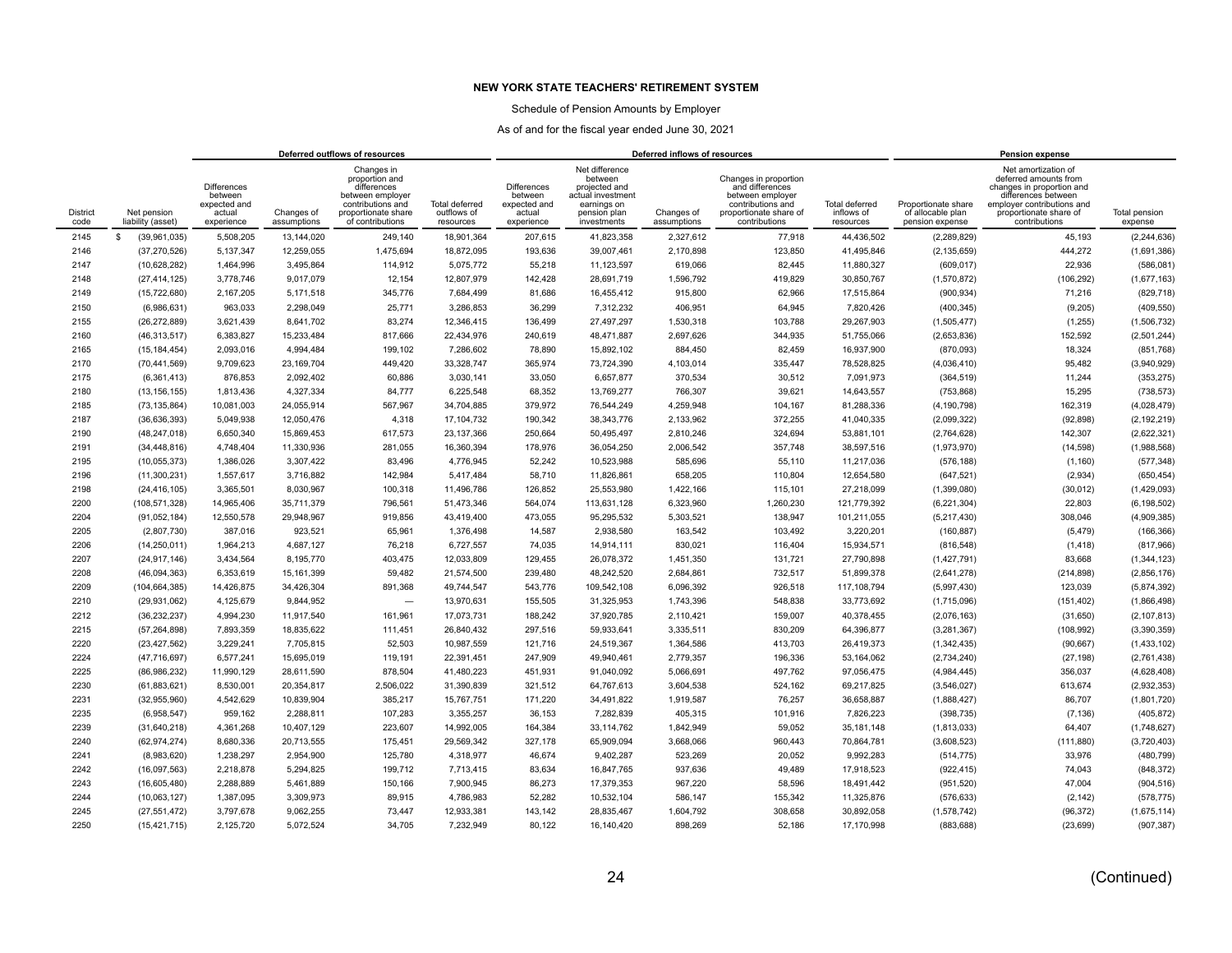**NEW YORK STATE TEACHERS' RETIREMENT SYSTEM**

Schedule of Pension Amounts by Employer

As of and for the fiscal year ended June 30, 2021

| | | Deferred outflows of resources | | | | Deferred inflows of resources | | | | | Pension expense | | |
|---|---|---|---|---|---|---|---|---|---|---|---|---|---|
| District code | Net pension liability (asset) | Differences between expected and actual experience | Changes of assumptions | Changes in proportion and differences between employer contributions and proportionate share of contributions | Total deferred outflows of resources | Differences between expected and actual experience | Net difference between projected and actual investment earnings on pension plan investments | Changes of assumptions | Changes in proportion and differences between employer contributions and proportionate share of contributions | Total deferred inflows of resources | Proportionate share of allocable plan pension expense | Net amortization of deferred amounts from changes in proportion and differences between employer contributions and proportionate share of contributions | Total pension expense |
| 2145 | $ (39,961,035) | 5,508,205 | 13,144,020 | 249,140 | 18,901,364 | 207,615 | 41,823,358 | 2,327,612 | 77,918 | 44,436,502 | (2,289,829) | 45,193 | (2,244,636) |
| 2146 | (37,270,526) | 5,137,347 | 12,259,055 | 1,475,694 | 18,872,095 | 193,636 | 39,007,461 | 2,170,898 | 123,850 | 41,495,846 | (2,135,659) | 444,272 | (1,691,386) |
| 2147 | (10,628,282) | 1,464,996 | 3,495,864 | 114,912 | 5,075,772 | 55,218 | 11,123,597 | 619,066 | 82,445 | 11,880,327 | (609,017) | 22,936 | (586,081) |
| 2148 | (27,414,125) | 3,778,746 | 9,017,079 | 12,154 | 12,807,979 | 142,428 | 28,691,719 | 1,596,792 | 419,829 | 30,850,767 | (1,570,872) | (106,292) | (1,677,163) |
| 2149 | (15,722,680) | 2,167,205 | 5,171,518 | 345,776 | 7,684,499 | 81,686 | 16,455,412 | 915,800 | 62,966 | 17,515,864 | (900,934) | 71,216 | (829,718) |
| 2150 | (6,986,631) | 963,033 | 2,298,049 | 25,771 | 3,286,853 | 36,299 | 7,312,232 | 406,951 | 64,945 | 7,820,426 | (400,345) | (9,205) | (409,550) |
| 2155 | (26,272,889) | 3,621,439 | 8,641,702 | 83,274 | 12,346,415 | 136,499 | 27,497,297 | 1,530,318 | 103,788 | 29,267,903 | (1,505,477) | (1,255) | (1,506,732) |
| 2160 | (46,313,517) | 6,383,827 | 15,233,484 | 817,666 | 22,434,976 | 240,619 | 48,471,887 | 2,697,626 | 344,935 | 51,755,066 | (2,653,836) | 152,592 | (2,501,244) |
| 2165 | (15,184,454) | 2,093,016 | 4,994,484 | 199,102 | 7,286,602 | 78,890 | 15,892,102 | 884,450 | 82,459 | 16,937,900 | (870,093) | 18,324 | (851,768) |
| 2170 | (70,441,569) | 9,709,623 | 23,169,704 | 449,420 | 33,328,747 | 365,974 | 73,724,390 | 4,103,014 | 335,447 | 78,528,825 | (4,036,410) | 95,482 | (3,940,929) |
| 2175 | (6,361,413) | 876,853 | 2,092,402 | 60,886 | 3,030,141 | 33,050 | 6,657,877 | 370,534 | 30,512 | 7,091,973 | (364,519) | 11,244 | (353,275) |
| 2180 | (13,156,155) | 1,813,436 | 4,327,334 | 84,777 | 6,225,548 | 68,352 | 13,769,277 | 766,307 | 39,621 | 14,643,557 | (753,868) | 15,295 | (738,573) |
| 2185 | (73,135,864) | 10,081,003 | 24,055,914 | 567,967 | 34,704,885 | 379,972 | 76,544,249 | 4,259,948 | 104,167 | 81,288,336 | (4,190,798) | 162,319 | (4,028,479) |
| 2187 | (36,636,393) | 5,049,938 | 12,050,476 | 4,318 | 17,104,732 | 190,342 | 38,343,776 | 2,133,962 | 372,255 | 41,040,335 | (2,099,322) | (92,898) | (2,192,219) |
| 2190 | (48,247,018) | 6,650,340 | 15,869,453 | 617,573 | 23,137,366 | 250,664 | 50,495,497 | 2,810,246 | 324,694 | 53,881,101 | (2,764,628) | 142,307 | (2,622,321) |
| 2191 | (34,448,816) | 4,748,404 | 11,330,936 | 281,055 | 16,360,394 | 178,976 | 36,054,250 | 2,006,542 | 357,748 | 38,597,516 | (1,973,970) | (14,598) | (1,988,568) |
| 2195 | (10,055,373) | 1,386,026 | 3,307,422 | 83,496 | 4,776,945 | 52,242 | 10,523,988 | 585,696 | 55,110 | 11,217,036 | (576,188) | (1,160) | (577,348) |
| 2196 | (11,300,231) | 1,557,617 | 3,716,882 | 142,984 | 5,417,484 | 58,710 | 11,826,861 | 658,205 | 110,804 | 12,654,580 | (647,521) | (2,934) | (650,454) |
| 2198 | (24,416,105) | 3,365,501 | 8,030,967 | 100,318 | 11,496,786 | 126,852 | 25,553,980 | 1,422,166 | 115,101 | 27,218,099 | (1,399,080) | (30,012) | (1,429,093) |
| 2200 | (108,571,328) | 14,965,406 | 35,711,379 | 796,561 | 51,473,346 | 564,074 | 113,631,128 | 6,323,960 | 1,260,230 | 121,779,392 | (6,221,304) | 22,803 | (6,198,502) |
| 2204 | (91,052,184) | 12,550,578 | 29,948,967 | 919,856 | 43,419,400 | 473,055 | 95,295,532 | 5,303,521 | 138,947 | 101,211,055 | (5,217,430) | 308,046 | (4,909,385) |
| 2205 | (2,807,730) | 387,016 | 923,521 | 65,961 | 1,376,498 | 14,587 | 2,938,580 | 163,542 | 103,492 | 3,220,201 | (160,887) | (5,479) | (166,366) |
| 2206 | (14,250,011) | 1,964,213 | 4,687,127 | 76,218 | 6,727,557 | 74,035 | 14,914,111 | 830,021 | 116,404 | 15,934,571 | (816,548) | (1,418) | (817,966) |
| 2207 | (24,917,146) | 3,434,564 | 8,195,770 | 403,475 | 12,033,809 | 129,455 | 26,078,372 | 1,451,350 | 131,721 | 27,790,898 | (1,427,791) | 83,668 | (1,344,123) |
| 2208 | (46,094,363) | 6,353,619 | 15,161,399 | 59,482 | 21,574,500 | 239,480 | 48,242,520 | 2,684,861 | 732,517 | 51,899,378 | (2,641,278) | (214,898) | (2,856,176) |
| 2209 | (104,664,385) | 14,426,875 | 34,426,304 | 891,368 | 49,744,547 | 543,776 | 109,542,108 | 6,096,392 | 926,518 | 117,108,794 | (5,997,430) | 123,039 | (5,874,392) |
| 2210 | (29,931,062) | 4,125,679 | 9,844,952 | — | 13,970,631 | 155,505 | 31,325,953 | 1,743,396 | 548,838 | 33,773,692 | (1,715,096) | (151,402) | (1,866,498) |
| 2212 | (36,232,237) | 4,994,230 | 11,917,540 | 161,961 | 17,073,731 | 188,242 | 37,920,785 | 2,110,421 | 159,007 | 40,378,455 | (2,076,163) | (31,650) | (2,107,813) |
| 2215 | (57,264,898) | 7,893,359 | 18,835,622 | 111,451 | 26,840,432 | 297,516 | 59,933,641 | 3,335,511 | 830,209 | 64,396,877 | (3,281,367) | (108,992) | (3,390,359) |
| 2220 | (23,427,562) | 3,229,241 | 7,705,815 | 52,503 | 10,987,559 | 121,716 | 24,519,367 | 1,364,586 | 413,703 | 26,419,373 | (1,342,435) | (90,667) | (1,433,102) |
| 2224 | (47,716,697) | 6,577,241 | 15,695,019 | 119,191 | 22,391,451 | 247,909 | 49,940,461 | 2,779,357 | 196,336 | 53,164,062 | (2,734,240) | (27,198) | (2,761,438) |
| 2225 | (86,986,232) | 11,990,129 | 28,611,590 | 878,504 | 41,480,223 | 451,931 | 91,040,092 | 5,066,691 | 497,762 | 97,056,475 | (4,984,445) | 356,037 | (4,628,408) |
| 2230 | (61,883,621) | 8,530,001 | 20,354,817 | 2,506,022 | 31,390,839 | 321,512 | 64,767,613 | 3,604,538 | 524,162 | 69,217,825 | (3,546,027) | 613,674 | (2,932,353) |
| 2231 | (32,955,960) | 4,542,629 | 10,839,904 | 385,217 | 15,767,751 | 171,220 | 34,491,822 | 1,919,587 | 76,257 | 36,658,887 | (1,888,427) | 86,707 | (1,801,720) |
| 2235 | (6,958,547) | 959,162 | 2,288,811 | 107,283 | 3,355,257 | 36,153 | 7,282,839 | 405,315 | 101,916 | 7,826,223 | (398,735) | (7,136) | (405,872) |
| 2239 | (31,640,218) | 4,361,268 | 10,407,129 | 223,607 | 14,992,005 | 164,384 | 33,114,762 | 1,842,949 | 59,052 | 35,181,148 | (1,813,033) | 64,407 | (1,748,627) |
| 2240 | (62,974,274) | 8,680,336 | 20,713,555 | 175,451 | 29,569,342 | 327,178 | 65,909,094 | 3,668,066 | 960,443 | 70,864,781 | (3,608,523) | (111,880) | (3,720,403) |
| 2241 | (8,983,620) | 1,238,297 | 2,954,900 | 125,780 | 4,318,977 | 46,674 | 9,402,287 | 523,269 | 20,052 | 9,992,283 | (514,775) | 33,976 | (480,799) |
| 2242 | (16,097,563) | 2,218,878 | 5,294,825 | 199,712 | 7,713,415 | 83,634 | 16,847,765 | 937,636 | 49,489 | 17,918,523 | (922,415) | 74,043 | (848,372) |
| 2243 | (16,605,480) | 2,288,889 | 5,461,889 | 150,166 | 7,900,945 | 86,273 | 17,379,353 | 967,220 | 58,596 | 18,491,442 | (951,520) | 47,004 | (904,516) |
| 2244 | (10,063,127) | 1,387,095 | 3,309,973 | 89,915 | 4,786,983 | 52,282 | 10,532,104 | 586,147 | 155,342 | 11,325,876 | (576,633) | (2,142) | (578,775) |
| 2245 | (27,551,472) | 3,797,678 | 9,062,255 | 73,447 | 12,933,381 | 143,142 | 28,835,467 | 1,604,792 | 308,658 | 30,892,058 | (1,578,742) | (96,372) | (1,675,114) |
| 2250 | (15,421,715) | 2,125,720 | 5,072,524 | 34,705 | 7,232,949 | 80,122 | 16,140,420 | 898,269 | 52,186 | 17,170,998 | (883,688) | (23,699) | (907,387) |

(Continued)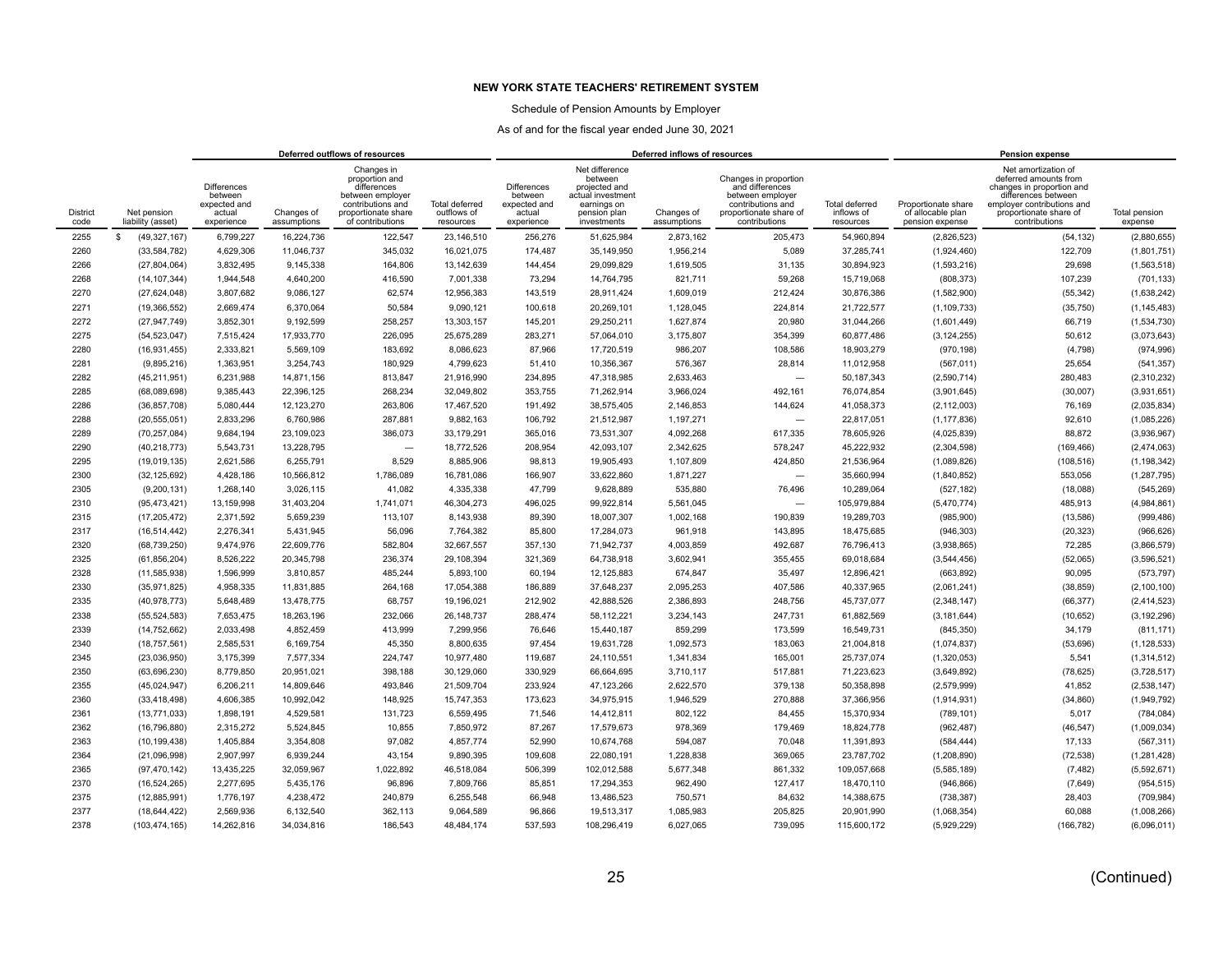# NEW YORK STATE TEACHERS' RETIREMENT SYSTEM

Schedule of Pension Amounts by Employer

As of and for the fiscal year ended June 30, 2021

| | | Deferred outflows of resources | | | | Deferred inflows of resources | | | | | Pension expense | | |
|---|---|---|---|---|---|---|---|---|---|---|---|---|---|
| District code | Net pension liability (asset) | Differences between expected and actual experience | Changes of assumptions | Changes in proportion and differences between employer contributions and proportionate share of contributions | Total deferred outflows of resources | Differences between expected and actual experience | Net difference between projected and actual investment earnings on pension plan investments | Changes of assumptions | Changes in proportion and differences between employer contributions and proportionate share of contributions | Total deferred inflows of resources | Proportionate share of allocable plan pension expense | Net amortization of deferred amounts from changes in proportion and differences between employer contributions and proportionate share of contributions | Total pension expense |
| 2255 | $ (49,327,167) | 6,799,227 | 16,224,736 | 122,547 | 23,146,510 | 256,276 | 51,625,984 | 2,873,162 | 205,473 | 54,960,894 | (2,826,523) | (54,132) | (2,880,655) |
| 2260 | (33,584,782) | 4,629,306 | 11,046,737 | 345,032 | 16,021,075 | 174,487 | 35,149,950 | 1,956,214 | 5,089 | 37,285,741 | (1,924,460) | 122,709 | (1,801,751) |
| 2266 | (27,804,064) | 3,832,495 | 9,145,338 | 164,806 | 13,142,639 | 144,454 | 29,099,829 | 1,619,505 | 31,135 | 30,894,923 | (1,593,216) | 29,698 | (1,563,518) |
| 2268 | (14,107,344) | 1,944,548 | 4,640,200 | 416,590 | 7,001,338 | 73,294 | 14,764,795 | 821,711 | 59,268 | 15,719,068 | (808,373) | 107,239 | (701,133) |
| 2270 | (27,624,048) | 3,807,682 | 9,086,127 | 62,574 | 12,956,383 | 143,519 | 28,911,424 | 1,609,019 | 212,424 | 30,876,386 | (1,582,900) | (55,342) | (1,638,242) |
| 2271 | (19,366,552) | 2,669,474 | 6,370,064 | 50,584 | 9,090,121 | 100,618 | 20,269,101 | 1,128,045 | 224,814 | 21,722,577 | (1,109,733) | (35,750) | (1,145,483) |
| 2272 | (27,947,749) | 3,852,301 | 9,192,599 | 258,257 | 13,303,157 | 145,201 | 29,250,211 | 1,627,874 | 20,980 | 31,044,266 | (1,601,449) | 66,719 | (1,534,730) |
| 2275 | (54,523,047) | 7,515,424 | 17,933,770 | 226,095 | 25,675,289 | 283,271 | 57,064,010 | 3,175,807 | 354,399 | 60,877,486 | (3,124,255) | 50,612 | (3,073,643) |
| 2280 | (16,931,455) | 2,333,821 | 5,569,109 | 183,692 | 8,086,623 | 87,966 | 17,720,519 | 986,207 | 108,586 | 18,903,279 | (970,198) | (4,798) | (974,996) |
| 2281 | (9,895,216) | 1,363,951 | 3,254,743 | 180,929 | 4,799,623 | 51,410 | 10,356,367 | 576,367 | 28,814 | 11,012,958 | (567,011) | 25,654 | (541,357) |
| 2282 | (45,211,951) | 6,231,988 | 14,871,156 | 813,847 | 21,916,990 | 234,895 | 47,318,985 | 2,633,463 | — | 50,187,343 | (2,590,714) | 280,483 | (2,310,232) |
| 2285 | (68,089,698) | 9,385,443 | 22,396,125 | 268,234 | 32,049,802 | 353,755 | 71,262,914 | 3,966,024 | 492,161 | 76,074,854 | (3,901,645) | (30,007) | (3,931,651) |
| 2286 | (36,857,708) | 5,080,444 | 12,123,270 | 263,806 | 17,467,520 | 191,492 | 38,575,405 | 2,146,853 | 144,624 | 41,058,373 | (2,112,003) | 76,169 | (2,035,834) |
| 2288 | (20,555,051) | 2,833,296 | 6,760,986 | 287,881 | 9,882,163 | 106,792 | 21,512,987 | 1,197,271 | — | 22,817,051 | (1,177,836) | 92,610 | (1,085,226) |
| 2289 | (70,257,084) | 9,684,194 | 23,109,023 | 386,073 | 33,179,291 | 365,016 | 73,531,307 | 4,092,268 | 617,335 | 78,605,926 | (4,025,839) | 88,872 | (3,936,967) |
| 2290 | (40,218,773) | 5,543,731 | 13,228,795 | — | 18,772,526 | 208,954 | 42,093,107 | 2,342,625 | 578,247 | 45,222,932 | (2,304,598) | (169,466) | (2,474,063) |
| 2295 | (19,019,135) | 2,621,586 | 6,255,791 | 8,529 | 8,885,906 | 98,813 | 19,905,493 | 1,107,809 | 424,850 | 21,536,964 | (1,089,826) | (108,516) | (1,198,342) |
| 2300 | (32,125,692) | 4,428,186 | 10,566,812 | 1,786,089 | 16,781,086 | 166,907 | 33,622,860 | 1,871,227 | — | 35,660,994 | (1,840,852) | 553,056 | (1,287,795) |
| 2305 | (9,200,131) | 1,268,140 | 3,026,115 | 41,082 | 4,335,338 | 47,799 | 9,628,889 | 535,880 | 76,496 | 10,289,064 | (527,182) | (18,088) | (545,269) |
| 2310 | (95,473,421) | 13,159,998 | 31,403,204 | 1,741,071 | 46,304,273 | 496,025 | 99,922,814 | 5,561,045 | — | 105,979,884 | (5,470,774) | 485,913 | (4,984,861) |
| 2315 | (17,205,472) | 2,371,592 | 5,659,239 | 113,107 | 8,143,938 | 89,390 | 18,007,307 | 1,002,168 | 190,839 | 19,289,703 | (985,900) | (13,586) | (999,486) |
| 2317 | (16,514,442) | 2,276,341 | 5,431,945 | 56,096 | 7,764,382 | 85,800 | 17,284,073 | 961,918 | 143,895 | 18,475,685 | (946,303) | (20,323) | (966,626) |
| 2320 | (68,739,250) | 9,474,976 | 22,609,776 | 582,804 | 32,667,557 | 357,130 | 71,942,737 | 4,003,859 | 492,687 | 76,796,413 | (3,938,865) | 72,285 | (3,866,579) |
| 2325 | (61,856,204) | 8,526,222 | 20,345,798 | 236,374 | 29,108,394 | 321,369 | 64,738,918 | 3,602,941 | 355,455 | 69,018,684 | (3,544,456) | (52,065) | (3,596,521) |
| 2328 | (11,585,938) | 1,596,999 | 3,810,857 | 485,244 | 5,893,100 | 60,194 | 12,125,883 | 674,847 | 35,497 | 12,896,421 | (663,892) | 90,095 | (573,797) |
| 2330 | (35,971,825) | 4,958,335 | 11,831,885 | 264,168 | 17,054,388 | 186,889 | 37,648,237 | 2,095,253 | 407,586 | 40,337,965 | (2,061,241) | (38,859) | (2,100,100) |
| 2335 | (40,978,773) | 5,648,489 | 13,478,775 | 68,757 | 19,196,021 | 212,902 | 42,888,526 | 2,386,893 | 248,756 | 45,737,077 | (2,348,147) | (66,377) | (2,414,523) |
| 2338 | (55,524,583) | 7,653,475 | 18,263,196 | 232,066 | 26,148,737 | 288,474 | 58,112,221 | 3,234,143 | 247,731 | 61,882,569 | (3,181,644) | (10,652) | (3,192,296) |
| 2339 | (14,752,662) | 2,033,498 | 4,852,459 | 413,999 | 7,299,956 | 76,646 | 15,440,187 | 859,299 | 173,599 | 16,549,731 | (845,350) | 34,179 | (811,171) |
| 2340 | (18,757,561) | 2,585,531 | 6,169,754 | 45,350 | 8,800,635 | 97,454 | 19,631,728 | 1,092,573 | 183,063 | 21,004,818 | (1,074,837) | (53,696) | (1,128,533) |
| 2345 | (23,036,950) | 3,175,399 | 7,577,334 | 224,747 | 10,977,480 | 119,687 | 24,110,551 | 1,341,834 | 165,001 | 25,737,074 | (1,320,053) | 5,541 | (1,314,512) |
| 2350 | (63,696,230) | 8,779,850 | 20,951,021 | 398,188 | 30,129,060 | 330,929 | 66,664,695 | 3,710,117 | 517,881 | 71,223,623 | (3,649,892) | (78,625) | (3,728,517) |
| 2355 | (45,024,947) | 6,206,211 | 14,809,646 | 493,846 | 21,509,704 | 233,924 | 47,123,266 | 2,622,570 | 379,138 | 50,358,898 | (2,579,999) | 41,852 | (2,538,147) |
| 2360 | (33,418,498) | 4,606,385 | 10,992,042 | 148,925 | 15,747,353 | 173,623 | 34,975,915 | 1,946,529 | 270,888 | 37,366,956 | (1,914,931) | (34,860) | (1,949,792) |
| 2361 | (13,771,033) | 1,898,191 | 4,529,581 | 131,723 | 6,559,495 | 71,546 | 14,412,811 | 802,122 | 84,455 | 15,370,934 | (789,101) | 5,017 | (784,084) |
| 2362 | (16,796,880) | 2,315,272 | 5,524,845 | 10,855 | 7,850,972 | 87,267 | 17,579,673 | 978,369 | 179,469 | 18,824,778 | (962,487) | (46,547) | (1,009,034) |
| 2363 | (10,199,438) | 1,405,884 | 3,354,808 | 97,082 | 4,857,774 | 52,990 | 10,674,768 | 594,087 | 70,048 | 11,391,893 | (584,444) | 17,133 | (567,311) |
| 2364 | (21,096,998) | 2,907,997 | 6,939,244 | 43,154 | 9,890,395 | 109,608 | 22,080,191 | 1,228,838 | 369,065 | 23,787,702 | (1,208,890) | (72,538) | (1,281,428) |
| 2365 | (97,470,142) | 13,435,225 | 32,059,967 | 1,022,892 | 46,518,084 | 506,399 | 102,012,588 | 5,677,348 | 861,332 | 109,057,668 | (5,585,189) | (7,482) | (5,592,671) |
| 2370 | (16,524,265) | 2,277,695 | 5,435,176 | 96,896 | 7,809,766 | 85,851 | 17,294,353 | 962,490 | 127,417 | 18,470,110 | (946,866) | (7,649) | (954,515) |
| 2375 | (12,885,991) | 1,776,197 | 4,238,472 | 240,879 | 6,255,548 | 66,948 | 13,486,523 | 750,571 | 84,632 | 14,388,675 | (738,387) | 28,403 | (709,984) |
| 2377 | (18,644,422) | 2,569,936 | 6,132,540 | 362,113 | 9,064,589 | 96,866 | 19,513,317 | 1,085,983 | 205,825 | 20,901,990 | (1,068,354) | 60,088 | (1,008,266) |
| 2378 | (103,474,165) | 14,262,816 | 34,034,816 | 186,543 | 48,484,174 | 537,593 | 108,296,419 | 6,027,065 | 739,095 | 115,600,172 | (5,929,229) | (166,782) | (6,096,011) |

(Continued)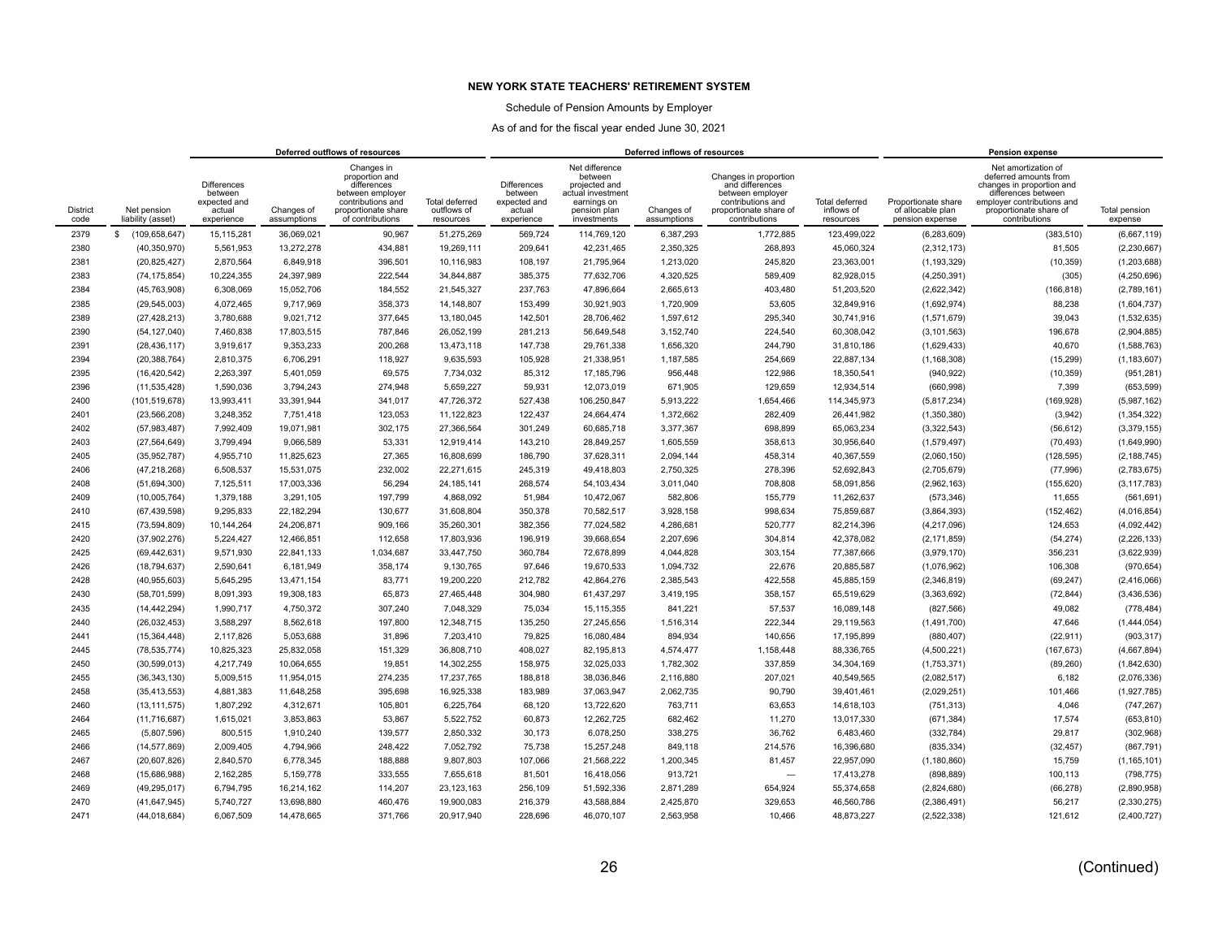# NEW YORK STATE TEACHERS' RETIREMENT SYSTEM

Schedule of Pension Amounts by Employer

As of and for the fiscal year ended June 30, 2021

| | | Deferred outflows of resources | | | | Deferred inflows of resources | | | | | Pension expense | | |
|---|---|---|---|---|---|---|---|---|---|---|---|---|---|
| District code | Net pension liability (asset) | Differences between expected and actual experience | Changes of assumptions | Changes in proportion and differences between employer contributions and proportionate share of contributions | Total deferred outflows of resources | Differences between expected and actual experience | Net difference between projected and actual investment earnings on pension plan investments | Changes of assumptions | Changes in proportion and differences between employer contributions and proportionate share of contributions | Total deferred inflows of resources | Proportionate share of allocable plan pension expense | Net amortization of deferred amounts from changes in proportion and differences between employer contributions and proportionate share of contributions | Total pension expense |
| 2379 | $ (109,658,647) | 15,115,281 | 36,069,021 | 90,967 | 51,275,269 | 569,724 | 114,769,120 | 6,387,293 | 1,772,885 | 123,499,022 | (6,283,609) | (383,510) | (6,667,119) |
| 2380 | (40,350,970) | 5,561,953 | 13,272,278 | 434,881 | 19,269,111 | 209,641 | 42,231,465 | 2,350,325 | 268,893 | 45,060,324 | (2,312,173) | 81,505 | (2,230,667) |
| 2381 | (20,825,427) | 2,870,564 | 6,849,918 | 396,501 | 10,116,983 | 108,197 | 21,795,964 | 1,213,020 | 245,820 | 23,363,001 | (1,193,329) | (10,359) | (1,203,688) |
| 2383 | (74,175,854) | 10,224,355 | 24,397,989 | 222,544 | 34,844,887 | 385,375 | 77,632,706 | 4,320,525 | 589,409 | 82,928,015 | (4,250,391) | (305) | (4,250,696) |
| 2384 | (45,763,908) | 6,308,069 | 15,052,706 | 184,552 | 21,545,327 | 237,763 | 47,896,664 | 2,665,613 | 403,480 | 51,203,520 | (2,622,342) | (166,818) | (2,789,161) |
| 2385 | (29,545,003) | 4,072,465 | 9,717,969 | 358,373 | 14,148,807 | 153,499 | 30,921,903 | 1,720,909 | 53,605 | 32,849,916 | (1,692,974) | 88,238 | (1,604,737) |
| 2389 | (27,428,213) | 3,780,688 | 9,021,712 | 377,645 | 13,180,045 | 142,501 | 28,706,462 | 1,597,612 | 295,340 | 30,741,916 | (1,571,679) | 39,043 | (1,532,635) |
| 2390 | (54,127,040) | 7,460,838 | 17,803,515 | 787,846 | 26,052,199 | 281,213 | 56,649,548 | 3,152,740 | 224,540 | 60,308,042 | (3,101,563) | 196,678 | (2,904,885) |
| 2391 | (28,436,117) | 3,919,617 | 9,353,233 | 200,268 | 13,473,118 | 147,738 | 29,761,338 | 1,656,320 | 244,790 | 31,810,186 | (1,629,433) | 40,670 | (1,588,763) |
| 2394 | (20,388,764) | 2,810,375 | 6,706,291 | 118,927 | 9,635,593 | 105,928 | 21,338,951 | 1,187,585 | 254,669 | 22,887,134 | (1,168,308) | (15,299) | (1,183,607) |
| 2395 | (16,420,542) | 2,263,397 | 5,401,059 | 69,575 | 7,734,032 | 85,312 | 17,185,796 | 956,448 | 122,986 | 18,350,541 | (940,922) | (10,359) | (951,281) |
| 2396 | (11,535,428) | 1,590,036 | 3,794,243 | 274,948 | 5,659,227 | 59,931 | 12,073,019 | 671,905 | 129,659 | 12,934,514 | (660,998) | 7,399 | (653,599) |
| 2400 | (101,519,678) | 13,993,411 | 33,391,944 | 341,017 | 47,726,372 | 527,438 | 106,250,847 | 5,913,222 | 1,654,466 | 114,345,973 | (5,817,234) | (169,928) | (5,987,162) |
| 2401 | (23,566,208) | 3,248,352 | 7,751,418 | 123,053 | 11,122,823 | 122,437 | 24,664,474 | 1,372,662 | 282,409 | 26,441,982 | (1,350,380) | (3,942) | (1,354,322) |
| 2402 | (57,983,487) | 7,992,409 | 19,071,981 | 302,175 | 27,366,564 | 301,249 | 60,685,718 | 3,377,367 | 698,899 | 65,063,234 | (3,322,543) | (56,612) | (3,379,155) |
| 2403 | (27,564,649) | 3,799,494 | 9,066,589 | 53,331 | 12,919,414 | 143,210 | 28,849,257 | 1,605,559 | 358,613 | 30,956,640 | (1,579,497) | (70,493) | (1,649,990) |
| 2405 | (35,952,787) | 4,955,710 | 11,825,623 | 27,365 | 16,808,699 | 186,790 | 37,628,311 | 2,094,144 | 458,314 | 40,367,559 | (2,060,150) | (128,595) | (2,188,745) |
| 2406 | (47,218,268) | 6,508,537 | 15,531,075 | 232,002 | 22,271,615 | 245,319 | 49,418,803 | 2,750,325 | 278,396 | 52,692,843 | (2,705,679) | (77,996) | (2,783,675) |
| 2408 | (51,694,300) | 7,125,511 | 17,003,336 | 56,294 | 24,185,141 | 268,574 | 54,103,434 | 3,011,040 | 708,808 | 58,091,856 | (2,962,163) | (155,620) | (3,117,783) |
| 2409 | (10,005,764) | 1,379,188 | 3,291,105 | 197,799 | 4,868,092 | 51,984 | 10,472,067 | 582,806 | 155,779 | 11,262,637 | (573,346) | 11,655 | (561,691) |
| 2410 | (67,439,598) | 9,295,833 | 22,182,294 | 130,677 | 31,608,804 | 350,378 | 70,582,517 | 3,928,158 | 998,634 | 75,859,687 | (3,864,393) | (152,462) | (4,016,854) |
| 2415 | (73,594,809) | 10,144,264 | 24,206,871 | 909,166 | 35,260,301 | 382,356 | 77,024,582 | 4,286,681 | 520,777 | 82,214,396 | (4,217,096) | 124,653 | (4,092,442) |
| 2420 | (37,902,276) | 5,224,427 | 12,466,851 | 112,658 | 17,803,936 | 196,919 | 39,668,654 | 2,207,696 | 304,814 | 42,378,082 | (2,171,859) | (54,274) | (2,226,133) |
| 2425 | (69,442,631) | 9,571,930 | 22,841,133 | 1,034,687 | 33,447,750 | 360,784 | 72,678,899 | 4,044,828 | 303,154 | 77,387,666 | (3,979,170) | 356,231 | (3,622,939) |
| 2426 | (18,794,637) | 2,590,641 | 6,181,949 | 358,174 | 9,130,765 | 97,646 | 19,670,533 | 1,094,732 | 22,676 | 20,885,587 | (1,076,962) | 106,308 | (970,654) |
| 2428 | (40,955,603) | 5,645,295 | 13,471,154 | 83,771 | 19,200,220 | 212,782 | 42,864,276 | 2,385,543 | 422,558 | 45,885,159 | (2,346,819) | (69,247) | (2,416,066) |
| 2430 | (58,701,599) | 8,091,393 | 19,308,183 | 65,873 | 27,465,448 | 304,980 | 61,437,297 | 3,419,195 | 358,157 | 65,519,629 | (3,363,692) | (72,844) | (3,436,536) |
| 2435 | (14,442,294) | 1,990,717 | 4,750,372 | 307,240 | 7,048,329 | 75,034 | 15,115,355 | 841,221 | 57,537 | 16,089,148 | (827,566) | 49,082 | (778,484) |
| 2440 | (26,032,453) | 3,588,297 | 8,562,618 | 197,800 | 12,348,715 | 135,250 | 27,245,656 | 1,516,314 | 222,344 | 29,119,563 | (1,491,700) | 47,646 | (1,444,054) |
| 2441 | (15,364,448) | 2,117,826 | 5,053,688 | 31,896 | 7,203,410 | 79,825 | 16,080,484 | 894,934 | 140,656 | 17,195,899 | (880,407) | (22,911) | (903,317) |
| 2445 | (78,535,774) | 10,825,323 | 25,832,058 | 151,329 | 36,808,710 | 408,027 | 82,195,813 | 4,574,477 | 1,158,448 | 88,336,765 | (4,500,221) | (167,673) | (4,667,894) |
| 2450 | (30,599,013) | 4,217,749 | 10,064,655 | 19,851 | 14,302,255 | 158,975 | 32,025,033 | 1,782,302 | 337,859 | 34,304,169 | (1,753,371) | (89,260) | (1,842,630) |
| 2455 | (36,343,130) | 5,009,515 | 11,954,015 | 274,235 | 17,237,765 | 188,818 | 38,036,846 | 2,116,880 | 207,021 | 40,549,565 | (2,082,517) | 6,182 | (2,076,336) |
| 2458 | (35,413,553) | 4,881,383 | 11,648,258 | 395,698 | 16,925,338 | 183,989 | 37,063,947 | 2,062,735 | 90,790 | 39,401,461 | (2,029,251) | 101,466 | (1,927,785) |
| 2460 | (13,111,575) | 1,807,292 | 4,312,671 | 105,801 | 6,225,764 | 68,120 | 13,722,620 | 763,711 | 63,653 | 14,618,103 | (751,313) | 4,046 | (747,267) |
| 2464 | (11,716,687) | 1,615,021 | 3,853,863 | 53,867 | 5,522,752 | 60,873 | 12,262,725 | 682,462 | 11,270 | 13,017,330 | (671,384) | 17,574 | (653,810) |
| 2465 | (5,807,596) | 800,515 | 1,910,240 | 139,577 | 2,850,332 | 30,173 | 6,078,250 | 338,275 | 36,762 | 6,483,460 | (332,784) | 29,817 | (302,968) |
| 2466 | (14,577,869) | 2,009,405 | 4,794,966 | 248,422 | 7,052,792 | 75,738 | 15,257,248 | 849,118 | 214,576 | 16,396,680 | (835,334) | (32,457) | (867,791) |
| 2467 | (20,607,826) | 2,840,570 | 6,778,345 | 188,888 | 9,807,803 | 107,066 | 21,568,222 | 1,200,345 | 81,457 | 22,957,090 | (1,180,860) | 15,759 | (1,165,101) |
| 2468 | (15,686,988) | 2,162,285 | 5,159,778 | 333,555 | 7,655,618 | 81,501 | 16,418,056 | 913,721 | — | 17,413,278 | (898,889) | 100,113 | (798,775) |
| 2469 | (49,295,017) | 6,794,795 | 16,214,162 | 114,207 | 23,123,163 | 256,109 | 51,592,336 | 2,871,289 | 654,924 | 55,374,658 | (2,824,680) | (66,278) | (2,890,958) |
| 2470 | (41,647,945) | 5,740,727 | 13,698,880 | 460,476 | 19,900,083 | 216,379 | 43,588,884 | 2,425,870 | 329,653 | 46,560,786 | (2,386,491) | 56,217 | (2,330,275) |
| 2471 | (44,018,684) | 6,067,509 | 14,478,665 | 371,766 | 20,917,940 | 228,696 | 46,070,107 | 2,563,958 | 10,466 | 48,873,227 | (2,522,338) | 121,612 | (2,400,727) |

(Continued)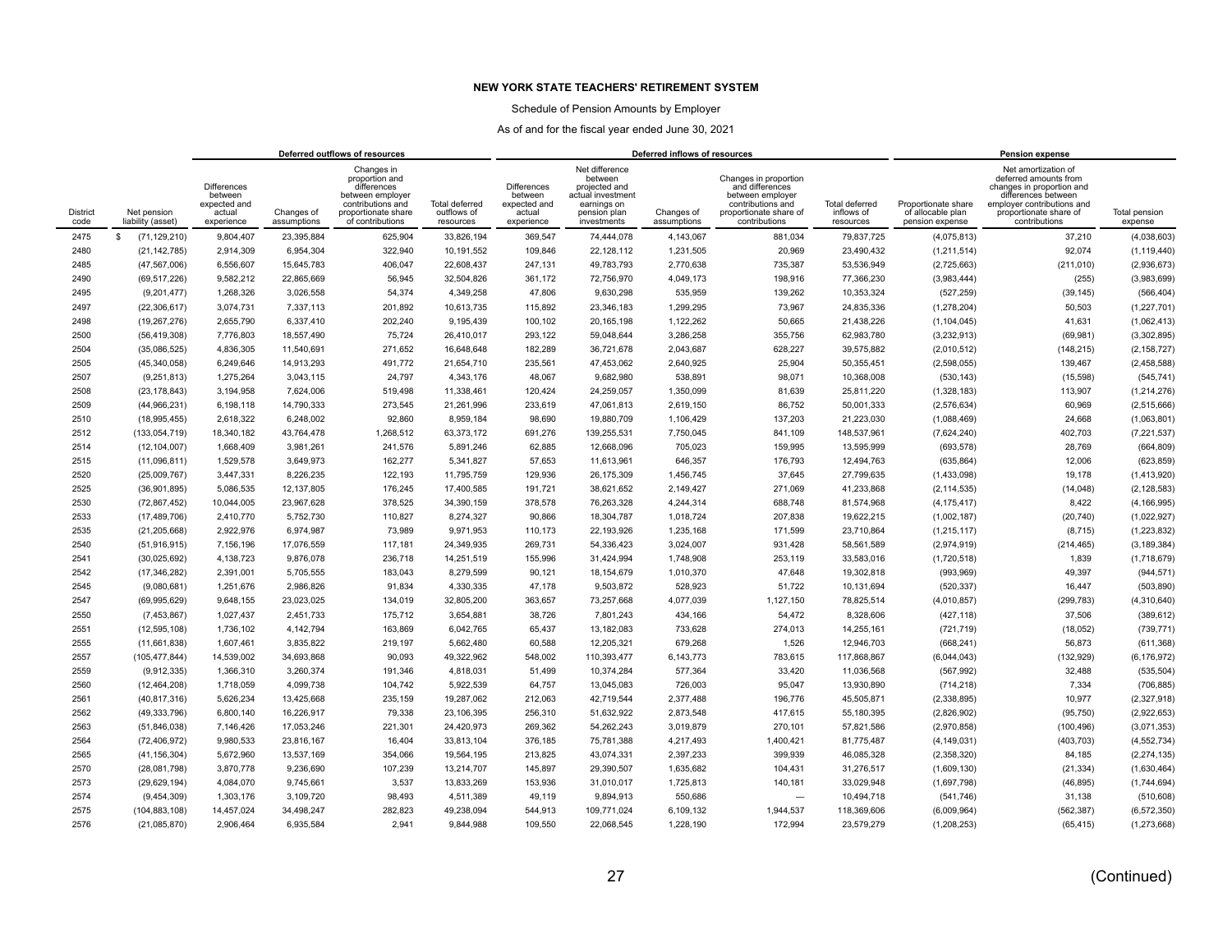# NEW YORK STATE TEACHERS' RETIREMENT SYSTEM

Schedule of Pension Amounts by Employer

As of and for the fiscal year ended June 30, 2021

| | | Deferred outflows of resources | | | | Deferred inflows of resources | | | | | Pension expense | | |
|---|---|---|---|---|---|---|---|---|---|---|---|---|---|
| District code | Net pension liability (asset) | Differences between expected and actual experience | Changes of assumptions | Changes in proportion and differences between employer contributions and proportionate share of contributions | Total deferred outflows of resources | Differences between expected and actual experience | Net difference between projected and actual investment earnings on pension plan investments | Changes of assumptions | Changes in proportion and differences between employer contributions and proportionate share of contributions | Total deferred inflows of resources | Proportionate share of allocable plan pension expense | Net amortization of deferred amounts from changes in proportion and differences between employer contributions and proportionate share of contributions | Total pension expense |
| 2475 | $ (71,129,210) | 9,804,407 | 23,395,884 | 625,904 | 33,826,194 | 369,547 | 74,444,078 | 4,143,067 | 881,034 | 79,837,725 | (4,075,813) | 37,210 | (4,038,603) |
| 2480 | (21,142,785) | 2,914,309 | 6,954,304 | 322,940 | 10,191,552 | 109,846 | 22,128,112 | 1,231,505 | 20,969 | 23,490,432 | (1,211,514) | 92,074 | (1,119,440) |
| 2485 | (47,567,006) | 6,556,607 | 15,645,783 | 406,047 | 22,608,437 | 247,131 | 49,783,793 | 2,770,638 | 735,387 | 53,536,949 | (2,725,663) | (211,010) | (2,936,673) |
| 2490 | (69,517,226) | 9,582,212 | 22,865,669 | 56,945 | 32,504,826 | 361,172 | 72,756,970 | 4,049,173 | 198,916 | 77,366,230 | (3,983,444) | (255) | (3,983,699) |
| 2495 | (9,201,477) | 1,268,326 | 3,026,558 | 54,374 | 4,349,258 | 47,806 | 9,630,298 | 535,959 | 139,262 | 10,353,324 | (527,259) | (39,145) | (566,404) |
| 2497 | (22,306,617) | 3,074,731 | 7,337,113 | 201,892 | 10,613,735 | 115,892 | 23,346,183 | 1,299,295 | 73,967 | 24,835,336 | (1,278,204) | 50,503 | (1,227,701) |
| 2498 | (19,267,276) | 2,655,790 | 6,337,410 | 202,240 | 9,195,439 | 100,102 | 20,165,198 | 1,122,262 | 50,665 | 21,438,226 | (1,104,045) | 41,631 | (1,062,413) |
| 2500 | (56,419,308) | 7,776,803 | 18,557,490 | 75,724 | 26,410,017 | 293,122 | 59,048,644 | 3,286,258 | 355,756 | 62,983,780 | (3,232,913) | (69,981) | (3,302,895) |
| 2504 | (35,086,525) | 4,836,305 | 11,540,691 | 271,652 | 16,648,648 | 182,289 | 36,721,678 | 2,043,687 | 628,227 | 39,575,882 | (2,010,512) | (148,215) | (2,158,727) |
| 2505 | (45,340,058) | 6,249,646 | 14,913,293 | 491,772 | 21,654,710 | 235,561 | 47,453,062 | 2,640,925 | 25,904 | 50,355,451 | (2,598,055) | 139,467 | (2,458,588) |
| 2507 | (9,251,813) | 1,275,264 | 3,043,115 | 24,797 | 4,343,176 | 48,067 | 9,682,980 | 538,891 | 98,071 | 10,368,008 | (530,143) | (15,598) | (545,741) |
| 2508 | (23,178,843) | 3,194,958 | 7,624,006 | 519,498 | 11,338,461 | 120,424 | 24,259,057 | 1,350,099 | 81,639 | 25,811,220 | (1,328,183) | 113,907 | (1,214,276) |
| 2509 | (44,966,231) | 6,198,118 | 14,790,333 | 273,545 | 21,261,996 | 233,619 | 47,061,813 | 2,619,150 | 86,752 | 50,001,333 | (2,576,634) | 60,969 | (2,515,666) |
| 2510 | (18,995,455) | 2,618,322 | 6,248,002 | 92,860 | 8,959,184 | 98,690 | 19,880,709 | 1,106,429 | 137,203 | 21,223,030 | (1,088,469) | 24,668 | (1,063,801) |
| 2512 | (133,054,719) | 18,340,182 | 43,764,478 | 1,268,512 | 63,373,172 | 691,276 | 139,255,531 | 7,750,045 | 841,109 | 148,537,961 | (7,624,240) | 402,703 | (7,221,537) |
| 2514 | (12,104,007) | 1,668,409 | 3,981,261 | 241,576 | 5,891,246 | 62,885 | 12,668,096 | 705,023 | 159,995 | 13,595,999 | (693,578) | 28,769 | (664,809) |
| 2515 | (11,096,811) | 1,529,578 | 3,649,973 | 162,277 | 5,341,827 | 57,653 | 11,613,961 | 646,357 | 176,793 | 12,494,763 | (635,864) | 12,006 | (623,859) |
| 2520 | (25,009,767) | 3,447,331 | 8,226,235 | 122,193 | 11,795,759 | 129,936 | 26,175,309 | 1,456,745 | 37,645 | 27,799,635 | (1,433,098) | 19,178 | (1,413,920) |
| 2525 | (36,901,895) | 5,086,535 | 12,137,805 | 176,245 | 17,400,585 | 191,721 | 38,621,652 | 2,149,427 | 271,069 | 41,233,868 | (2,114,535) | (14,048) | (2,128,583) |
| 2530 | (72,867,452) | 10,044,005 | 23,967,628 | 378,525 | 34,390,159 | 378,578 | 76,263,328 | 4,244,314 | 688,748 | 81,574,968 | (4,175,417) | 8,422 | (4,166,995) |
| 2533 | (17,489,706) | 2,410,770 | 5,752,730 | 110,827 | 8,274,327 | 90,866 | 18,304,787 | 1,018,724 | 207,838 | 19,622,215 | (1,002,187) | (20,740) | (1,022,927) |
| 2535 | (21,205,668) | 2,922,976 | 6,974,987 | 73,989 | 9,971,953 | 110,173 | 22,193,926 | 1,235,168 | 171,599 | 23,710,864 | (1,215,117) | (8,715) | (1,223,832) |
| 2540 | (51,916,915) | 7,156,196 | 17,076,559 | 117,181 | 24,349,935 | 269,731 | 54,336,423 | 3,024,007 | 931,428 | 58,561,589 | (2,974,919) | (214,465) | (3,189,384) |
| 2541 | (30,025,692) | 4,138,723 | 9,876,078 | 236,718 | 14,251,519 | 155,996 | 31,424,994 | 1,748,908 | 253,119 | 33,583,016 | (1,720,518) | 1,839 | (1,718,679) |
| 2542 | (17,346,282) | 2,391,001 | 5,705,555 | 183,043 | 8,279,599 | 90,121 | 18,154,679 | 1,010,370 | 47,648 | 19,302,818 | (993,969) | 49,397 | (944,571) |
| 2545 | (9,080,681) | 1,251,676 | 2,986,826 | 91,834 | 4,330,335 | 47,178 | 9,503,872 | 528,923 | 51,722 | 10,131,694 | (520,337) | 16,447 | (503,890) |
| 2547 | (69,995,629) | 9,648,155 | 23,023,025 | 134,019 | 32,805,200 | 363,657 | 73,257,668 | 4,077,039 | 1,127,150 | 78,825,514 | (4,010,857) | (299,783) | (4,310,640) |
| 2550 | (7,453,867) | 1,027,437 | 2,451,733 | 175,712 | 3,654,881 | 38,726 | 7,801,243 | 434,166 | 54,472 | 8,328,606 | (427,118) | 37,506 | (389,612) |
| 2551 | (12,595,108) | 1,736,102 | 4,142,794 | 163,869 | 6,042,765 | 65,437 | 13,182,083 | 733,628 | 274,013 | 14,255,161 | (721,719) | (18,052) | (739,771) |
| 2555 | (11,661,838) | 1,607,461 | 3,835,822 | 219,197 | 5,662,480 | 60,588 | 12,205,321 | 679,268 | 1,526 | 12,946,703 | (668,241) | 56,873 | (611,368) |
| 2557 | (105,477,844) | 14,539,002 | 34,693,868 | 90,093 | 49,322,962 | 548,002 | 110,393,477 | 6,143,773 | 783,615 | 117,868,867 | (6,044,043) | (132,929) | (6,176,972) |
| 2559 | (9,912,335) | 1,366,310 | 3,260,374 | 191,346 | 4,818,031 | 51,499 | 10,374,284 | 577,364 | 33,420 | 11,036,568 | (567,992) | 32,488 | (535,504) |
| 2560 | (12,464,208) | 1,718,059 | 4,099,738 | 104,742 | 5,922,539 | 64,757 | 13,045,083 | 726,003 | 95,047 | 13,930,890 | (714,218) | 7,334 | (706,885) |
| 2561 | (40,817,316) | 5,626,234 | 13,425,668 | 235,159 | 19,287,062 | 212,063 | 42,719,544 | 2,377,488 | 196,776 | 45,505,871 | (2,338,895) | 10,977 | (2,327,918) |
| 2562 | (49,333,796) | 6,800,140 | 16,226,917 | 79,338 | 23,106,395 | 256,310 | 51,632,922 | 2,873,548 | 417,615 | 55,180,395 | (2,826,902) | (95,750) | (2,922,653) |
| 2563 | (51,846,038) | 7,146,426 | 17,053,246 | 221,301 | 24,420,973 | 269,362 | 54,262,243 | 3,019,879 | 270,101 | 57,821,586 | (2,970,858) | (100,496) | (3,071,353) |
| 2564 | (72,406,972) | 9,980,533 | 23,816,167 | 16,404 | 33,813,104 | 376,185 | 75,781,388 | 4,217,493 | 1,400,421 | 81,775,487 | (4,149,031) | (403,703) | (4,552,734) |
| 2565 | (41,156,304) | 5,672,960 | 13,537,169 | 354,066 | 19,564,195 | 213,825 | 43,074,331 | 2,397,233 | 399,939 | 46,085,328 | (2,358,320) | 84,185 | (2,274,135) |
| 2570 | (28,081,798) | 3,870,778 | 9,236,690 | 107,239 | 13,214,707 | 145,897 | 29,390,507 | 1,635,682 | 104,431 | 31,276,517 | (1,609,130) | (21,334) | (1,630,464) |
| 2573 | (29,629,194) | 4,084,070 | 9,745,661 | 3,537 | 13,833,269 | 153,936 | 31,010,017 | 1,725,813 | 140,181 | 33,029,948 | (1,697,798) | (46,895) | (1,744,694) |
| 2574 | (9,454,309) | 1,303,176 | 3,109,720 | 98,493 | 4,511,389 | 49,119 | 9,894,913 | 550,686 | — | 10,494,718 | (541,746) | 31,138 | (510,608) |
| 2575 | (104,883,108) | 14,457,024 | 34,498,247 | 282,823 | 49,238,094 | 544,913 | 109,771,024 | 6,109,132 | 1,944,537 | 118,369,606 | (6,009,964) | (562,387) | (6,572,350) |
| 2576 | (21,085,870) | 2,906,464 | 6,935,584 | 2,941 | 9,844,988 | 109,550 | 22,068,545 | 1,228,190 | 172,994 | 23,579,279 | (1,208,253) | (65,415) | (1,273,668) |

(Continued)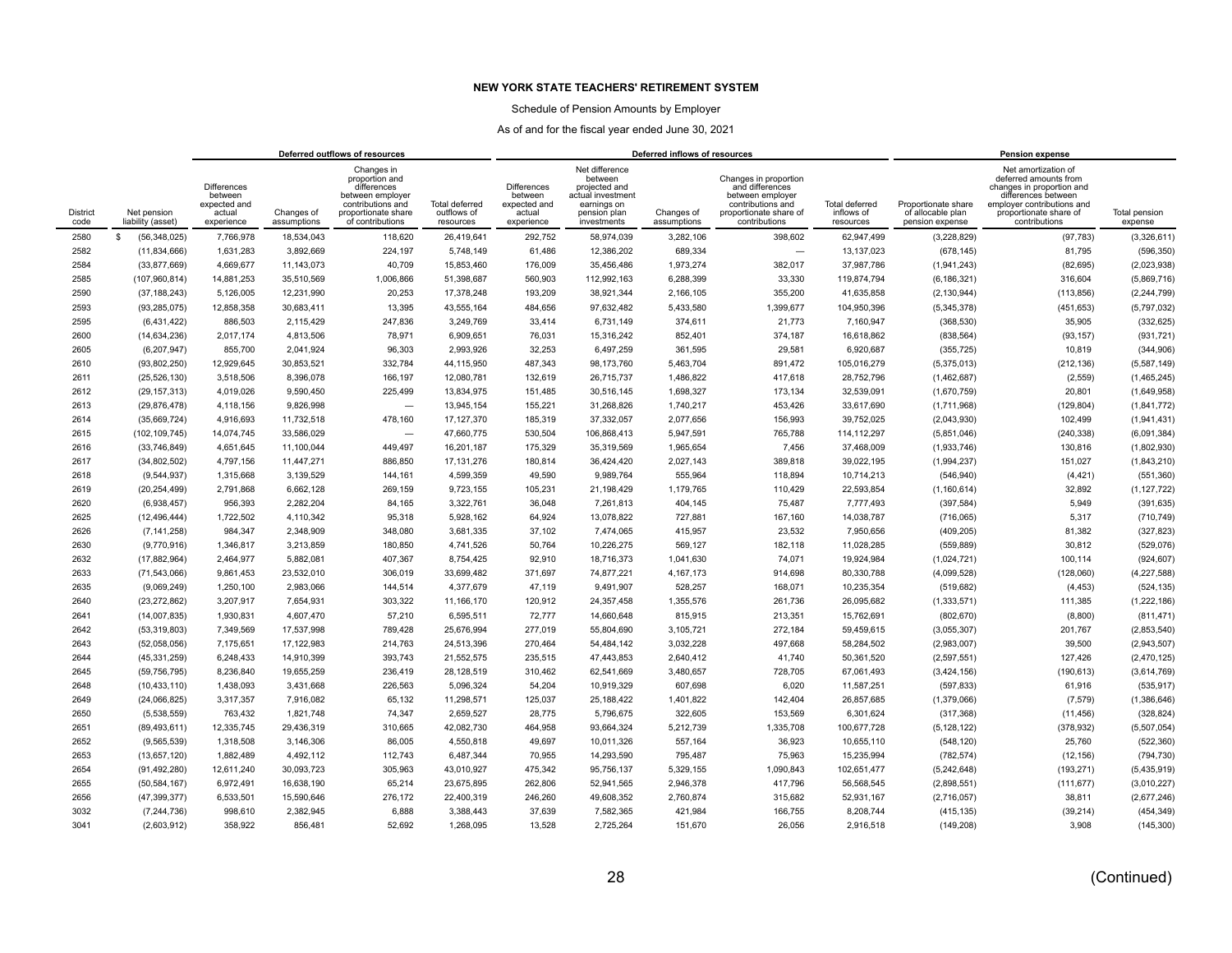# NEW YORK STATE TEACHERS' RETIREMENT SYSTEM

Schedule of Pension Amounts by Employer

As of and for the fiscal year ended June 30, 2021

| | | Deferred outflows of resources | | | | Deferred inflows of resources | | | | | Pension expense | | |
|---|---|---|---|---|---|---|---|---|---|---|---|---|---|
| District code | Net pension liability (asset) | Differences between expected and actual experience | Changes of assumptions | Changes in proportion and differences between employer contributions and proportionate share of contributions | Total deferred outflows of resources | Differences between expected and actual experience | Net difference between projected and actual investment earnings on pension plan investments | Changes of assumptions | Changes in proportion and differences between employer contributions and proportionate share of contributions | Total deferred inflows of resources | Proportionate share of allocable plan pension expense | Net amortization of deferred amounts from changes in proportion and differences between employer contributions and proportionate share of contributions | Total pension expense |
| 2580 | $ (56,348,025) | 7,766,978 | 18,534,043 | 118,620 | 26,419,641 | 292,752 | 58,974,039 | 3,282,106 | 398,602 | 62,947,499 | (3,228,829) | (97,783) | (3,326,611) |
| 2582 | (11,834,666) | 1,631,283 | 3,892,669 | 224,197 | 5,748,149 | 61,486 | 12,386,202 | 689,334 | — | 13,137,023 | (678,145) | 81,795 | (596,350) |
| 2584 | (33,877,669) | 4,669,677 | 11,143,073 | 40,709 | 15,853,460 | 176,009 | 35,456,486 | 1,973,274 | 382,017 | 37,987,786 | (1,941,243) | (82,695) | (2,023,938) |
| 2585 | (107,960,814) | 14,881,253 | 35,510,569 | 1,006,866 | 51,398,687 | 560,903 | 112,992,163 | 6,288,399 | 33,330 | 119,874,794 | (6,186,321) | 316,604 | (5,869,716) |
| 2590 | (37,188,243) | 5,126,005 | 12,231,990 | 20,253 | 17,378,248 | 193,209 | 38,921,344 | 2,166,105 | 355,200 | 41,635,858 | (2,130,944) | (113,856) | (2,244,799) |
| 2593 | (93,285,075) | 12,858,358 | 30,683,411 | 13,395 | 43,555,164 | 484,656 | 97,632,482 | 5,433,580 | 1,399,677 | 104,950,396 | (5,345,378) | (451,653) | (5,797,032) |
| 2595 | (6,431,422) | 886,503 | 2,115,429 | 247,836 | 3,249,769 | 33,414 | 6,731,149 | 374,611 | 21,773 | 7,160,947 | (368,530) | 35,905 | (332,625) |
| 2600 | (14,634,236) | 2,017,174 | 4,813,506 | 78,971 | 6,909,651 | 76,031 | 15,316,242 | 852,401 | 374,187 | 16,618,862 | (838,564) | (93,157) | (931,721) |
| 2605 | (6,207,947) | 855,700 | 2,041,924 | 96,303 | 2,993,926 | 32,253 | 6,497,259 | 361,595 | 29,581 | 6,920,687 | (355,725) | 10,819 | (344,906) |
| 2610 | (93,802,250) | 12,929,645 | 30,853,521 | 332,784 | 44,115,950 | 487,343 | 98,173,760 | 5,463,704 | 891,472 | 105,016,279 | (5,375,013) | (212,136) | (5,587,149) |
| 2611 | (25,526,130) | 3,518,506 | 8,396,078 | 166,197 | 12,080,781 | 132,619 | 26,715,737 | 1,486,822 | 417,618 | 28,752,796 | (1,462,687) | (2,559) | (1,465,245) |
| 2612 | (29,157,313) | 4,019,026 | 9,590,450 | 225,499 | 13,834,975 | 151,485 | 30,516,145 | 1,698,327 | 173,134 | 32,539,091 | (1,670,759) | 20,801 | (1,649,958) |
| 2613 | (29,876,478) | 4,118,156 | 9,826,998 | — | 13,945,154 | 155,221 | 31,268,826 | 1,740,217 | 453,426 | 33,617,690 | (1,711,968) | (129,804) | (1,841,772) |
| 2614 | (35,669,724) | 4,916,693 | 11,732,518 | 478,160 | 17,127,370 | 185,319 | 37,332,057 | 2,077,656 | 156,993 | 39,752,025 | (2,043,930) | 102,499 | (1,941,431) |
| 2615 | (102,109,745) | 14,074,745 | 33,586,029 | — | 47,660,775 | 530,504 | 106,868,413 | 5,947,591 | 765,788 | 114,112,297 | (5,851,046) | (240,338) | (6,091,384) |
| 2616 | (33,746,849) | 4,651,645 | 11,100,044 | 449,497 | 16,201,187 | 175,329 | 35,319,569 | 1,965,654 | 7,456 | 37,468,009 | (1,933,746) | 130,816 | (1,802,930) |
| 2617 | (34,802,502) | 4,797,156 | 11,447,271 | 886,850 | 17,131,276 | 180,814 | 36,424,420 | 2,027,143 | 389,818 | 39,022,195 | (1,994,237) | 151,027 | (1,843,210) |
| 2618 | (9,544,937) | 1,315,668 | 3,139,529 | 144,161 | 4,599,359 | 49,590 | 9,989,764 | 555,964 | 118,894 | 10,714,213 | (546,940) | (4,421) | (551,360) |
| 2619 | (20,254,499) | 2,791,868 | 6,662,128 | 269,159 | 9,723,155 | 105,231 | 21,198,429 | 1,179,765 | 110,429 | 22,593,854 | (1,160,614) | 32,892 | (1,127,722) |
| 2620 | (6,938,457) | 956,393 | 2,282,204 | 84,165 | 3,322,761 | 36,048 | 7,261,813 | 404,145 | 75,487 | 7,777,493 | (397,584) | 5,949 | (391,635) |
| 2625 | (12,496,444) | 1,722,502 | 4,110,342 | 95,318 | 5,928,162 | 64,924 | 13,078,822 | 727,881 | 167,160 | 14,038,787 | (716,065) | 5,317 | (710,749) |
| 2626 | (7,141,258) | 984,347 | 2,348,909 | 348,080 | 3,681,335 | 37,102 | 7,474,065 | 415,957 | 23,532 | 7,950,656 | (409,205) | 81,382 | (327,823) |
| 2630 | (9,770,916) | 1,346,817 | 3,213,859 | 180,850 | 4,741,526 | 50,764 | 10,226,275 | 569,127 | 182,118 | 11,028,285 | (559,889) | 30,812 | (529,076) |
| 2632 | (17,882,964) | 2,464,977 | 5,882,081 | 407,367 | 8,754,425 | 92,910 | 18,716,373 | 1,041,630 | 74,071 | 19,924,984 | (1,024,721) | 100,114 | (924,607) |
| 2633 | (71,543,066) | 9,861,453 | 23,532,010 | 306,019 | 33,699,482 | 371,697 | 74,877,221 | 4,167,173 | 914,698 | 80,330,788 | (4,099,528) | (128,060) | (4,227,588) |
| 2635 | (9,069,249) | 1,250,100 | 2,983,066 | 144,514 | 4,377,679 | 47,119 | 9,491,907 | 528,257 | 168,071 | 10,235,354 | (519,682) | (4,453) | (524,135) |
| 2640 | (23,272,862) | 3,207,917 | 7,654,931 | 303,322 | 11,166,170 | 120,912 | 24,357,458 | 1,355,576 | 261,736 | 26,095,682 | (1,333,571) | 111,385 | (1,222,186) |
| 2641 | (14,007,835) | 1,930,831 | 4,607,470 | 57,210 | 6,595,511 | 72,777 | 14,660,648 | 815,915 | 213,351 | 15,762,691 | (802,670) | (8,800) | (811,471) |
| 2642 | (53,319,803) | 7,349,569 | 17,537,998 | 789,428 | 25,676,994 | 277,019 | 55,804,690 | 3,105,721 | 272,184 | 59,459,615 | (3,055,307) | 201,767 | (2,853,540) |
| 2643 | (52,058,056) | 7,175,651 | 17,122,983 | 214,763 | 24,513,396 | 270,464 | 54,484,142 | 3,032,228 | 497,668 | 58,284,502 | (2,983,007) | 39,500 | (2,943,507) |
| 2644 | (45,331,259) | 6,248,433 | 14,910,399 | 393,743 | 21,552,575 | 235,515 | 47,443,853 | 2,640,412 | 41,740 | 50,361,520 | (2,597,551) | 127,426 | (2,470,125) |
| 2645 | (59,756,795) | 8,236,840 | 19,655,259 | 236,419 | 28,128,519 | 310,462 | 62,541,669 | 3,480,657 | 728,705 | 67,061,493 | (3,424,156) | (190,613) | (3,614,769) |
| 2648 | (10,433,110) | 1,438,093 | 3,431,668 | 226,563 | 5,096,324 | 54,204 | 10,919,329 | 607,698 | 6,020 | 11,587,251 | (597,833) | 61,916 | (535,917) |
| 2649 | (24,066,825) | 3,317,357 | 7,916,082 | 65,132 | 11,298,571 | 125,037 | 25,188,422 | 1,401,822 | 142,404 | 26,857,685 | (1,379,066) | (7,579) | (1,386,646) |
| 2650 | (5,538,559) | 763,432 | 1,821,748 | 74,347 | 2,659,527 | 28,775 | 5,796,675 | 322,605 | 153,569 | 6,301,624 | (317,368) | (11,456) | (328,824) |
| 2651 | (89,493,611) | 12,335,745 | 29,436,319 | 310,665 | 42,082,730 | 464,958 | 93,664,324 | 5,212,739 | 1,335,708 | 100,677,728 | (5,128,122) | (378,932) | (5,507,054) |
| 2652 | (9,565,539) | 1,318,508 | 3,146,306 | 86,005 | 4,550,818 | 49,697 | 10,011,326 | 557,164 | 36,923 | 10,655,110 | (548,120) | 25,760 | (522,360) |
| 2653 | (13,657,120) | 1,882,489 | 4,492,112 | 112,743 | 6,487,344 | 70,955 | 14,293,590 | 795,487 | 75,963 | 15,235,994 | (782,574) | (12,156) | (794,730) |
| 2654 | (91,492,280) | 12,611,240 | 30,093,723 | 305,963 | 43,010,927 | 475,342 | 95,756,137 | 5,329,155 | 1,090,843 | 102,651,477 | (5,242,648) | (193,271) | (5,435,919) |
| 2655 | (50,584,167) | 6,972,491 | 16,638,190 | 65,214 | 23,675,895 | 262,806 | 52,941,565 | 2,946,378 | 417,796 | 56,568,545 | (2,898,551) | (111,677) | (3,010,227) |
| 2656 | (47,399,377) | 6,533,501 | 15,590,646 | 276,172 | 22,400,319 | 246,260 | 49,608,352 | 2,760,874 | 315,682 | 52,931,167 | (2,716,057) | 38,811 | (2,677,246) |
| 3032 | (7,244,736) | 998,610 | 2,382,945 | 6,888 | 3,388,443 | 37,639 | 7,582,365 | 421,984 | 166,755 | 8,208,744 | (415,135) | (39,214) | (454,349) |
| 3041 | (2,603,912) | 358,922 | 856,481 | 52,692 | 1,268,095 | 13,528 | 2,725,264 | 151,670 | 26,056 | 2,916,518 | (149,208) | 3,908 | (145,300) |

(Continued)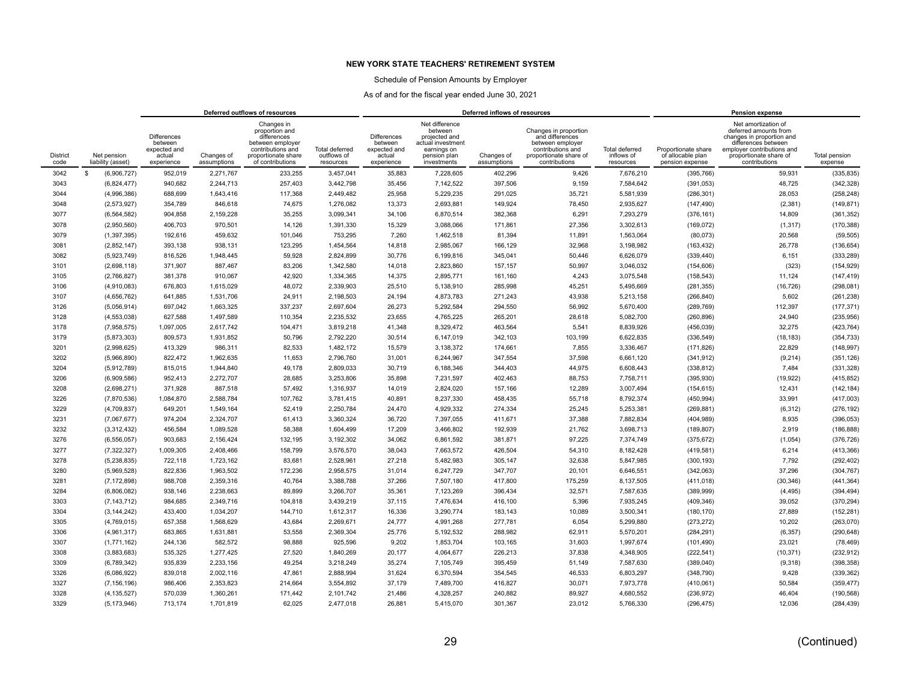**NEW YORK STATE TEACHERS' RETIREMENT SYSTEM**

Schedule of Pension Amounts by Employer

As of and for the fiscal year ended June 30, 2021

| | | Deferred outflows of resources | | | | Deferred inflows of resources | | | | | Pension expense | | |
|---|---|---|---|---|---|---|---|---|---|---|---|---|---|
| District code | Net pension liability (asset) | Differences between expected and actual experience | Changes of assumptions | Changes in proportion and differences between employer contributions and proportionate share of contributions | Total deferred outflows of resources | Differences between expected and actual experience | Net difference between projected and actual investment earnings on pension plan investments | Changes of assumptions | Changes in proportion and differences between employer contributions and proportionate share of contributions | Total deferred inflows of resources | Proportionate share of allocable plan pension expense | Net amortization of deferred amounts from changes in proportion and differences between employer contributions and proportionate share of contributions | Total pension expense |
| 3042 | $ (6,906,727) | 952,019 | 2,271,767 | 233,255 | 3,457,041 | 35,883 | 7,228,605 | 402,296 | 9,426 | 7,676,210 | (395,766) | 59,931 | (335,835) |
| 3043 | (6,824,477) | 940,682 | 2,244,713 | 257,403 | 3,442,798 | 35,456 | 7,142,522 | 397,506 | 9,159 | 7,584,642 | (391,053) | 48,725 | (342,328) |
| 3044 | (4,996,386) | 688,699 | 1,643,416 | 117,368 | 2,449,482 | 25,958 | 5,229,235 | 291,025 | 35,721 | 5,581,939 | (286,301) | 28,053 | (258,248) |
| 3048 | (2,573,927) | 354,789 | 846,618 | 74,675 | 1,276,082 | 13,373 | 2,693,881 | 149,924 | 78,450 | 2,935,627 | (147,490) | (2,381) | (149,871) |
| 3077 | (6,564,582) | 904,858 | 2,159,228 | 35,255 | 3,099,341 | 34,106 | 6,870,514 | 382,368 | 6,291 | 7,293,279 | (376,161) | 14,809 | (361,352) |
| 3078 | (2,950,560) | 406,703 | 970,501 | 14,126 | 1,391,330 | 15,329 | 3,088,066 | 171,861 | 27,356 | 3,302,613 | (169,072) | (1,317) | (170,388) |
| 3079 | (1,397,395) | 192,616 | 459,632 | 101,046 | 753,295 | 7,260 | 1,462,518 | 81,394 | 11,891 | 1,563,064 | (80,073) | 20,568 | (59,505) |
| 3081 | (2,852,147) | 393,138 | 938,131 | 123,295 | 1,454,564 | 14,818 | 2,985,067 | 166,129 | 32,968 | 3,198,982 | (163,432) | 26,778 | (136,654) |
| 3082 | (5,923,749) | 816,526 | 1,948,445 | 59,928 | 2,824,899 | 30,776 | 6,199,816 | 345,041 | 50,446 | 6,626,079 | (339,440) | 6,151 | (333,289) |
| 3101 | (2,698,118) | 371,907 | 887,467 | 83,206 | 1,342,580 | 14,018 | 2,823,860 | 157,157 | 50,997 | 3,046,032 | (154,606) | (323) | (154,929) |
| 3105 | (2,766,827) | 381,378 | 910,067 | 42,920 | 1,334,365 | 14,375 | 2,895,771 | 161,160 | 4,243 | 3,075,548 | (158,543) | 11,124 | (147,419) |
| 3106 | (4,910,083) | 676,803 | 1,615,029 | 48,072 | 2,339,903 | 25,510 | 5,138,910 | 285,998 | 45,251 | 5,495,669 | (281,355) | (16,726) | (298,081) |
| 3107 | (4,656,762) | 641,885 | 1,531,706 | 24,911 | 2,198,503 | 24,194 | 4,873,783 | 271,243 | 43,938 | 5,213,158 | (266,840) | 5,602 | (261,238) |
| 3126 | (5,056,914) | 697,042 | 1,663,325 | 337,237 | 2,697,604 | 26,273 | 5,292,584 | 294,550 | 56,992 | 5,670,400 | (289,769) | 112,397 | (177,371) |
| 3128 | (4,553,038) | 627,588 | 1,497,589 | 110,354 | 2,235,532 | 23,655 | 4,765,225 | 265,201 | 28,618 | 5,082,700 | (260,896) | 24,940 | (235,956) |
| 3178 | (7,958,575) | 1,097,005 | 2,617,742 | 104,471 | 3,819,218 | 41,348 | 8,329,472 | 463,564 | 5,541 | 8,839,926 | (456,039) | 32,275 | (423,764) |
| 3179 | (5,873,303) | 809,573 | 1,931,852 | 50,796 | 2,792,220 | 30,514 | 6,147,019 | 342,103 | 103,199 | 6,622,835 | (336,549) | (18,183) | (354,733) |
| 3201 | (2,998,625) | 413,329 | 986,311 | 82,533 | 1,482,172 | 15,579 | 3,138,372 | 174,661 | 7,855 | 3,336,467 | (171,826) | 22,829 | (148,997) |
| 3202 | (5,966,890) | 822,472 | 1,962,635 | 11,653 | 2,796,760 | 31,001 | 6,244,967 | 347,554 | 37,598 | 6,661,120 | (341,912) | (9,214) | (351,126) |
| 3204 | (5,912,789) | 815,015 | 1,944,840 | 49,178 | 2,809,033 | 30,719 | 6,188,346 | 344,403 | 44,975 | 6,608,443 | (338,812) | 7,484 | (331,328) |
| 3206 | (6,909,586) | 952,413 | 2,272,707 | 28,685 | 3,253,806 | 35,898 | 7,231,597 | 402,463 | 88,753 | 7,758,711 | (395,930) | (19,922) | (415,852) |
| 3208 | (2,698,271) | 371,928 | 887,518 | 57,492 | 1,316,937 | 14,019 | 2,824,020 | 157,166 | 12,289 | 3,007,494 | (154,615) | 12,431 | (142,184) |
| 3226 | (7,870,536) | 1,084,870 | 2,588,784 | 107,762 | 3,781,415 | 40,891 | 8,237,330 | 458,435 | 55,718 | 8,792,374 | (450,994) | 33,991 | (417,003) |
| 3229 | (4,709,837) | 649,201 | 1,549,164 | 52,419 | 2,250,784 | 24,470 | 4,929,332 | 274,334 | 25,245 | 5,253,381 | (269,881) | (6,312) | (276,192) |
| 3231 | (7,067,677) | 974,204 | 2,324,707 | 61,413 | 3,360,324 | 36,720 | 7,397,055 | 411,671 | 37,388 | 7,882,834 | (404,989) | 8,935 | (396,053) |
| 3232 | (3,312,432) | 456,584 | 1,089,528 | 58,388 | 1,604,499 | 17,209 | 3,466,802 | 192,939 | 21,762 | 3,698,713 | (189,807) | 2,919 | (186,888) |
| 3276 | (6,556,057) | 903,683 | 2,156,424 | 132,195 | 3,192,302 | 34,062 | 6,861,592 | 381,871 | 97,225 | 7,374,749 | (375,672) | (1,054) | (376,726) |
| 3277 | (7,322,327) | 1,009,305 | 2,408,466 | 158,799 | 3,576,570 | 38,043 | 7,663,572 | 426,504 | 54,310 | 8,182,428 | (419,581) | 6,214 | (413,366) |
| 3278 | (5,238,835) | 722,118 | 1,723,162 | 83,681 | 2,528,961 | 27,218 | 5,482,983 | 305,147 | 32,638 | 5,847,985 | (300,193) | 7,792 | (292,402) |
| 3280 | (5,969,528) | 822,836 | 1,963,502 | 172,236 | 2,958,575 | 31,014 | 6,247,729 | 347,707 | 20,101 | 6,646,551 | (342,063) | 37,296 | (304,767) |
| 3281 | (7,172,898) | 988,708 | 2,359,316 | 40,764 | 3,388,788 | 37,266 | 7,507,180 | 417,800 | 175,259 | 8,137,505 | (411,018) | (30,346) | (441,364) |
| 3284 | (6,806,082) | 938,146 | 2,238,663 | 89,899 | 3,266,707 | 35,361 | 7,123,269 | 396,434 | 32,571 | 7,587,635 | (389,999) | (4,495) | (394,494) |
| 3303 | (7,143,712) | 984,685 | 2,349,716 | 104,818 | 3,439,219 | 37,115 | 7,476,634 | 416,100 | 5,396 | 7,935,245 | (409,346) | 39,052 | (370,294) |
| 3304 | (3,144,242) | 433,400 | 1,034,207 | 144,710 | 1,612,317 | 16,336 | 3,290,774 | 183,143 | 10,089 | 3,500,341 | (180,170) | 27,889 | (152,281) |
| 3305 | (4,769,015) | 657,358 | 1,568,629 | 43,684 | 2,269,671 | 24,777 | 4,991,268 | 277,781 | 6,054 | 5,299,880 | (273,272) | 10,202 | (263,070) |
| 3306 | (4,961,317) | 683,865 | 1,631,881 | 53,558 | 2,369,304 | 25,776 | 5,192,532 | 288,982 | 62,911 | 5,570,201 | (284,291) | (6,357) | (290,648) |
| 3307 | (1,771,162) | 244,136 | 582,572 | 98,888 | 925,596 | 9,202 | 1,853,704 | 103,165 | 31,603 | 1,997,674 | (101,490) | 23,021 | (78,469) |
| 3308 | (3,883,683) | 535,325 | 1,277,425 | 27,520 | 1,840,269 | 20,177 | 4,064,677 | 226,213 | 37,838 | 4,348,905 | (222,541) | (10,371) | (232,912) |
| 3309 | (6,789,342) | 935,839 | 2,233,156 | 49,254 | 3,218,249 | 35,274 | 7,105,749 | 395,459 | 51,149 | 7,587,630 | (389,040) | (9,318) | (398,358) |
| 3326 | (6,086,922) | 839,018 | 2,002,116 | 47,861 | 2,888,994 | 31,624 | 6,370,594 | 354,545 | 46,533 | 6,803,297 | (348,790) | 9,428 | (339,362) |
| 3327 | (7,156,196) | 986,406 | 2,353,823 | 214,664 | 3,554,892 | 37,179 | 7,489,700 | 416,827 | 30,071 | 7,973,778 | (410,061) | 50,584 | (359,477) |
| 3328 | (4,135,527) | 570,039 | 1,360,261 | 171,442 | 2,101,742 | 21,486 | 4,328,257 | 240,882 | 89,927 | 4,680,552 | (236,972) | 46,404 | (190,568) |
| 3329 | (5,173,946) | 713,174 | 1,701,819 | 62,025 | 2,477,018 | 26,881 | 5,415,070 | 301,367 | 23,012 | 5,766,330 | (296,475) | 12,036 | (284,439) |

(Continued)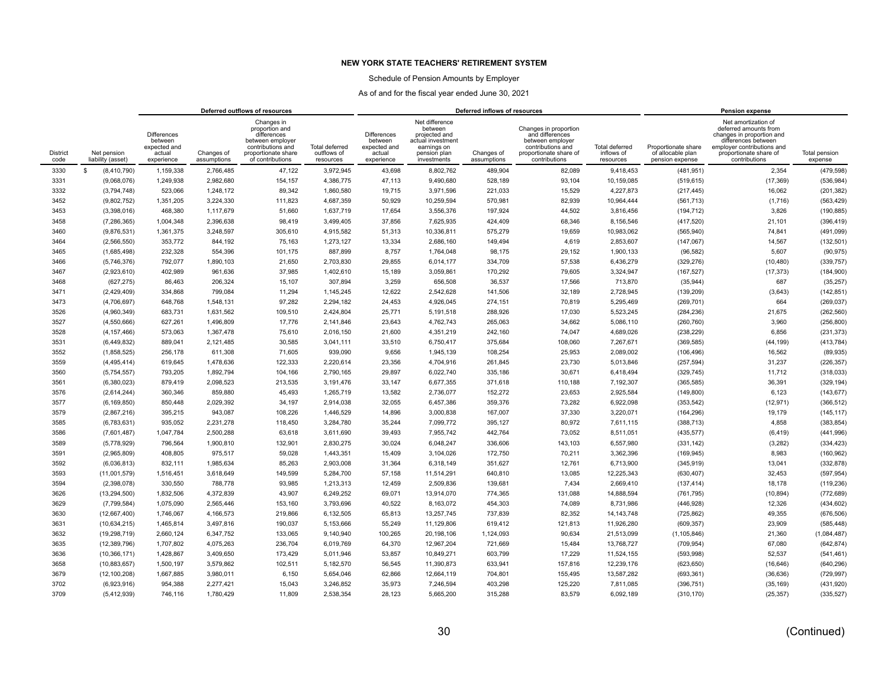**NEW YORK STATE TEACHERS' RETIREMENT SYSTEM**

Schedule of Pension Amounts by Employer

As of and for the fiscal year ended June 30, 2021

| | | Deferred outflows of resources | | | | Deferred inflows of resources | | | | | Pension expense | | |
|---|---|---|---|---|---|---|---|---|---|---|---|---|---|
| District code | Net pension liability (asset) | Differences between expected and actual experience | Changes of assumptions | Changes in proportion and differences between employer contributions and proportionate share of contributions | Total deferred outflows of resources | Differences between expected and actual experience | Net difference between projected and actual investment earnings on pension plan investments | Changes of assumptions | Changes in proportion and differences between employer contributions and proportionate share of contributions | Total deferred inflows of resources | Proportionate share of allocable plan pension expense | Net amortization of deferred amounts from changes in proportion and differences between employer contributions and proportionate share of contributions | Total pension expense |
| 3330 | $ (8,410,790) | 1,159,338 | 2,766,485 | 47,122 | 3,972,945 | 43,698 | 8,802,762 | 489,904 | 82,089 | 9,418,453 | (481,951) | 2,354 | (479,598) |
| 3331 | (9,068,076) | 1,249,938 | 2,982,680 | 154,157 | 4,386,775 | 47,113 | 9,490,680 | 528,189 | 93,104 | 10,159,085 | (519,615) | (17,369) | (536,984) |
| 3332 | (3,794,748) | 523,066 | 1,248,172 | 89,342 | 1,860,580 | 19,715 | 3,971,596 | 221,033 | 15,529 | 4,227,873 | (217,445) | 16,062 | (201,382) |
| 3452 | (9,802,752) | 1,351,205 | 3,224,330 | 111,823 | 4,687,359 | 50,929 | 10,259,594 | 570,981 | 82,939 | 10,964,444 | (561,713) | (1,716) | (563,429) |
| 3453 | (3,398,016) | 468,380 | 1,117,679 | 51,660 | 1,637,719 | 17,654 | 3,556,376 | 197,924 | 44,502 | 3,816,456 | (194,712) | 3,826 | (190,885) |
| 3458 | (7,286,365) | 1,004,348 | 2,396,638 | 98,419 | 3,499,405 | 37,856 | 7,625,935 | 424,409 | 68,346 | 8,156,546 | (417,520) | 21,101 | (396,419) |
| 3460 | (9,876,531) | 1,361,375 | 3,248,597 | 305,610 | 4,915,582 | 51,313 | 10,336,811 | 575,279 | 19,659 | 10,983,062 | (565,940) | 74,841 | (491,099) |
| 3464 | (2,566,550) | 353,772 | 844,192 | 75,163 | 1,273,127 | 13,334 | 2,686,160 | 149,494 | 4,619 | 2,853,607 | (147,067) | 14,567 | (132,501) |
| 3465 | (1,685,498) | 232,328 | 554,396 | 101,175 | 887,899 | 8,757 | 1,764,048 | 98,175 | 29,152 | 1,900,133 | (96,582) | 5,607 | (90,975) |
| 3466 | (5,746,376) | 792,077 | 1,890,103 | 21,650 | 2,703,830 | 29,855 | 6,014,177 | 334,709 | 57,538 | 6,436,279 | (329,276) | (10,480) | (339,757) |
| 3467 | (2,923,610) | 402,989 | 961,636 | 37,985 | 1,402,610 | 15,189 | 3,059,861 | 170,292 | 79,605 | 3,324,947 | (167,527) | (17,373) | (184,900) |
| 3468 | (627,275) | 86,463 | 206,324 | 15,107 | 307,894 | 3,259 | 656,508 | 36,537 | 17,566 | 713,870 | (35,944) | 687 | (35,257) |
| 3471 | (2,429,409) | 334,868 | 799,084 | 11,294 | 1,145,245 | 12,622 | 2,542,628 | 141,506 | 32,189 | 2,728,945 | (139,209) | (3,643) | (142,851) |
| 3473 | (4,706,697) | 648,768 | 1,548,131 | 97,282 | 2,294,182 | 24,453 | 4,926,045 | 274,151 | 70,819 | 5,295,469 | (269,701) | 664 | (269,037) |
| 3526 | (4,960,349) | 683,731 | 1,631,562 | 109,510 | 2,424,804 | 25,771 | 5,191,518 | 288,926 | 17,030 | 5,523,245 | (284,236) | 21,675 | (262,560) |
| 3527 | (4,550,666) | 627,261 | 1,496,809 | 17,776 | 2,141,846 | 23,643 | 4,762,743 | 265,063 | 34,662 | 5,086,110 | (260,760) | 3,960 | (256,800) |
| 3528 | (4,157,466) | 573,063 | 1,367,478 | 75,610 | 2,016,150 | 21,600 | 4,351,219 | 242,160 | 74,047 | 4,689,026 | (238,229) | 6,856 | (231,373) |
| 3531 | (6,449,832) | 889,041 | 2,121,485 | 30,585 | 3,041,111 | 33,510 | 6,750,417 | 375,684 | 108,060 | 7,267,671 | (369,585) | (44,199) | (413,784) |
| 3552 | (1,858,525) | 256,178 | 611,308 | 71,605 | 939,090 | 9,656 | 1,945,139 | 108,254 | 25,953 | 2,089,002 | (106,496) | 16,562 | (89,935) |
| 3559 | (4,495,414) | 619,645 | 1,478,636 | 122,333 | 2,220,614 | 23,356 | 4,704,916 | 261,845 | 23,730 | 5,013,846 | (257,594) | 31,237 | (226,357) |
| 3560 | (5,754,557) | 793,205 | 1,892,794 | 104,166 | 2,790,165 | 29,897 | 6,022,740 | 335,186 | 30,671 | 6,418,494 | (329,745) | 11,712 | (318,033) |
| 3561 | (6,380,023) | 879,419 | 2,098,523 | 213,535 | 3,191,476 | 33,147 | 6,677,355 | 371,618 | 110,188 | 7,192,307 | (365,585) | 36,391 | (329,194) |
| 3576 | (2,614,244) | 360,346 | 859,880 | 45,493 | 1,265,719 | 13,582 | 2,736,077 | 152,272 | 23,653 | 2,925,584 | (149,800) | 6,123 | (143,677) |
| 3577 | (6,169,850) | 850,448 | 2,029,392 | 34,197 | 2,914,038 | 32,055 | 6,457,386 | 359,376 | 73,282 | 6,922,098 | (353,542) | (12,971) | (366,512) |
| 3579 | (2,867,216) | 395,215 | 943,087 | 108,226 | 1,446,529 | 14,896 | 3,000,838 | 167,007 | 37,330 | 3,220,071 | (164,296) | 19,179 | (145,117) |
| 3585 | (6,783,631) | 935,052 | 2,231,278 | 118,450 | 3,284,780 | 35,244 | 7,099,772 | 395,127 | 80,972 | 7,611,115 | (388,713) | 4,858 | (383,854) |
| 3586 | (7,601,487) | 1,047,784 | 2,500,288 | 63,618 | 3,611,690 | 39,493 | 7,955,742 | 442,764 | 73,052 | 8,511,051 | (435,577) | (6,419) | (441,996) |
| 3589 | (5,778,929) | 796,564 | 1,900,810 | 132,901 | 2,830,275 | 30,024 | 6,048,247 | 336,606 | 143,103 | 6,557,980 | (331,142) | (3,282) | (334,423) |
| 3591 | (2,965,809) | 408,805 | 975,517 | 59,028 | 1,443,351 | 15,409 | 3,104,026 | 172,750 | 70,211 | 3,362,396 | (169,945) | 8,983 | (160,962) |
| 3592 | (6,036,813) | 832,111 | 1,985,634 | 85,263 | 2,903,008 | 31,364 | 6,318,149 | 351,627 | 12,761 | 6,713,900 | (345,919) | 13,041 | (332,878) |
| 3593 | (11,001,579) | 1,516,451 | 3,618,649 | 149,599 | 5,284,700 | 57,158 | 11,514,291 | 640,810 | 13,085 | 12,225,343 | (630,407) | 32,453 | (597,954) |
| 3594 | (2,398,078) | 330,550 | 788,778 | 93,985 | 1,213,313 | 12,459 | 2,509,836 | 139,681 | 7,434 | 2,669,410 | (137,414) | 18,178 | (119,236) |
| 3626 | (13,294,500) | 1,832,506 | 4,372,839 | 43,907 | 6,249,252 | 69,071 | 13,914,070 | 774,365 | 131,088 | 14,888,594 | (761,795) | (10,894) | (772,689) |
| 3629 | (7,799,584) | 1,075,090 | 2,565,446 | 153,160 | 3,793,696 | 40,522 | 8,163,072 | 454,303 | 74,089 | 8,731,986 | (446,928) | 12,326 | (434,602) |
| 3630 | (12,667,400) | 1,746,067 | 4,166,573 | 219,866 | 6,132,505 | 65,813 | 13,257,745 | 737,839 | 82,352 | 14,143,748 | (725,862) | 49,355 | (676,506) |
| 3631 | (10,634,215) | 1,465,814 | 3,497,816 | 190,037 | 5,153,666 | 55,249 | 11,129,806 | 619,412 | 121,813 | 11,926,280 | (609,357) | 23,909 | (585,448) |
| 3632 | (19,298,719) | 2,660,124 | 6,347,752 | 133,065 | 9,140,940 | 100,265 | 20,198,106 | 1,124,093 | 90,634 | 21,513,099 | (1,105,846) | 21,360 | (1,084,487) |
| 3635 | (12,389,796) | 1,707,802 | 4,075,263 | 236,704 | 6,019,769 | 64,370 | 12,967,204 | 721,669 | 15,484 | 13,768,727 | (709,954) | 67,080 | (642,874) |
| 3636 | (10,366,171) | 1,428,867 | 3,409,650 | 173,429 | 5,011,946 | 53,857 | 10,849,271 | 603,799 | 17,229 | 11,524,155 | (593,998) | 52,537 | (541,461) |
| 3658 | (10,883,657) | 1,500,197 | 3,579,862 | 102,511 | 5,182,570 | 56,545 | 11,390,873 | 633,941 | 157,816 | 12,239,176 | (623,650) | (16,646) | (640,296) |
| 3679 | (12,100,208) | 1,667,885 | 3,980,011 | 6,150 | 5,654,046 | 62,866 | 12,664,119 | 704,801 | 155,495 | 13,587,282 | (693,361) | (36,636) | (729,997) |
| 3702 | (6,923,916) | 954,388 | 2,277,421 | 15,043 | 3,246,852 | 35,973 | 7,246,594 | 403,298 | 125,220 | 7,811,085 | (396,751) | (35,169) | (431,920) |
| 3709 | (5,412,939) | 746,116 | 1,780,429 | 11,809 | 2,538,354 | 28,123 | 5,665,200 | 315,288 | 83,579 | 6,092,189 | (310,170) | (25,357) | (335,527) |

(Continued)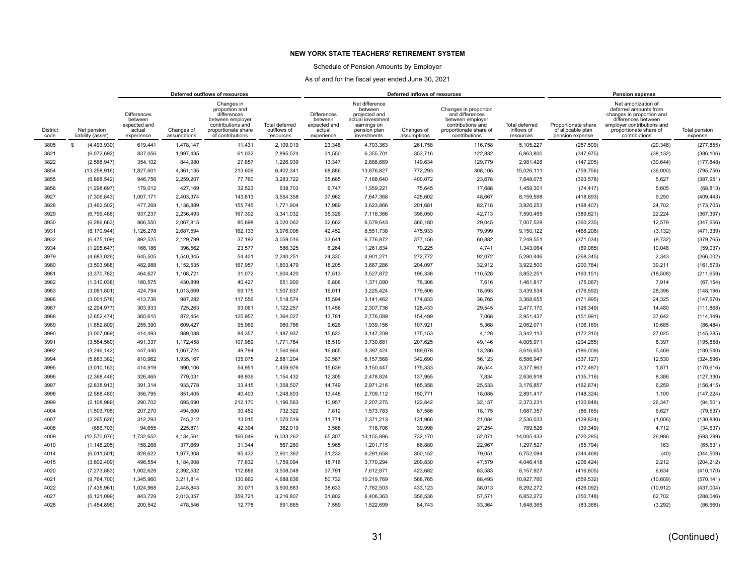**NEW YORK STATE TEACHERS' RETIREMENT SYSTEM**

Schedule of Pension Amounts by Employer

As of and for the fiscal year ended June 30, 2021

| | | Deferred outflows of resources | | | | Deferred inflows of resources | | | | | Pension expense | | |
|---|---|---|---|---|---|---|---|---|---|---|---|---|---|
| District code | Net pension liability (asset) | Differences between expected and actual experience | Changes of assumptions | Changes in proportion and differences between employer contributions and proportionate share of contributions | Total deferred outflows of resources | Differences between expected and actual experience | Net difference between projected and actual investment earnings on pension plan investments | Changes of assumptions | Changes in proportion and differences between employer contributions and proportionate share of contributions | Total deferred inflows of resources | Proportionate share of allocable plan pension expense | Net amortization of deferred amounts from changes in proportion and differences between employer contributions and proportionate share of contributions | Total pension expense |
| 3805 | $ (4,493,930) | 619,441 | 1,478,147 | 11,431 | 2,109,019 | 23,348 | 4,703,363 | 261,758 | 116,758 | 5,105,227 | (257,509) | (20,346) | (277,855) |
| 3821 | (6,072,692) | 837,056 | 1,997,435 | 61,032 | 2,895,524 | 31,550 | 6,355,701 | 353,716 | 122,832 | 6,863,800 | (347,975) | (38,132) | (386,106) |
| 3822 | (2,568,947) | 354,102 | 844,980 | 27,857 | 1,226,939 | 13,347 | 2,688,669 | 149,634 | 129,779 | 2,981,428 | (147,205) | (30,644) | (177,848) |
| 3854 | (13,258,916) | 1,827,601 | 4,361,135 | 213,606 | 6,402,341 | 68,886 | 13,876,827 | 772,293 | 308,105 | 15,026,111 | (759,756) | (36,000) | (795,756) |
| 3855 | (6,868,542) | 946,756 | 2,259,207 | 77,760 | 3,283,722 | 35,685 | 7,188,640 | 400,072 | 23,678 | 7,648,075 | (393,578) | 5,627 | (387,951) |
| 3856 | (1,298,697) | 179,012 | 427,169 | 32,523 | 638,703 | 6,747 | 1,359,221 | 75,645 | 17,688 | 1,459,301 | (74,417) | 5,605 | (68,813) |
| 3927 | (7,306,843) | 1,007,171 | 2,403,374 | 143,813 | 3,554,358 | 37,962 | 7,647,368 | 425,602 | 48,667 | 8,159,598 | (418,693) | 9,250 | (409,443) |
| 3928 | (3,462,502) | 477,269 | 1,138,889 | 155,745 | 1,771,904 | 17,989 | 3,623,866 | 201,681 | 82,718 | 3,926,253 | (198,407) | 24,702 | (173,705) |
| 3929 | (6,799,486) | 937,237 | 2,236,493 | 167,302 | 3,341,032 | 35,326 | 7,116,366 | 396,050 | 42,713 | 7,590,455 | (389,621) | 22,224 | (367,397) |
| 3930 | (6,286,663) | 866,550 | 2,067,815 | 85,698 | 3,020,062 | 32,662 | 6,579,643 | 366,180 | 29,045 | 7,007,529 | (360,235) | 12,579 | (347,656) |
| 3931 | (8,170,944) | 1,126,278 | 2,687,594 | 162,133 | 3,976,006 | 42,452 | 8,551,738 | 475,933 | 79,999 | 9,150,122 | (468,208) | (3,132) | (471,339) |
| 3932 | (6,475,109) | 892,525 | 2,129,799 | 37,192 | 3,059,516 | 33,641 | 6,776,872 | 377,156 | 60,882 | 7,248,551 | (371,034) | (8,732) | (379,765) |
| 3934 | (1,205,647) | 166,186 | 396,562 | 23,577 | 586,325 | 6,264 | 1,261,834 | 70,225 | 4,741 | 1,343,064 | (69,085) | 10,048 | (59,037) |
| 3979 | (4,683,026) | 645,505 | 1,540,345 | 54,401 | 2,240,251 | 24,330 | 4,901,271 | 272,772 | 92,072 | 5,290,446 | (268,345) | 2,343 | (266,002) |
| 3980 | (3,503,988) | 482,988 | 1,152,535 | 167,957 | 1,803,479 | 18,205 | 3,667,286 | 204,097 | 32,912 | 3,922,500 | (200,784) | 39,211 | (161,573) |
| 3981 | (3,370,782) | 464,627 | 1,108,721 | 31,072 | 1,604,420 | 17,513 | 3,527,872 | 196,338 | 110,528 | 3,852,251 | (193,151) | (18,508) | (211,659) |
| 3982 | (1,310,038) | 180,575 | 430,899 | 40,427 | 651,900 | 6,806 | 1,371,090 | 76,306 | 7,616 | 1,461,817 | (75,067) | 7,914 | (67,154) |
| 3983 | (3,081,801) | 424,794 | 1,013,669 | 69,175 | 1,507,637 | 16,011 | 3,225,424 | 179,506 | 18,593 | 3,439,534 | (176,592) | 28,396 | (148,196) |
| 3986 | (3,001,578) | 413,736 | 987,282 | 117,556 | 1,518,574 | 15,594 | 3,141,462 | 174,833 | 36,765 | 3,368,655 | (171,995) | 24,325 | (147,670) |
| 3987 | (2,204,977) | 303,933 | 725,263 | 93,061 | 1,122,257 | 11,456 | 2,307,736 | 128,433 | 29,545 | 2,477,170 | (126,349) | 14,480 | (111,868) |
| 3988 | (2,652,474) | 365,615 | 872,454 | 125,957 | 1,364,027 | 13,781 | 2,776,089 | 154,499 | 7,068 | 2,951,437 | (151,991) | 37,642 | (114,349) |
| 3989 | (1,852,809) | 255,390 | 609,427 | 95,969 | 960,786 | 9,626 | 1,939,156 | 107,921 | 5,368 | 2,062,071 | (106,169) | 19,685 | (86,484) |
| 3990 | (3,007,069) | 414,493 | 989,088 | 84,357 | 1,487,937 | 15,623 | 3,147,209 | 175,153 | 4,128 | 3,342,113 | (172,310) | 27,025 | (145,285) |
| 3991 | (3,564,560) | 491,337 | 1,172,458 | 107,989 | 1,771,784 | 18,519 | 3,730,681 | 207,625 | 49,146 | 4,005,971 | (204,255) | 8,397 | (195,858) |
| 3992 | (3,246,142) | 447,446 | 1,067,724 | 49,794 | 1,564,964 | 16,865 | 3,397,424 | 189,078 | 13,286 | 3,616,653 | (186,009) | 5,469 | (180,540) |
| 3994 | (5,883,382) | 810,962 | 1,935,167 | 135,075 | 2,881,204 | 30,567 | 6,157,568 | 342,690 | 56,123 | 6,586,947 | (337,127) | 12,530 | (324,596) |
| 3995 | (3,010,163) | 414,919 | 990,106 | 54,951 | 1,459,976 | 15,639 | 3,150,447 | 175,333 | 36,544 | 3,377,963 | (172,487) | 1,871 | (170,616) |
| 3996 | (2,368,446) | 326,465 | 779,031 | 48,936 | 1,154,432 | 12,305 | 2,478,824 | 137,955 | 7,834 | 2,636,918 | (135,716) | 8,386 | (127,330) |
| 3997 | (2,838,913) | 391,314 | 933,778 | 33,415 | 1,358,507 | 14,749 | 2,971,216 | 165,358 | 25,533 | 3,176,857 | (162,674) | 6,259 | (156,415) |
| 3998 | (2,588,480) | 356,795 | 851,405 | 40,403 | 1,248,603 | 13,448 | 2,709,112 | 150,771 | 18,085 | 2,891,417 | (148,324) | 1,100 | (147,224) |
| 3999 | (2,108,989) | 290,702 | 693,690 | 212,170 | 1,196,563 | 10,957 | 2,207,275 | 122,842 | 32,157 | 2,373,231 | (120,848) | 26,347 | (94,501) |
| 4004 | (1,503,705) | 207,270 | 494,600 | 30,452 | 732,322 | 7,812 | 1,573,783 | 87,586 | 18,175 | 1,687,357 | (86,165) | 6,627 | (79,537) |
| 4007 | (2,265,626) | 312,293 | 745,212 | 13,015 | 1,070,519 | 11,771 | 2,371,213 | 131,966 | 21,084 | 2,536,033 | (129,824) | (1,006) | (130,830) |
| 4008 | (686,703) | 94,655 | 225,871 | 42,394 | 362,919 | 3,568 | 718,706 | 39,998 | 27,254 | 789,526 | (39,349) | 4,712 | (34,637) |
| 4009 | (12,570,076) | 1,732,652 | 4,134,561 | 166,049 | 6,033,262 | 65,307 | 13,155,886 | 732,170 | 52,071 | 14,005,433 | (720,285) | 26,986 | (693,299) |
| 4010 | (1,148,205) | 158,268 | 377,669 | 31,344 | 567,280 | 5,965 | 1,201,715 | 66,880 | 22,967 | 1,297,527 | (65,794) | 163 | (65,631) |
| 4014 | (6,011,501) | 828,622 | 1,977,308 | 95,432 | 2,901,362 | 31,232 | 6,291,658 | 350,152 | 79,051 | 6,752,094 | (344,468) | (40) | (344,509) |
| 4015 | (3,602,409) | 496,554 | 1,184,908 | 77,632 | 1,759,094 | 18,716 | 3,770,294 | 209,830 | 47,579 | 4,046,418 | (206,424) | 2,212 | (204,212) |
| 4020 | (7,273,883) | 1,002,628 | 2,392,532 | 112,889 | 3,508,048 | 37,791 | 7,612,871 | 423,682 | 83,583 | 8,157,927 | (416,805) | 6,634 | (410,170) |
| 4021 | (9,764,700) | 1,345,960 | 3,211,814 | 130,862 | 4,688,636 | 50,732 | 10,219,769 | 568,765 | 88,493 | 10,927,760 | (559,532) | (10,609) | (570,141) |
| 4022 | (7,435,961) | 1,024,968 | 2,445,843 | 30,071 | 3,500,883 | 38,633 | 7,782,503 | 433,123 | 38,013 | 8,292,272 | (426,092) | (10,912) | (437,004) |
| 4027 | (6,121,099) | 843,729 | 2,013,357 | 359,721 | 3,216,807 | 31,802 | 6,406,363 | 356,536 | 57,571 | 6,852,272 | (350,748) | 62,702 | (288,046) |
| 4028 | (1,454,896) | 200,542 | 478,546 | 12,778 | 691,865 | 7,559 | 1,522,699 | 84,743 | 33,364 | 1,648,365 | (83,368) | (3,292) | (86,660) |

(Continued)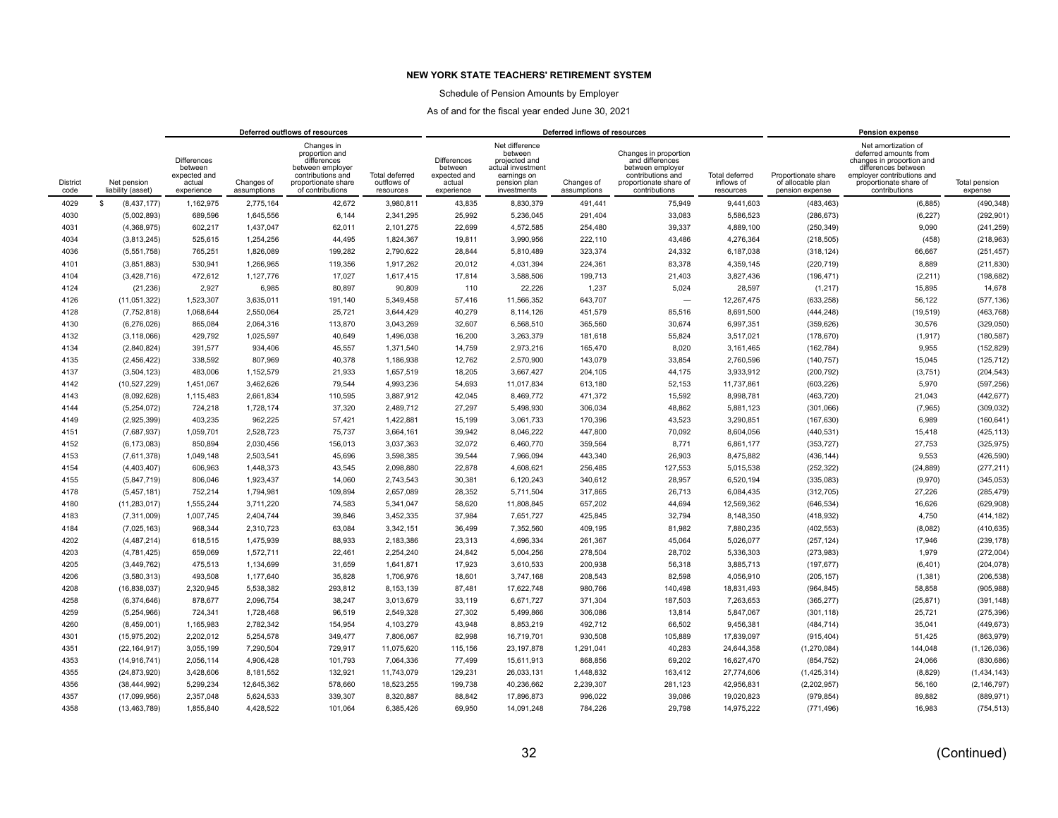**NEW YORK STATE TEACHERS' RETIREMENT SYSTEM**

Schedule of Pension Amounts by Employer

As of and for the fiscal year ended June 30, 2021

| | | Deferred outflows of resources | | | | Deferred inflows of resources | | | | | Pension expense | | |
|---|---|---|---|---|---|---|---|---|---|---|---|---|---|
| District code | Net pension liability (asset) | Differences between expected and actual experience | Changes of assumptions | Changes in proportion and differences between employer contributions and proportionate share of contributions | Total deferred outflows of resources | Differences between expected and actual experience | Net difference between projected and actual investment earnings on pension plan investments | Changes of assumptions | Changes in proportion and differences between employer contributions and proportionate share of contributions | Total deferred inflows of resources | Proportionate share of allocable plan pension expense | Net amortization of deferred amounts from changes in proportion and differences between employer contributions and proportionate share of contributions | Total pension expense |
| 4029 | $ (8,437,177) | 1,162,975 | 2,775,164 | 42,672 | 3,980,811 | 43,835 | 8,830,379 | 491,441 | 75,949 | 9,441,603 | (483,463) | (6,885) | (490,348) |
| 4030 | (5,002,893) | 689,596 | 1,645,556 | 6,144 | 2,341,295 | 25,992 | 5,236,045 | 291,404 | 33,083 | 5,586,523 | (286,673) | (6,227) | (292,901) |
| 4031 | (4,368,975) | 602,217 | 1,437,047 | 62,011 | 2,101,275 | 22,699 | 4,572,585 | 254,480 | 39,337 | 4,889,100 | (250,349) | 9,090 | (241,259) |
| 4034 | (3,813,245) | 525,615 | 1,254,256 | 44,495 | 1,824,367 | 19,811 | 3,990,956 | 222,110 | 43,486 | 4,276,364 | (218,505) | (458) | (218,963) |
| 4036 | (5,551,758) | 765,251 | 1,826,089 | 199,282 | 2,790,622 | 28,844 | 5,810,489 | 323,374 | 24,332 | 6,187,038 | (318,124) | 66,667 | (251,457) |
| 4101 | (3,851,883) | 530,941 | 1,266,965 | 119,356 | 1,917,262 | 20,012 | 4,031,394 | 224,361 | 83,378 | 4,359,145 | (220,719) | 8,889 | (211,830) |
| 4104 | (3,428,716) | 472,612 | 1,127,776 | 17,027 | 1,617,415 | 17,814 | 3,588,506 | 199,713 | 21,403 | 3,827,436 | (196,471) | (2,211) | (198,682) |
| 4124 | (21,236) | 2,927 | 6,985 | 80,897 | 90,809 | 110 | 22,226 | 1,237 | 5,024 | 28,597 | (1,217) | 15,895 | 14,678 |
| 4126 | (11,051,322) | 1,523,307 | 3,635,011 | 191,140 | 5,349,458 | 57,416 | 11,566,352 | 643,707 | — | 12,267,475 | (633,258) | 56,122 | (577,136) |
| 4128 | (7,752,818) | 1,068,644 | 2,550,064 | 25,721 | 3,644,429 | 40,279 | 8,114,126 | 451,579 | 85,516 | 8,691,500 | (444,248) | (19,519) | (463,768) |
| 4130 | (6,276,026) | 865,084 | 2,064,316 | 113,870 | 3,043,269 | 32,607 | 6,568,510 | 365,560 | 30,674 | 6,997,351 | (359,626) | 30,576 | (329,050) |
| 4132 | (3,118,066) | 429,792 | 1,025,597 | 40,649 | 1,496,038 | 16,200 | 3,263,379 | 181,618 | 55,824 | 3,517,021 | (178,670) | (1,917) | (180,587) |
| 4134 | (2,840,824) | 391,577 | 934,406 | 45,557 | 1,371,540 | 14,759 | 2,973,216 | 165,470 | 8,020 | 3,161,465 | (162,784) | 9,955 | (152,829) |
| 4135 | (2,456,422) | 338,592 | 807,969 | 40,378 | 1,186,938 | 12,762 | 2,570,900 | 143,079 | 33,854 | 2,760,596 | (140,757) | 15,045 | (125,712) |
| 4137 | (3,504,123) | 483,006 | 1,152,579 | 21,933 | 1,657,519 | 18,205 | 3,667,427 | 204,105 | 44,175 | 3,933,912 | (200,792) | (3,751) | (204,543) |
| 4142 | (10,527,229) | 1,451,067 | 3,462,626 | 79,544 | 4,993,236 | 54,693 | 11,017,834 | 613,180 | 52,153 | 11,737,861 | (603,226) | 5,970 | (597,256) |
| 4143 | (8,092,628) | 1,115,483 | 2,661,834 | 110,595 | 3,887,912 | 42,045 | 8,469,772 | 471,372 | 15,592 | 8,998,781 | (463,720) | 21,043 | (442,677) |
| 4144 | (5,254,072) | 724,218 | 1,728,174 | 37,320 | 2,489,712 | 27,297 | 5,498,930 | 306,034 | 48,862 | 5,881,123 | (301,066) | (7,965) | (309,032) |
| 4149 | (2,925,399) | 403,235 | 962,225 | 57,421 | 1,422,881 | 15,199 | 3,061,733 | 170,396 | 43,523 | 3,290,851 | (167,630) | 6,989 | (160,641) |
| 4151 | (7,687,937) | 1,059,701 | 2,528,723 | 75,737 | 3,664,161 | 39,942 | 8,046,222 | 447,800 | 70,092 | 8,604,056 | (440,531) | 15,418 | (425,113) |
| 4152 | (6,173,083) | 850,894 | 2,030,456 | 156,013 | 3,037,363 | 32,072 | 6,460,770 | 359,564 | 8,771 | 6,861,177 | (353,727) | 27,753 | (325,975) |
| 4153 | (7,611,378) | 1,049,148 | 2,503,541 | 45,696 | 3,598,385 | 39,544 | 7,966,094 | 443,340 | 26,903 | 8,475,882 | (436,144) | 9,553 | (426,590) |
| 4154 | (4,403,407) | 606,963 | 1,448,373 | 43,545 | 2,098,880 | 22,878 | 4,608,621 | 256,485 | 127,553 | 5,015,538 | (252,322) | (24,889) | (277,211) |
| 4155 | (5,847,719) | 806,046 | 1,923,437 | 14,060 | 2,743,543 | 30,381 | 6,120,243 | 340,612 | 28,957 | 6,520,194 | (335,083) | (9,970) | (345,053) |
| 4178 | (5,457,181) | 752,214 | 1,794,981 | 109,894 | 2,657,089 | 28,352 | 5,711,504 | 317,865 | 26,713 | 6,084,435 | (312,705) | 27,226 | (285,479) |
| 4180 | (11,283,017) | 1,555,244 | 3,711,220 | 74,583 | 5,341,047 | 58,620 | 11,808,845 | 657,202 | 44,694 | 12,569,362 | (646,534) | 16,626 | (629,908) |
| 4183 | (7,311,009) | 1,007,745 | 2,404,744 | 39,846 | 3,452,335 | 37,984 | 7,651,727 | 425,845 | 32,794 | 8,148,350 | (418,932) | 4,750 | (414,182) |
| 4184 | (7,025,163) | 968,344 | 2,310,723 | 63,084 | 3,342,151 | 36,499 | 7,352,560 | 409,195 | 81,982 | 7,880,235 | (402,553) | (8,082) | (410,635) |
| 4202 | (4,487,214) | 618,515 | 1,475,939 | 88,933 | 2,183,386 | 23,313 | 4,696,334 | 261,367 | 45,064 | 5,026,077 | (257,124) | 17,946 | (239,178) |
| 4203 | (4,781,425) | 659,069 | 1,572,711 | 22,461 | 2,254,240 | 24,842 | 5,004,256 | 278,504 | 28,702 | 5,336,303 | (273,983) | 1,979 | (272,004) |
| 4205 | (3,449,762) | 475,513 | 1,134,699 | 31,659 | 1,641,871 | 17,923 | 3,610,533 | 200,938 | 56,318 | 3,885,713 | (197,677) | (6,401) | (204,078) |
| 4206 | (3,580,313) | 493,508 | 1,177,640 | 35,828 | 1,706,976 | 18,601 | 3,747,168 | 208,543 | 82,598 | 4,056,910 | (205,157) | (1,381) | (206,538) |
| 4208 | (16,838,037) | 2,320,945 | 5,538,382 | 293,812 | 8,153,139 | 87,481 | 17,622,748 | 980,766 | 140,498 | 18,831,493 | (964,845) | 58,858 | (905,988) |
| 4258 | (6,374,646) | 878,677 | 2,096,754 | 38,247 | 3,013,679 | 33,119 | 6,671,727 | 371,304 | 187,503 | 7,263,653 | (365,277) | (25,871) | (391,148) |
| 4259 | (5,254,966) | 724,341 | 1,728,468 | 96,519 | 2,549,328 | 27,302 | 5,499,866 | 306,086 | 13,814 | 5,847,067 | (301,118) | 25,721 | (275,396) |
| 4260 | (8,459,001) | 1,165,983 | 2,782,342 | 154,954 | 4,103,279 | 43,948 | 8,853,219 | 492,712 | 66,502 | 9,456,381 | (484,714) | 35,041 | (449,673) |
| 4301 | (15,975,202) | 2,202,012 | 5,254,578 | 349,477 | 7,806,067 | 82,998 | 16,719,701 | 930,508 | 105,889 | 17,839,097 | (915,404) | 51,425 | (863,979) |
| 4351 | (22,164,917) | 3,055,199 | 7,290,504 | 729,917 | 11,075,620 | 115,156 | 23,197,878 | 1,291,041 | 40,283 | 24,644,358 | (1,270,084) | 144,048 | (1,126,036) |
| 4353 | (14,916,741) | 2,056,114 | 4,906,428 | 101,793 | 7,064,336 | 77,499 | 15,611,913 | 868,856 | 69,202 | 16,627,470 | (854,752) | 24,066 | (830,686) |
| 4355 | (24,873,920) | 3,428,606 | 8,181,552 | 132,921 | 11,743,079 | 129,231 | 26,033,131 | 1,448,832 | 163,412 | 27,774,606 | (1,425,314) | (8,829) | (1,434,143) |
| 4356 | (38,444,992) | 5,299,234 | 12,645,362 | 578,660 | 18,523,255 | 199,738 | 40,236,662 | 2,239,307 | 281,123 | 42,956,831 | (2,202,957) | 56,160 | (2,146,797) |
| 4357 | (17,099,956) | 2,357,048 | 5,624,533 | 339,307 | 8,320,887 | 88,842 | 17,896,873 | 996,022 | 39,086 | 19,020,823 | (979,854) | 89,882 | (889,971) |
| 4358 | (13,463,789) | 1,855,840 | 4,428,522 | 101,064 | 6,385,426 | 69,950 | 14,091,248 | 784,226 | 29,798 | 14,975,222 | (771,496) | 16,983 | (754,513) |

(Continued)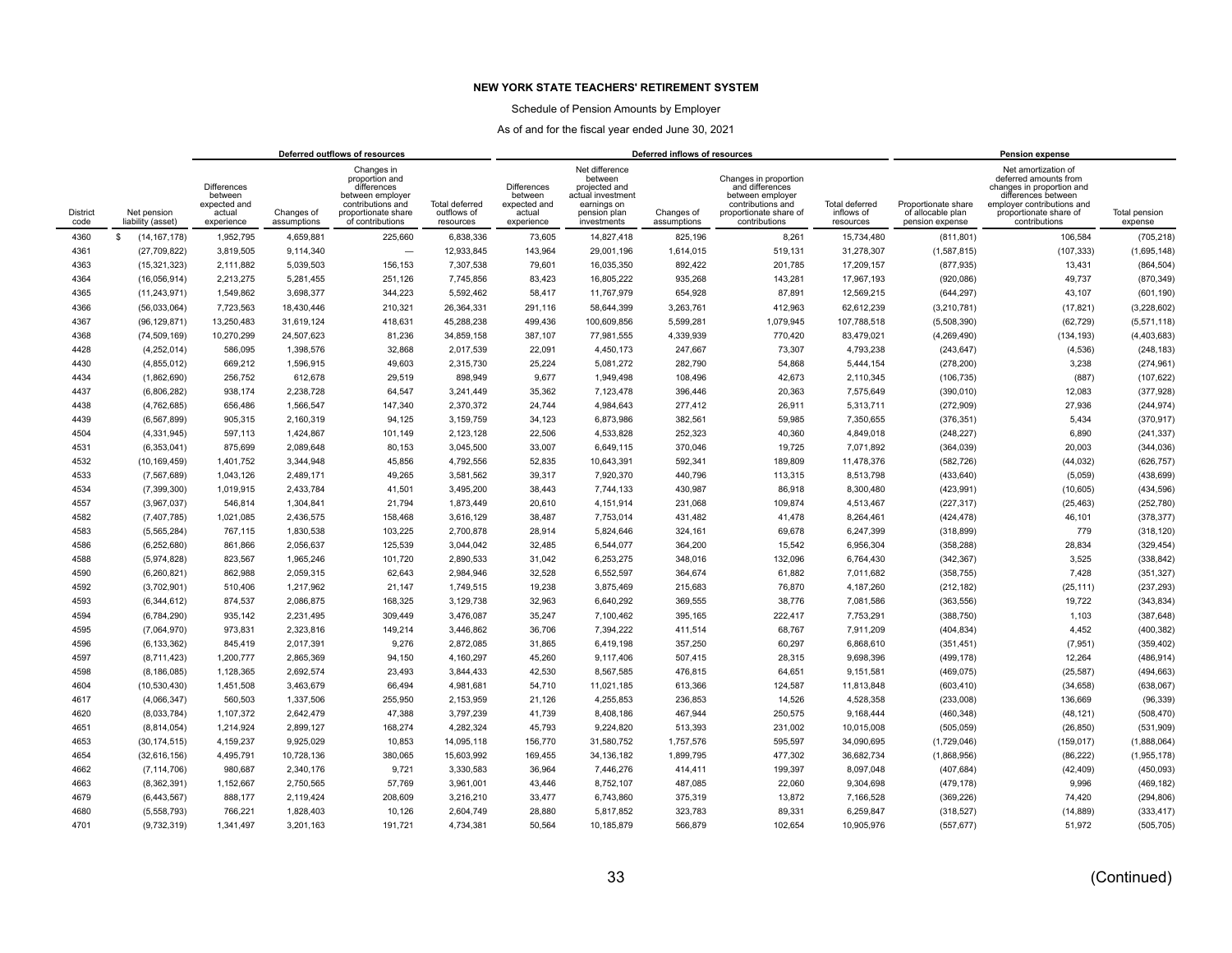## NEW YORK STATE TEACHERS' RETIREMENT SYSTEM

Schedule of Pension Amounts by Employer

As of and for the fiscal year ended June 30, 2021

| | | Deferred outflows of resources | | | | Deferred inflows of resources | | | | | Pension expense | | |
|---|---|---|---|---|---|---|---|---|---|---|---|---|---|
| District code | Net pension liability (asset) | Differences between expected and actual experience | Changes of assumptions | Changes in proportion and differences between employer contributions and proportionate share of contributions | Total deferred outflows of resources | Differences between expected and actual experience | Net difference between projected and actual investment earnings on pension plan investments | Changes of assumptions | Changes in proportion and differences between employer contributions and proportionate share of contributions | Total deferred inflows of resources | Proportionate share of allocable plan pension expense | Net amortization of deferred amounts from changes in proportion and differences between employer contributions and proportionate share of contributions | Total pension expense |
| 4360 | $ (14,167,178) | 1,952,795 | 4,659,881 | 225,660 | 6,838,336 | 73,605 | 14,827,418 | 825,196 | 8,261 | 15,734,480 | (811,801) | 106,584 | (705,218) |
| 4361 | (27,709,822) | 3,819,505 | 9,114,340 | — | 12,933,845 | 143,964 | 29,001,196 | 1,614,015 | 519,131 | 31,278,307 | (1,587,815) | (107,333) | (1,695,148) |
| 4363 | (15,321,323) | 2,111,882 | 5,039,503 | 156,153 | 7,307,538 | 79,601 | 16,035,350 | 892,422 | 201,785 | 17,209,157 | (877,935) | 13,431 | (864,504) |
| 4364 | (16,056,914) | 2,213,275 | 5,281,455 | 251,126 | 7,745,856 | 83,423 | 16,805,222 | 935,268 | 143,281 | 17,967,193 | (920,086) | 49,737 | (870,349) |
| 4365 | (11,243,971) | 1,549,862 | 3,698,377 | 344,223 | 5,592,462 | 58,417 | 11,767,979 | 654,928 | 87,891 | 12,569,215 | (644,297) | 43,107 | (601,190) |
| 4366 | (56,033,064) | 7,723,563 | 18,430,446 | 210,321 | 26,364,331 | 291,116 | 58,644,399 | 3,263,761 | 412,963 | 62,612,239 | (3,210,781) | (17,821) | (3,228,602) |
| 4367 | (96,129,871) | 13,250,483 | 31,619,124 | 418,631 | 45,288,238 | 499,436 | 100,609,856 | 5,599,281 | 1,079,945 | 107,788,518 | (5,508,390) | (62,729) | (5,571,118) |
| 4368 | (74,509,169) | 10,270,299 | 24,507,623 | 81,236 | 34,859,158 | 387,107 | 77,981,555 | 4,339,939 | 770,420 | 83,479,021 | (4,269,490) | (134,193) | (4,403,683) |
| 4428 | (4,252,014) | 586,095 | 1,398,576 | 32,868 | 2,017,539 | 22,091 | 4,450,173 | 247,667 | 73,307 | 4,793,238 | (243,647) | (4,536) | (248,183) |
| 4430 | (4,855,012) | 669,212 | 1,596,915 | 49,603 | 2,315,730 | 25,224 | 5,081,272 | 282,790 | 54,868 | 5,444,154 | (278,200) | 3,238 | (274,961) |
| 4434 | (1,862,690) | 256,752 | 612,678 | 29,519 | 898,949 | 9,677 | 1,949,498 | 108,496 | 42,673 | 2,110,345 | (106,735) | (887) | (107,622) |
| 4437 | (6,806,282) | 938,174 | 2,238,728 | 64,547 | 3,241,449 | 35,362 | 7,123,478 | 396,446 | 20,363 | 7,575,649 | (390,010) | 12,083 | (377,928) |
| 4438 | (4,762,685) | 656,486 | 1,566,547 | 147,340 | 2,370,372 | 24,744 | 4,984,643 | 277,412 | 26,911 | 5,313,711 | (272,909) | 27,936 | (244,974) |
| 4439 | (6,567,899) | 905,315 | 2,160,319 | 94,125 | 3,159,759 | 34,123 | 6,873,986 | 382,561 | 59,985 | 7,350,655 | (376,351) | 5,434 | (370,917) |
| 4504 | (4,331,945) | 597,113 | 1,424,867 | 101,149 | 2,123,128 | 22,506 | 4,533,828 | 252,323 | 40,360 | 4,849,018 | (248,227) | 6,890 | (241,337) |
| 4531 | (6,353,041) | 875,699 | 2,089,648 | 80,153 | 3,045,500 | 33,007 | 6,649,115 | 370,046 | 19,725 | 7,071,892 | (364,039) | 20,003 | (344,036) |
| 4532 | (10,169,459) | 1,401,752 | 3,344,948 | 45,856 | 4,792,556 | 52,835 | 10,643,391 | 592,341 | 189,809 | 11,478,376 | (582,726) | (44,032) | (626,757) |
| 4533 | (7,567,689) | 1,043,126 | 2,489,171 | 49,265 | 3,581,562 | 39,317 | 7,920,370 | 440,796 | 113,315 | 8,513,798 | (433,640) | (5,059) | (438,699) |
| 4534 | (7,399,300) | 1,019,915 | 2,433,784 | 41,501 | 3,495,200 | 38,443 | 7,744,133 | 430,987 | 86,918 | 8,300,480 | (423,991) | (10,605) | (434,596) |
| 4557 | (3,967,037) | 546,814 | 1,304,841 | 21,794 | 1,873,449 | 20,610 | 4,151,914 | 231,068 | 109,874 | 4,513,467 | (227,317) | (25,463) | (252,780) |
| 4582 | (7,407,785) | 1,021,085 | 2,436,575 | 158,468 | 3,616,129 | 38,487 | 7,753,014 | 431,482 | 41,478 | 8,264,461 | (424,478) | 46,101 | (378,377) |
| 4583 | (5,565,284) | 767,115 | 1,830,538 | 103,225 | 2,700,878 | 28,914 | 5,824,646 | 324,161 | 69,678 | 6,247,399 | (318,899) | 779 | (318,120) |
| 4586 | (6,252,680) | 861,866 | 2,056,637 | 125,539 | 3,044,042 | 32,485 | 6,544,077 | 364,200 | 15,542 | 6,956,304 | (358,288) | 28,834 | (329,454) |
| 4588 | (5,974,828) | 823,567 | 1,965,246 | 101,720 | 2,890,533 | 31,042 | 6,253,275 | 348,016 | 132,096 | 6,764,430 | (342,367) | 3,525 | (338,842) |
| 4590 | (6,260,821) | 862,988 | 2,059,315 | 62,643 | 2,984,946 | 32,528 | 6,552,597 | 364,674 | 61,882 | 7,011,682 | (358,755) | 7,428 | (351,327) |
| 4592 | (3,702,901) | 510,406 | 1,217,962 | 21,147 | 1,749,515 | 19,238 | 3,875,469 | 215,683 | 76,870 | 4,187,260 | (212,182) | (25,111) | (237,293) |
| 4593 | (6,344,612) | 874,537 | 2,086,875 | 168,325 | 3,129,738 | 32,963 | 6,640,292 | 369,555 | 38,776 | 7,081,586 | (363,556) | 19,722 | (343,834) |
| 4594 | (6,784,290) | 935,142 | 2,231,495 | 309,449 | 3,476,087 | 35,247 | 7,100,462 | 395,165 | 222,417 | 7,753,291 | (388,750) | 1,103 | (387,648) |
| 4595 | (7,064,970) | 973,831 | 2,323,816 | 149,214 | 3,446,862 | 36,706 | 7,394,222 | 411,514 | 68,767 | 7,911,209 | (404,834) | 4,452 | (400,382) |
| 4596 | (6,133,362) | 845,419 | 2,017,391 | 9,276 | 2,872,085 | 31,865 | 6,419,198 | 357,250 | 60,297 | 6,868,610 | (351,451) | (7,951) | (359,402) |
| 4597 | (8,711,423) | 1,200,777 | 2,865,369 | 94,150 | 4,160,297 | 45,260 | 9,117,406 | 507,415 | 28,315 | 9,698,396 | (499,178) | 12,264 | (486,914) |
| 4598 | (8,186,085) | 1,128,365 | 2,692,574 | 23,493 | 3,844,433 | 42,530 | 8,567,585 | 476,815 | 64,651 | 9,151,581 | (469,075) | (25,587) | (494,663) |
| 4604 | (10,530,430) | 1,451,508 | 3,463,679 | 66,494 | 4,981,681 | 54,710 | 11,021,185 | 613,366 | 124,587 | 11,813,848 | (603,410) | (34,658) | (638,067) |
| 4617 | (4,066,347) | 560,503 | 1,337,506 | 255,950 | 2,153,959 | 21,126 | 4,255,853 | 236,853 | 14,526 | 4,528,358 | (233,008) | 136,669 | (96,339) |
| 4620 | (8,033,784) | 1,107,372 | 2,642,479 | 47,388 | 3,797,239 | 41,739 | 8,408,186 | 467,944 | 250,575 | 9,168,444 | (460,348) | (48,121) | (508,470) |
| 4651 | (8,814,054) | 1,214,924 | 2,899,127 | 168,274 | 4,282,324 | 45,793 | 9,224,820 | 513,393 | 231,002 | 10,015,008 | (505,059) | (26,850) | (531,909) |
| 4653 | (30,174,515) | 4,159,237 | 9,925,029 | 10,853 | 14,095,118 | 156,770 | 31,580,752 | 1,757,576 | 595,597 | 34,090,695 | (1,729,046) | (159,017) | (1,888,064) |
| 4654 | (32,616,156) | 4,495,791 | 10,728,136 | 380,065 | 15,603,992 | 169,455 | 34,136,182 | 1,899,795 | 477,302 | 36,682,734 | (1,868,956) | (86,222) | (1,955,178) |
| 4662 | (7,114,706) | 980,687 | 2,340,176 | 9,721 | 3,330,583 | 36,964 | 7,446,276 | 414,411 | 199,397 | 8,097,048 | (407,684) | (42,409) | (450,093) |
| 4663 | (8,362,391) | 1,152,667 | 2,750,565 | 57,769 | 3,961,001 | 43,446 | 8,752,107 | 487,085 | 22,060 | 9,304,698 | (479,178) | 9,996 | (469,182) |
| 4679 | (6,443,567) | 888,177 | 2,119,424 | 208,609 | 3,216,210 | 33,477 | 6,743,860 | 375,319 | 13,872 | 7,166,528 | (369,226) | 74,420 | (294,806) |
| 4680 | (5,558,793) | 766,221 | 1,828,403 | 10,126 | 2,604,749 | 28,880 | 5,817,852 | 323,783 | 89,331 | 6,259,847 | (318,527) | (14,889) | (333,417) |
| 4701 | (9,732,319) | 1,341,497 | 3,201,163 | 191,721 | 4,734,381 | 50,564 | 10,185,879 | 566,879 | 102,654 | 10,905,976 | (557,677) | 51,972 | (505,705) |

(Continued)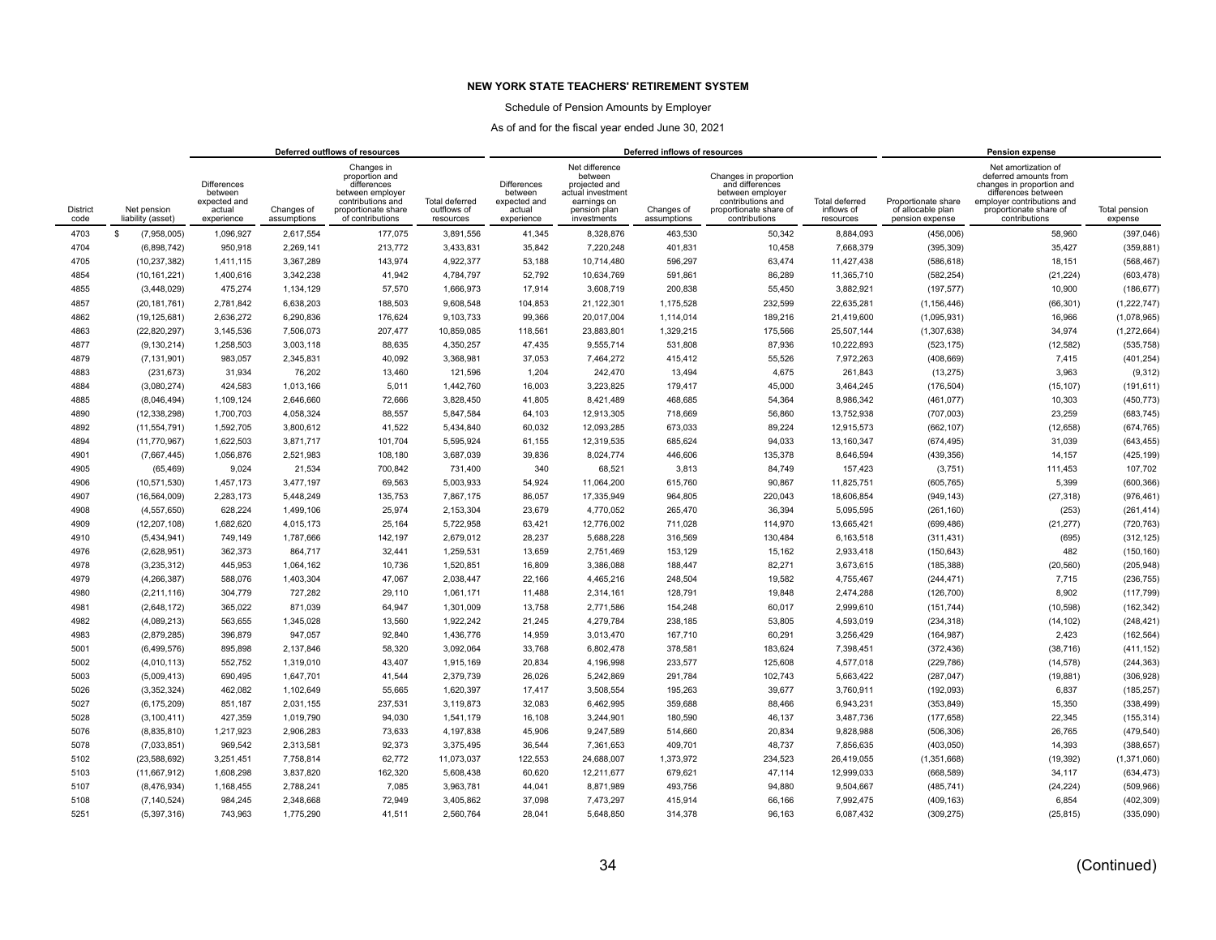# NEW YORK STATE TEACHERS' RETIREMENT SYSTEM

Schedule of Pension Amounts by Employer

As of and for the fiscal year ended June 30, 2021

| | | Deferred outflows of resources | | | | Deferred inflows of resources | | | | | Pension expense | | |
|---|---|---|---|---|---|---|---|---|---|---|---|---|---|
| District code | Net pension liability (asset) | Differences between expected and actual experience | Changes of assumptions | Changes in proportion and differences between employer contributions and proportionate share of contributions | Total deferred outflows of resources | Differences between expected and actual experience | Net difference between projected and actual investment earnings on pension plan investments | Changes of assumptions | Changes in proportion and differences between employer contributions and proportionate share of contributions | Total deferred inflows of resources | Proportionate share of allocable plan pension expense | Net amortization of deferred amounts from changes in proportion and differences between employer contributions and proportionate share of contributions | Total pension expense |
| 4703 | $ (7,958,005) | 1,096,927 | 2,617,554 | 177,075 | 3,891,556 | 41,345 | 8,328,876 | 463,530 | 50,342 | 8,884,093 | (456,006) | 58,960 | (397,046) |
| 4704 | (6,898,742) | 950,918 | 2,269,141 | 213,772 | 3,433,831 | 35,842 | 7,220,248 | 401,831 | 10,458 | 7,668,379 | (395,309) | 35,427 | (359,881) |
| 4705 | (10,237,382) | 1,411,115 | 3,367,289 | 143,974 | 4,922,377 | 53,188 | 10,714,480 | 596,297 | 63,474 | 11,427,438 | (586,618) | 18,151 | (568,467) |
| 4854 | (10,161,221) | 1,400,616 | 3,342,238 | 41,942 | 4,784,797 | 52,792 | 10,634,769 | 591,861 | 86,289 | 11,365,710 | (582,254) | (21,224) | (603,478) |
| 4855 | (3,448,029) | 475,274 | 1,134,129 | 57,570 | 1,666,973 | 17,914 | 3,608,719 | 200,838 | 55,450 | 3,882,921 | (197,577) | 10,900 | (186,677) |
| 4857 | (20,181,761) | 2,781,842 | 6,638,203 | 188,503 | 9,608,548 | 104,853 | 21,122,301 | 1,175,528 | 232,599 | 22,635,281 | (1,156,446) | (66,301) | (1,222,747) |
| 4862 | (19,125,681) | 2,636,272 | 6,290,836 | 176,624 | 9,103,733 | 99,366 | 20,017,004 | 1,114,014 | 189,216 | 21,419,600 | (1,095,931) | 16,966 | (1,078,965) |
| 4863 | (22,820,297) | 3,145,536 | 7,506,073 | 207,477 | 10,859,085 | 118,561 | 23,883,801 | 1,329,215 | 175,566 | 25,507,144 | (1,307,638) | 34,974 | (1,272,664) |
| 4877 | (9,130,214) | 1,258,503 | 3,003,118 | 88,635 | 4,350,257 | 47,435 | 9,555,714 | 531,808 | 87,936 | 10,222,893 | (523,175) | (12,582) | (535,758) |
| 4879 | (7,131,901) | 983,057 | 2,345,831 | 40,092 | 3,368,981 | 37,053 | 7,464,272 | 415,412 | 55,526 | 7,972,263 | (408,669) | 7,415 | (401,254) |
| 4883 | (231,673) | 31,934 | 76,202 | 13,460 | 121,596 | 1,204 | 242,470 | 13,494 | 4,675 | 261,843 | (13,275) | 3,963 | (9,312) |
| 4884 | (3,080,274) | 424,583 | 1,013,166 | 5,011 | 1,442,760 | 16,003 | 3,223,825 | 179,417 | 45,000 | 3,464,245 | (176,504) | (15,107) | (191,611) |
| 4885 | (8,046,494) | 1,109,124 | 2,646,660 | 72,666 | 3,828,450 | 41,805 | 8,421,489 | 468,685 | 54,364 | 8,986,342 | (461,077) | 10,303 | (450,773) |
| 4890 | (12,338,298) | 1,700,703 | 4,058,324 | 88,557 | 5,847,584 | 64,103 | 12,913,305 | 718,669 | 56,860 | 13,752,938 | (707,003) | 23,259 | (683,745) |
| 4892 | (11,554,791) | 1,592,705 | 3,800,612 | 41,522 | 5,434,840 | 60,032 | 12,093,285 | 673,033 | 89,224 | 12,915,573 | (662,107) | (12,658) | (674,765) |
| 4894 | (11,770,967) | 1,622,503 | 3,871,717 | 101,704 | 5,595,924 | 61,155 | 12,319,535 | 685,624 | 94,033 | 13,160,347 | (674,495) | 31,039 | (643,455) |
| 4901 | (7,667,445) | 1,056,876 | 2,521,983 | 108,180 | 3,687,039 | 39,836 | 8,024,774 | 446,606 | 135,378 | 8,646,594 | (439,356) | 14,157 | (425,199) |
| 4905 | (65,469) | 9,024 | 21,534 | 700,842 | 731,400 | 340 | 68,521 | 3,813 | 84,749 | 157,423 | (3,751) | 111,453 | 107,702 |
| 4906 | (10,571,530) | 1,457,173 | 3,477,197 | 69,563 | 5,003,933 | 54,924 | 11,064,200 | 615,760 | 90,867 | 11,825,751 | (605,765) | 5,399 | (600,366) |
| 4907 | (16,564,009) | 2,283,173 | 5,448,249 | 135,753 | 7,867,175 | 86,057 | 17,335,949 | 964,805 | 220,043 | 18,606,854 | (949,143) | (27,318) | (976,461) |
| 4908 | (4,557,650) | 628,224 | 1,499,106 | 25,974 | 2,153,304 | 23,679 | 4,770,052 | 265,470 | 36,394 | 5,095,595 | (261,160) | (253) | (261,414) |
| 4909 | (12,207,108) | 1,682,620 | 4,015,173 | 25,164 | 5,722,958 | 63,421 | 12,776,002 | 711,028 | 114,970 | 13,665,421 | (699,486) | (21,277) | (720,763) |
| 4910 | (5,434,941) | 749,149 | 1,787,666 | 142,197 | 2,679,012 | 28,237 | 5,688,228 | 316,569 | 130,484 | 6,163,518 | (311,431) | (695) | (312,125) |
| 4976 | (2,628,951) | 362,373 | 864,717 | 32,441 | 1,259,531 | 13,659 | 2,751,469 | 153,129 | 15,162 | 2,933,418 | (150,643) | 482 | (150,160) |
| 4978 | (3,235,312) | 445,953 | 1,064,162 | 10,736 | 1,520,851 | 16,809 | 3,386,088 | 188,447 | 82,271 | 3,673,615 | (185,388) | (20,560) | (205,948) |
| 4979 | (4,266,387) | 588,076 | 1,403,304 | 47,067 | 2,038,447 | 22,166 | 4,465,216 | 248,504 | 19,582 | 4,755,467 | (244,471) | 7,715 | (236,755) |
| 4980 | (2,211,116) | 304,779 | 727,282 | 29,110 | 1,061,171 | 11,488 | 2,314,161 | 128,791 | 19,848 | 2,474,288 | (126,700) | 8,902 | (117,799) |
| 4981 | (2,648,172) | 365,022 | 871,039 | 64,947 | 1,301,009 | 13,758 | 2,771,586 | 154,248 | 60,017 | 2,999,610 | (151,744) | (10,598) | (162,342) |
| 4982 | (4,089,213) | 563,655 | 1,345,028 | 13,560 | 1,922,242 | 21,245 | 4,279,784 | 238,185 | 53,805 | 4,593,019 | (234,318) | (14,102) | (248,421) |
| 4983 | (2,879,285) | 396,879 | 947,057 | 92,840 | 1,436,776 | 14,959 | 3,013,470 | 167,710 | 60,291 | 3,256,429 | (164,987) | 2,423 | (162,564) |
| 5001 | (6,499,576) | 895,898 | 2,137,846 | 58,320 | 3,092,064 | 33,768 | 6,802,478 | 378,581 | 183,624 | 7,398,451 | (372,436) | (38,716) | (411,152) |
| 5002 | (4,010,113) | 552,752 | 1,319,010 | 43,407 | 1,915,169 | 20,834 | 4,196,998 | 233,577 | 125,608 | 4,577,018 | (229,786) | (14,578) | (244,363) |
| 5003 | (5,009,413) | 690,495 | 1,647,701 | 41,544 | 2,379,739 | 26,026 | 5,242,869 | 291,784 | 102,743 | 5,663,422 | (287,047) | (19,881) | (306,928) |
| 5026 | (3,352,324) | 462,082 | 1,102,649 | 55,665 | 1,620,397 | 17,417 | 3,508,554 | 195,263 | 39,677 | 3,760,911 | (192,093) | 6,837 | (185,257) |
| 5027 | (6,175,209) | 851,187 | 2,031,155 | 237,531 | 3,119,873 | 32,083 | 6,462,995 | 359,688 | 88,466 | 6,943,231 | (353,849) | 15,350 | (338,499) |
| 5028 | (3,100,411) | 427,359 | 1,019,790 | 94,030 | 1,541,179 | 16,108 | 3,244,901 | 180,590 | 46,137 | 3,487,736 | (177,658) | 22,345 | (155,314) |
| 5076 | (8,835,810) | 1,217,923 | 2,906,283 | 73,633 | 4,197,838 | 45,906 | 9,247,589 | 514,660 | 20,834 | 9,828,988 | (506,306) | 26,765 | (479,540) |
| 5078 | (7,033,851) | 969,542 | 2,313,581 | 92,373 | 3,375,495 | 36,544 | 7,361,653 | 409,701 | 48,737 | 7,856,635 | (403,050) | 14,393 | (388,657) |
| 5102 | (23,588,692) | 3,251,451 | 7,758,814 | 62,772 | 11,073,037 | 122,553 | 24,688,007 | 1,373,972 | 234,523 | 26,419,055 | (1,351,668) | (19,392) | (1,371,060) |
| 5103 | (11,667,912) | 1,608,298 | 3,837,820 | 162,320 | 5,608,438 | 60,620 | 12,211,677 | 679,621 | 47,114 | 12,999,033 | (668,589) | 34,117 | (634,473) |
| 5107 | (8,476,934) | 1,168,455 | 2,788,241 | 7,085 | 3,963,781 | 44,041 | 8,871,989 | 493,756 | 94,880 | 9,504,667 | (485,741) | (24,224) | (509,966) |
| 5108 | (7,140,524) | 984,245 | 2,348,668 | 72,949 | 3,405,862 | 37,098 | 7,473,297 | 415,914 | 66,166 | 7,992,475 | (409,163) | 6,854 | (402,309) |
| 5251 | (5,397,316) | 743,963 | 1,775,290 | 41,511 | 2,560,764 | 28,041 | 5,648,850 | 314,378 | 96,163 | 6,087,432 | (309,275) | (25,815) | (335,090) |

(Continued)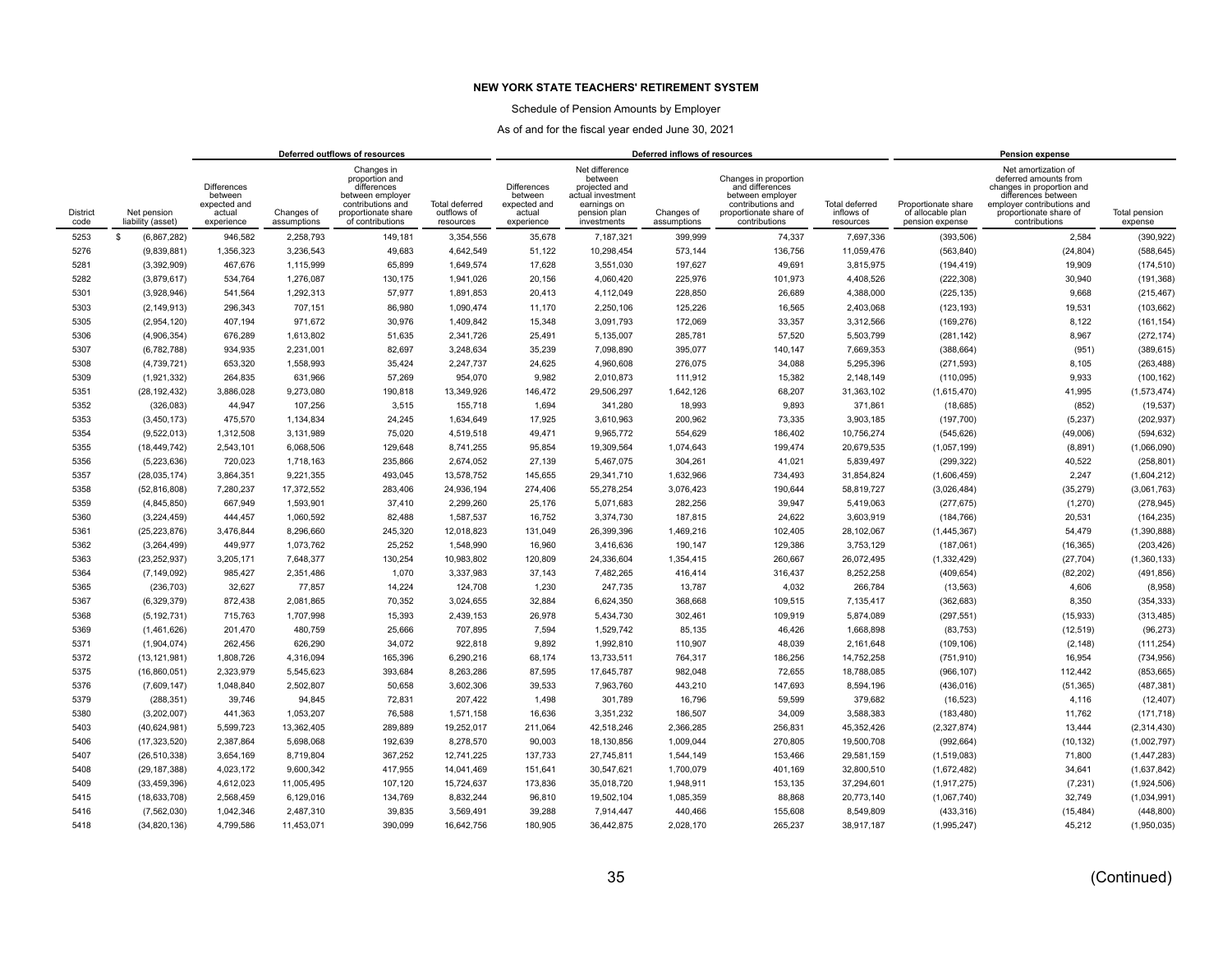# NEW YORK STATE TEACHERS' RETIREMENT SYSTEM

Schedule of Pension Amounts by Employer

As of and for the fiscal year ended June 30, 2021

| | | Deferred outflows of resources | | | | Deferred inflows of resources | | | | | Pension expense | | |
|---|---|---|---|---|---|---|---|---|---|---|---|---|---|
| District code | Net pension liability (asset) | Differences between expected and actual experience | Changes of assumptions | Changes in proportion and differences between employer contributions and proportionate share of contributions | Total deferred outflows of resources | Differences between expected and actual experience | Net difference between projected and actual investment earnings on pension plan investments | Changes of assumptions | Changes in proportion and differences between employer contributions and proportionate share of contributions | Total deferred inflows of resources | Proportionate share of allocable plan pension expense | Net amortization of deferred amounts from changes in proportion and differences between employer contributions and proportionate share of contributions | Total pension expense |
| 5253 | $ (6,867,282) | 946,582 | 2,258,793 | 149,181 | 3,354,556 | 35,678 | 7,187,321 | 399,999 | 74,337 | 7,697,336 | (393,506) | 2,584 | (390,922) |
| 5276 | (9,839,881) | 1,356,323 | 3,236,543 | 49,683 | 4,642,549 | 51,122 | 10,298,454 | 573,144 | 136,756 | 11,059,476 | (563,840) | (24,804) | (588,645) |
| 5281 | (3,392,909) | 467,676 | 1,115,999 | 65,899 | 1,649,574 | 17,628 | 3,551,030 | 197,627 | 49,691 | 3,815,975 | (194,419) | 19,909 | (174,510) |
| 5282 | (3,879,617) | 534,764 | 1,276,087 | 130,175 | 1,941,026 | 20,156 | 4,060,420 | 225,976 | 101,973 | 4,408,526 | (222,308) | 30,940 | (191,368) |
| 5301 | (3,928,946) | 541,564 | 1,292,313 | 57,977 | 1,891,853 | 20,413 | 4,112,049 | 228,850 | 26,689 | 4,388,000 | (225,135) | 9,668 | (215,467) |
| 5303 | (2,149,913) | 296,343 | 707,151 | 86,980 | 1,090,474 | 11,170 | 2,250,106 | 125,226 | 16,565 | 2,403,068 | (123,193) | 19,531 | (103,662) |
| 5305 | (2,954,120) | 407,194 | 971,672 | 30,976 | 1,409,842 | 15,348 | 3,091,793 | 172,069 | 33,357 | 3,312,566 | (169,276) | 8,122 | (161,154) |
| 5306 | (4,906,354) | 676,289 | 1,613,802 | 51,635 | 2,341,726 | 25,491 | 5,135,007 | 285,781 | 57,520 | 5,503,799 | (281,142) | 8,967 | (272,174) |
| 5307 | (6,782,788) | 934,935 | 2,231,001 | 82,697 | 3,248,634 | 35,239 | 7,098,890 | 395,077 | 140,147 | 7,669,353 | (388,664) | (951) | (389,615) |
| 5308 | (4,739,721) | 653,320 | 1,558,993 | 35,424 | 2,247,737 | 24,625 | 4,960,608 | 276,075 | 34,088 | 5,295,396 | (271,593) | 8,105 | (263,488) |
| 5309 | (1,921,332) | 264,835 | 631,966 | 57,269 | 954,070 | 9,982 | 2,010,873 | 111,912 | 15,382 | 2,148,149 | (110,095) | 9,933 | (100,162) |
| 5351 | (28,192,432) | 3,886,028 | 9,273,080 | 190,818 | 13,349,926 | 146,472 | 29,506,297 | 1,642,126 | 68,207 | 31,363,102 | (1,615,470) | 41,995 | (1,573,474) |
| 5352 | (326,083) | 44,947 | 107,256 | 3,515 | 155,718 | 1,694 | 341,280 | 18,993 | 9,893 | 371,861 | (18,685) | (852) | (19,537) |
| 5353 | (3,450,173) | 475,570 | 1,134,834 | 24,245 | 1,634,649 | 17,925 | 3,610,963 | 200,962 | 73,335 | 3,903,185 | (197,700) | (5,237) | (202,937) |
| 5354 | (9,522,013) | 1,312,508 | 3,131,989 | 75,020 | 4,519,518 | 49,471 | 9,965,772 | 554,629 | 186,402 | 10,756,274 | (545,626) | (49,006) | (594,632) |
| 5355 | (18,449,742) | 2,543,101 | 6,068,506 | 129,648 | 8,741,255 | 95,854 | 19,309,564 | 1,074,643 | 199,474 | 20,679,535 | (1,057,199) | (8,891) | (1,066,090) |
| 5356 | (5,223,636) | 720,023 | 1,718,163 | 235,866 | 2,674,052 | 27,139 | 5,467,075 | 304,261 | 41,021 | 5,839,497 | (299,322) | 40,522 | (258,801) |
| 5357 | (28,035,174) | 3,864,351 | 9,221,355 | 493,045 | 13,578,752 | 145,655 | 29,341,710 | 1,632,966 | 734,493 | 31,854,824 | (1,606,459) | 2,247 | (1,604,212) |
| 5358 | (52,816,808) | 7,280,237 | 17,372,552 | 283,406 | 24,936,194 | 274,406 | 55,278,254 | 3,076,423 | 190,644 | 58,819,727 | (3,026,484) | (35,279) | (3,061,763) |
| 5359 | (4,845,850) | 667,949 | 1,593,901 | 37,410 | 2,299,260 | 25,176 | 5,071,683 | 282,256 | 39,947 | 5,419,063 | (277,675) | (1,270) | (278,945) |
| 5360 | (3,224,459) | 444,457 | 1,060,592 | 82,488 | 1,587,537 | 16,752 | 3,374,730 | 187,815 | 24,622 | 3,603,919 | (184,766) | 20,531 | (164,235) |
| 5361 | (25,223,876) | 3,476,844 | 8,296,660 | 245,320 | 12,018,823 | 131,049 | 26,399,396 | 1,469,216 | 102,405 | 28,102,067 | (1,445,367) | 54,479 | (1,390,888) |
| 5362 | (3,264,499) | 449,977 | 1,073,762 | 25,252 | 1,548,990 | 16,960 | 3,416,636 | 190,147 | 129,386 | 3,753,129 | (187,061) | (16,365) | (203,426) |
| 5363 | (23,252,937) | 3,205,171 | 7,648,377 | 130,254 | 10,983,802 | 120,809 | 24,336,604 | 1,354,415 | 260,667 | 26,072,495 | (1,332,429) | (27,704) | (1,360,133) |
| 5364 | (7,149,092) | 985,427 | 2,351,486 | 1,070 | 3,337,983 | 37,143 | 7,482,265 | 416,414 | 316,437 | 8,252,258 | (409,654) | (82,202) | (491,856) |
| 5365 | (236,703) | 32,627 | 77,857 | 14,224 | 124,708 | 1,230 | 247,735 | 13,787 | 4,032 | 266,784 | (13,563) | 4,606 | (8,958) |
| 5367 | (6,329,379) | 872,438 | 2,081,865 | 70,352 | 3,024,655 | 32,884 | 6,624,350 | 368,668 | 109,515 | 7,135,417 | (362,683) | 8,350 | (354,333) |
| 5368 | (5,192,731) | 715,763 | 1,707,998 | 15,393 | 2,439,153 | 26,978 | 5,434,730 | 302,461 | 109,919 | 5,874,089 | (297,551) | (15,933) | (313,485) |
| 5369 | (1,461,626) | 201,470 | 480,759 | 25,666 | 707,895 | 7,594 | 1,529,742 | 85,135 | 46,426 | 1,668,898 | (83,753) | (12,519) | (96,273) |
| 5371 | (1,904,074) | 262,456 | 626,290 | 34,072 | 922,818 | 9,892 | 1,992,810 | 110,907 | 48,039 | 2,161,648 | (109,106) | (2,148) | (111,254) |
| 5372 | (13,121,981) | 1,808,726 | 4,316,094 | 165,396 | 6,290,216 | 68,174 | 13,733,511 | 764,317 | 186,256 | 14,752,258 | (751,910) | 16,954 | (734,956) |
| 5375 | (16,860,051) | 2,323,979 | 5,545,623 | 393,684 | 8,263,286 | 87,595 | 17,645,787 | 982,048 | 72,655 | 18,788,085 | (966,107) | 112,442 | (853,665) |
| 5376 | (7,609,147) | 1,048,840 | 2,502,807 | 50,658 | 3,602,306 | 39,533 | 7,963,760 | 443,210 | 147,693 | 8,594,196 | (436,016) | (51,365) | (487,381) |
| 5379 | (288,351) | 39,746 | 94,845 | 72,831 | 207,422 | 1,498 | 301,789 | 16,796 | 59,599 | 379,682 | (16,523) | 4,116 | (12,407) |
| 5380 | (3,202,007) | 441,363 | 1,053,207 | 76,588 | 1,571,158 | 16,636 | 3,351,232 | 186,507 | 34,009 | 3,588,383 | (183,480) | 11,762 | (171,718) |
| 5403 | (40,624,981) | 5,599,723 | 13,362,405 | 289,889 | 19,252,017 | 211,064 | 42,518,246 | 2,366,285 | 256,831 | 45,352,426 | (2,327,874) | 13,444 | (2,314,430) |
| 5406 | (17,323,520) | 2,387,864 | 5,698,068 | 192,639 | 8,278,570 | 90,003 | 18,130,856 | 1,009,044 | 270,805 | 19,500,708 | (992,664) | (10,132) | (1,002,797) |
| 5407 | (26,510,338) | 3,654,169 | 8,719,804 | 367,252 | 12,741,225 | 137,733 | 27,745,811 | 1,544,149 | 153,466 | 29,581,159 | (1,519,083) | 71,800 | (1,447,283) |
| 5408 | (29,187,388) | 4,023,172 | 9,600,342 | 417,955 | 14,041,469 | 151,641 | 30,547,621 | 1,700,079 | 401,169 | 32,800,510 | (1,672,482) | 34,641 | (1,637,842) |
| 5409 | (33,459,396) | 4,612,023 | 11,005,495 | 107,120 | 15,724,637 | 173,836 | 35,018,720 | 1,948,911 | 153,135 | 37,294,601 | (1,917,275) | (7,231) | (1,924,506) |
| 5415 | (18,633,708) | 2,568,459 | 6,129,016 | 134,769 | 8,832,244 | 96,810 | 19,502,104 | 1,085,359 | 88,868 | 20,773,140 | (1,067,740) | 32,749 | (1,034,991) |
| 5416 | (7,562,030) | 1,042,346 | 2,487,310 | 39,835 | 3,569,491 | 39,288 | 7,914,447 | 440,466 | 155,608 | 8,549,809 | (433,316) | (15,484) | (448,800) |
| 5418 | (34,820,136) | 4,799,586 | 11,453,071 | 390,099 | 16,642,756 | 180,905 | 36,442,875 | 2,028,170 | 265,237 | 38,917,187 | (1,995,247) | 45,212 | (1,950,035) |

(Continued)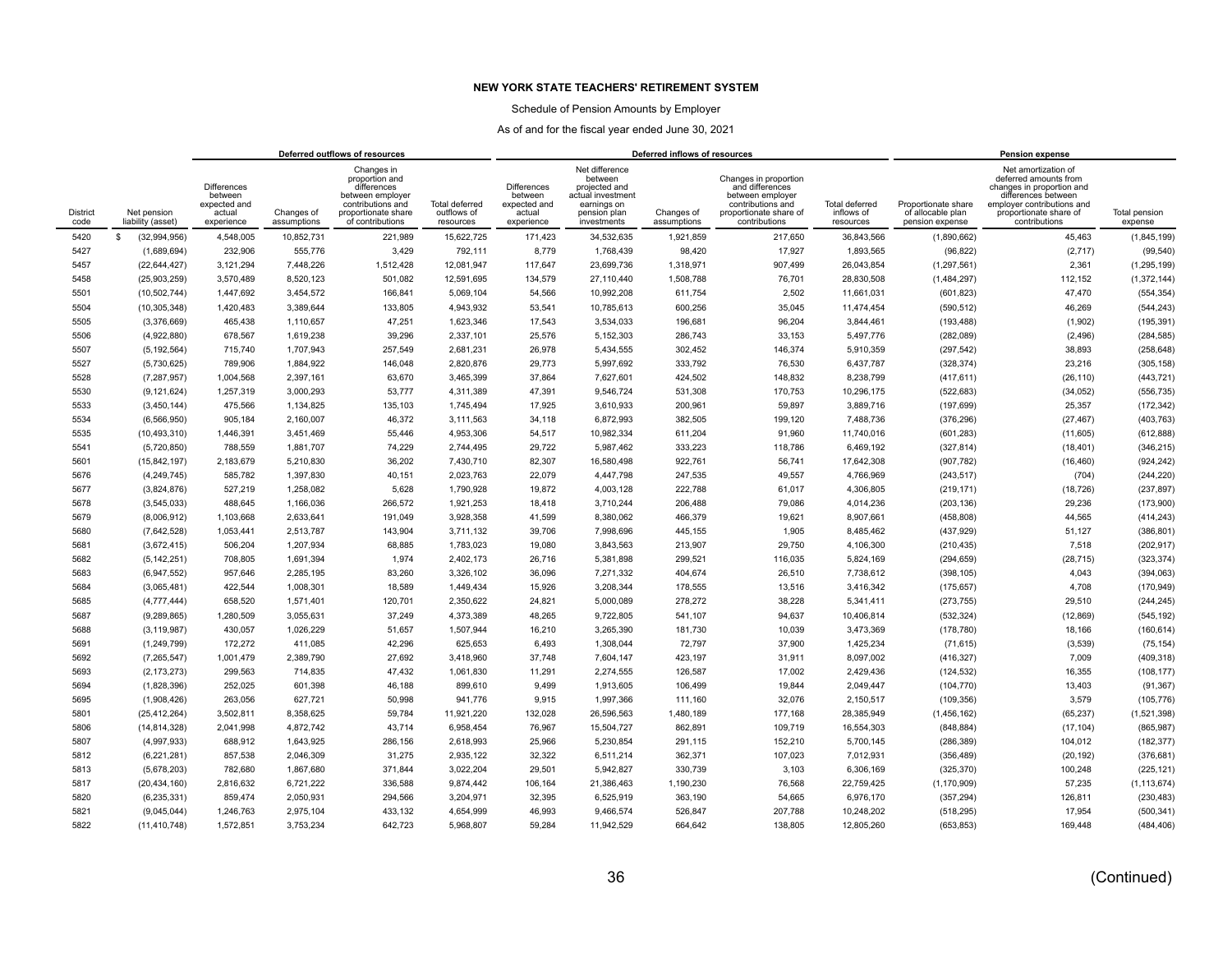# NEW YORK STATE TEACHERS' RETIREMENT SYSTEM

Schedule of Pension Amounts by Employer

As of and for the fiscal year ended June 30, 2021

| | | Deferred outflows of resources | | | | Deferred inflows of resources | | | | | Pension expense | | |
|---|---|---|---|---|---|---|---|---|---|---|---|---|---|
| District code | Net pension liability (asset) | Differences between expected and actual experience | Changes of assumptions | Changes in proportion and differences between employer contributions and proportionate share of contributions | Total deferred outflows of resources | Differences between expected and actual experience | Net difference between projected and actual investment earnings on pension plan investments | Changes of assumptions | Changes in proportion and differences between employer contributions and proportionate share of contributions | Total deferred inflows of resources | Proportionate share of allocable plan pension expense | Net amortization of deferred amounts from changes in proportion and differences between employer contributions and proportionate share of contributions | Total pension expense |
| 5420 | $ (32,994,956) | 4,548,005 | 10,852,731 | 221,989 | 15,622,725 | 171,423 | 34,532,635 | 1,921,859 | 217,650 | 36,843,566 | (1,890,662) | 45,463 | (1,845,199) |
| 5427 | (1,689,694) | 232,906 | 555,776 | 3,429 | 792,111 | 8,779 | 1,768,439 | 98,420 | 17,927 | 1,893,565 | (96,822) | (2,717) | (99,540) |
| 5457 | (22,644,427) | 3,121,294 | 7,448,226 | 1,512,428 | 12,081,947 | 117,647 | 23,699,736 | 1,318,971 | 907,499 | 26,043,854 | (1,297,561) | 2,361 | (1,295,199) |
| 5458 | (25,903,259) | 3,570,489 | 8,520,123 | 501,082 | 12,591,695 | 134,579 | 27,110,440 | 1,508,788 | 76,701 | 28,830,508 | (1,484,297) | 112,152 | (1,372,144) |
| 5501 | (10,502,744) | 1,447,692 | 3,454,572 | 166,841 | 5,069,104 | 54,566 | 10,992,208 | 611,754 | 2,502 | 11,661,031 | (601,823) | 47,470 | (554,354) |
| 5504 | (10,305,348) | 1,420,483 | 3,389,644 | 133,805 | 4,943,932 | 53,541 | 10,785,613 | 600,256 | 35,045 | 11,474,454 | (590,512) | 46,269 | (544,243) |
| 5505 | (3,376,669) | 465,438 | 1,110,657 | 47,251 | 1,623,346 | 17,543 | 3,534,033 | 196,681 | 96,204 | 3,844,461 | (193,488) | (1,902) | (195,391) |
| 5506 | (4,922,880) | 678,567 | 1,619,238 | 39,296 | 2,337,101 | 25,576 | 5,152,303 | 286,743 | 33,153 | 5,497,776 | (282,089) | (2,496) | (284,585) |
| 5507 | (5,192,564) | 715,740 | 1,707,943 | 257,549 | 2,681,231 | 26,978 | 5,434,555 | 302,452 | 146,374 | 5,910,359 | (297,542) | 38,893 | (258,648) |
| 5527 | (5,730,625) | 789,906 | 1,884,922 | 146,048 | 2,820,876 | 29,773 | 5,997,692 | 333,792 | 76,530 | 6,437,787 | (328,374) | 23,216 | (305,158) |
| 5528 | (7,287,957) | 1,004,568 | 2,397,161 | 63,670 | 3,465,399 | 37,864 | 7,627,601 | 424,502 | 148,832 | 8,238,799 | (417,611) | (26,110) | (443,721) |
| 5530 | (9,121,624) | 1,257,319 | 3,000,293 | 53,777 | 4,311,389 | 47,391 | 9,546,724 | 531,308 | 170,753 | 10,296,175 | (522,683) | (34,052) | (556,735) |
| 5533 | (3,450,144) | 475,566 | 1,134,825 | 135,103 | 1,745,494 | 17,925 | 3,610,933 | 200,961 | 59,897 | 3,889,716 | (197,699) | 25,357 | (172,342) |
| 5534 | (6,566,950) | 905,184 | 2,160,007 | 46,372 | 3,111,563 | 34,118 | 6,872,993 | 382,505 | 199,120 | 7,488,736 | (376,296) | (27,467) | (403,763) |
| 5535 | (10,493,310) | 1,446,391 | 3,451,469 | 55,446 | 4,953,306 | 54,517 | 10,982,334 | 611,204 | 91,960 | 11,740,016 | (601,283) | (11,605) | (612,888) |
| 5541 | (5,720,850) | 788,559 | 1,881,707 | 74,229 | 2,744,495 | 29,722 | 5,987,462 | 333,223 | 118,786 | 6,469,192 | (327,814) | (18,401) | (346,215) |
| 5601 | (15,842,197) | 2,183,679 | 5,210,830 | 36,202 | 7,430,710 | 82,307 | 16,580,498 | 922,761 | 56,741 | 17,642,308 | (907,782) | (16,460) | (924,242) |
| 5676 | (4,249,745) | 585,782 | 1,397,830 | 40,151 | 2,023,763 | 22,079 | 4,447,798 | 247,535 | 49,557 | 4,766,969 | (243,517) | (704) | (244,220) |
| 5677 | (3,824,876) | 527,219 | 1,258,082 | 5,628 | 1,790,928 | 19,872 | 4,003,128 | 222,788 | 61,017 | 4,306,805 | (219,171) | (18,726) | (237,897) |
| 5678 | (3,545,033) | 488,645 | 1,166,036 | 266,572 | 1,921,253 | 18,418 | 3,710,244 | 206,488 | 79,086 | 4,014,236 | (203,136) | 29,236 | (173,900) |
| 5679 | (8,006,912) | 1,103,668 | 2,633,641 | 191,049 | 3,928,358 | 41,599 | 8,380,062 | 466,379 | 19,621 | 8,907,661 | (458,808) | 44,565 | (414,243) |
| 5680 | (7,642,528) | 1,053,441 | 2,513,787 | 143,904 | 3,711,132 | 39,706 | 7,998,696 | 445,155 | 1,905 | 8,485,462 | (437,929) | 51,127 | (386,801) |
| 5681 | (3,672,415) | 506,204 | 1,207,934 | 68,885 | 1,783,023 | 19,080 | 3,843,563 | 213,907 | 29,750 | 4,106,300 | (210,435) | 7,518 | (202,917) |
| 5682 | (5,142,251) | 708,805 | 1,691,394 | 1,974 | 2,402,173 | 26,716 | 5,381,898 | 299,521 | 116,035 | 5,824,169 | (294,659) | (28,715) | (323,374) |
| 5683 | (6,947,552) | 957,646 | 2,285,195 | 83,260 | 3,326,102 | 36,096 | 7,271,332 | 404,674 | 26,510 | 7,738,612 | (398,105) | 4,043 | (394,063) |
| 5684 | (3,065,481) | 422,544 | 1,008,301 | 18,589 | 1,449,434 | 15,926 | 3,208,344 | 178,555 | 13,516 | 3,416,342 | (175,657) | 4,708 | (170,949) |
| 5685 | (4,777,444) | 658,520 | 1,571,401 | 120,701 | 2,350,622 | 24,821 | 5,000,089 | 278,272 | 38,228 | 5,341,411 | (273,755) | 29,510 | (244,245) |
| 5687 | (9,289,865) | 1,280,509 | 3,055,631 | 37,249 | 4,373,389 | 48,265 | 9,722,805 | 541,107 | 94,637 | 10,406,814 | (532,324) | (12,869) | (545,192) |
| 5688 | (3,119,987) | 430,057 | 1,026,229 | 51,657 | 1,507,944 | 16,210 | 3,265,390 | 181,730 | 10,039 | 3,473,369 | (178,780) | 18,166 | (160,614) |
| 5691 | (1,249,799) | 172,272 | 411,085 | 42,296 | 625,653 | 6,493 | 1,308,044 | 72,797 | 37,900 | 1,425,234 | (71,615) | (3,539) | (75,154) |
| 5692 | (7,265,547) | 1,001,479 | 2,389,790 | 27,692 | 3,418,960 | 37,748 | 7,604,147 | 423,197 | 31,911 | 8,097,002 | (416,327) | 7,009 | (409,318) |
| 5693 | (2,173,273) | 299,563 | 714,835 | 47,432 | 1,061,830 | 11,291 | 2,274,555 | 126,587 | 17,002 | 2,429,436 | (124,532) | 16,355 | (108,177) |
| 5694 | (1,828,396) | 252,025 | 601,398 | 46,188 | 899,610 | 9,499 | 1,913,605 | 106,499 | 19,844 | 2,049,447 | (104,770) | 13,403 | (91,367) |
| 5695 | (1,908,426) | 263,056 | 627,721 | 50,998 | 941,776 | 9,915 | 1,997,366 | 111,160 | 32,076 | 2,150,517 | (109,356) | 3,579 | (105,776) |
| 5801 | (25,412,264) | 3,502,811 | 8,358,625 | 59,784 | 11,921,220 | 132,028 | 26,596,563 | 1,480,189 | 177,168 | 28,385,949 | (1,456,162) | (65,237) | (1,521,398) |
| 5806 | (14,814,328) | 2,041,998 | 4,872,742 | 43,714 | 6,958,454 | 76,967 | 15,504,727 | 862,891 | 109,719 | 16,554,303 | (848,884) | (17,104) | (865,987) |
| 5807 | (4,997,933) | 688,912 | 1,643,925 | 286,156 | 2,618,993 | 25,966 | 5,230,854 | 291,115 | 152,210 | 5,700,145 | (286,389) | 104,012 | (182,377) |
| 5812 | (6,221,281) | 857,538 | 2,046,309 | 31,275 | 2,935,122 | 32,322 | 6,511,214 | 362,371 | 107,023 | 7,012,931 | (356,489) | (20,192) | (376,681) |
| 5813 | (5,678,203) | 782,680 | 1,867,680 | 371,844 | 3,022,204 | 29,501 | 5,942,827 | 330,739 | 3,103 | 6,306,169 | (325,370) | 100,248 | (225,121) |
| 5817 | (20,434,160) | 2,816,632 | 6,721,222 | 336,588 | 9,874,442 | 106,164 | 21,386,463 | 1,190,230 | 76,568 | 22,759,425 | (1,170,909) | 57,235 | (1,113,674) |
| 5820 | (6,235,331) | 859,474 | 2,050,931 | 294,566 | 3,204,971 | 32,395 | 6,525,919 | 363,190 | 54,665 | 6,976,170 | (357,294) | 126,811 | (230,483) |
| 5821 | (9,045,044) | 1,246,763 | 2,975,104 | 433,132 | 4,654,999 | 46,993 | 9,466,574 | 526,847 | 207,788 | 10,248,202 | (518,295) | 17,954 | (500,341) |
| 5822 | (11,410,748) | 1,572,851 | 3,753,234 | 642,723 | 5,968,807 | 59,284 | 11,942,529 | 664,642 | 138,805 | 12,805,260 | (653,853) | 169,448 | (484,406) |

(Continued)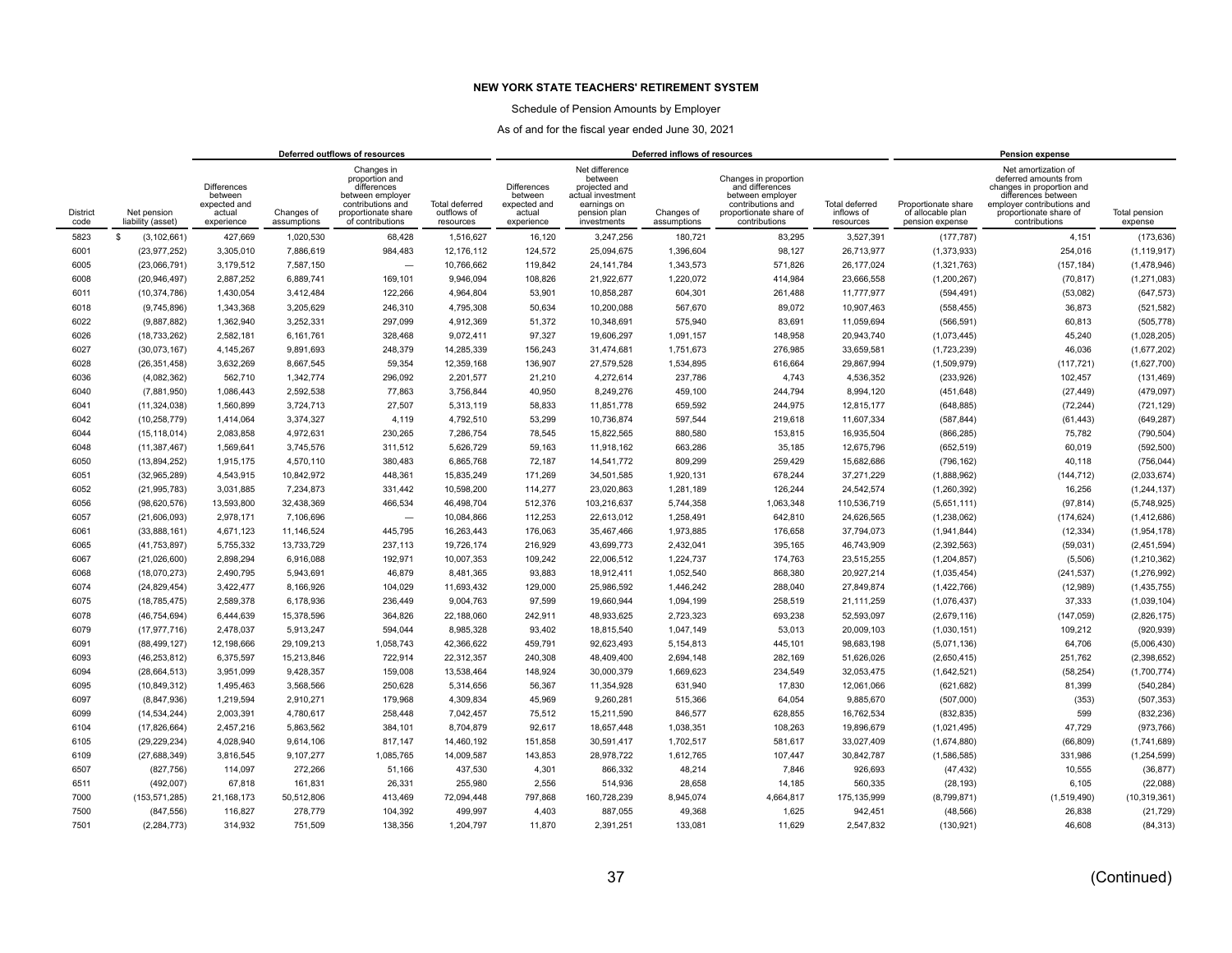**NEW YORK STATE TEACHERS' RETIREMENT SYSTEM**

Schedule of Pension Amounts by Employer

As of and for the fiscal year ended June 30, 2021

| | | Deferred outflows of resources | | | | Deferred inflows of resources | | | | | Pension expense | | |
|---|---|---|---|---|---|---|---|---|---|---|---|---|---|
| District code | Net pension liability (asset) | Differences between expected and actual experience | Changes of assumptions | Changes in proportion and differences between employer contributions and proportionate share of contributions | Total deferred outflows of resources | Differences between expected and actual experience | Net difference between projected and actual investment earnings on pension plan investments | Changes of assumptions | Changes in proportion and differences between employer contributions and proportionate share of contributions | Total deferred inflows of resources | Proportionate share of allocable plan pension expense | Net amortization of deferred amounts from changes in proportion and differences between employer contributions and proportionate share of contributions | Total pension expense |
| 5823 | $ (3,102,661) | 427,669 | 1,020,530 | 68,428 | 1,516,627 | 16,120 | 3,247,256 | 180,721 | 83,295 | 3,527,391 | (177,787) | 4,151 | (173,636) |
| 6001 | (23,977,252) | 3,305,010 | 7,886,619 | 984,483 | 12,176,112 | 124,572 | 25,094,675 | 1,396,604 | 98,127 | 26,713,977 | (1,373,933) | 254,016 | (1,119,917) |
| 6005 | (23,066,791) | 3,179,512 | 7,587,150 | — | 10,766,662 | 119,842 | 24,141,784 | 1,343,573 | 571,826 | 26,177,024 | (1,321,763) | (157,184) | (1,478,946) |
| 6008 | (20,946,497) | 2,887,252 | 6,889,741 | 169,101 | 9,946,094 | 108,826 | 21,922,677 | 1,220,072 | 414,984 | 23,666,558 | (1,200,267) | (70,817) | (1,271,083) |
| 6011 | (10,374,786) | 1,430,054 | 3,412,484 | 122,266 | 4,964,804 | 53,901 | 10,858,287 | 604,301 | 261,488 | 11,777,977 | (594,491) | (53,082) | (647,573) |
| 6018 | (9,745,896) | 1,343,368 | 3,205,629 | 246,310 | 4,795,308 | 50,634 | 10,200,088 | 567,670 | 89,072 | 10,907,463 | (558,455) | 36,873 | (521,582) |
| 6022 | (9,887,882) | 1,362,940 | 3,252,331 | 297,099 | 4,912,369 | 51,372 | 10,348,691 | 575,940 | 83,691 | 11,059,694 | (566,591) | 60,813 | (505,778) |
| 6026 | (18,733,262) | 2,582,181 | 6,161,761 | 328,468 | 9,072,411 | 97,327 | 19,606,297 | 1,091,157 | 148,958 | 20,943,740 | (1,073,445) | 45,240 | (1,028,205) |
| 6027 | (30,073,167) | 4,145,267 | 9,891,693 | 248,379 | 14,285,339 | 156,243 | 31,474,681 | 1,751,673 | 276,985 | 33,659,581 | (1,723,239) | 46,036 | (1,677,202) |
| 6028 | (26,351,458) | 3,632,269 | 8,667,545 | 59,354 | 12,359,168 | 136,907 | 27,579,528 | 1,534,895 | 616,664 | 29,867,994 | (1,509,979) | (117,721) | (1,627,700) |
| 6036 | (4,082,362) | 562,710 | 1,342,774 | 296,092 | 2,201,577 | 21,210 | 4,272,614 | 237,786 | 4,743 | 4,536,352 | (233,926) | 102,457 | (131,469) |
| 6040 | (7,881,950) | 1,086,443 | 2,592,538 | 77,863 | 3,756,844 | 40,950 | 8,249,276 | 459,100 | 244,794 | 8,994,120 | (451,648) | (27,449) | (479,097) |
| 6041 | (11,324,038) | 1,560,899 | 3,724,713 | 27,507 | 5,313,119 | 58,833 | 11,851,778 | 659,592 | 244,975 | 12,815,177 | (648,885) | (72,244) | (721,129) |
| 6042 | (10,258,779) | 1,414,064 | 3,374,327 | 4,119 | 4,792,510 | 53,299 | 10,736,874 | 597,544 | 219,618 | 11,607,334 | (587,844) | (61,443) | (649,287) |
| 6044 | (15,118,014) | 2,083,858 | 4,972,631 | 230,265 | 7,286,754 | 78,545 | 15,822,565 | 880,580 | 153,815 | 16,935,504 | (866,285) | 75,782 | (790,504) |
| 6048 | (11,387,467) | 1,569,641 | 3,745,576 | 311,512 | 5,626,729 | 59,163 | 11,918,162 | 663,286 | 35,185 | 12,675,796 | (652,519) | 60,019 | (592,500) |
| 6050 | (13,894,252) | 1,915,175 | 4,570,110 | 380,483 | 6,865,768 | 72,187 | 14,541,772 | 809,299 | 259,429 | 15,682,686 | (796,162) | 40,118 | (756,044) |
| 6051 | (32,965,289) | 4,543,915 | 10,842,972 | 448,361 | 15,835,249 | 171,269 | 34,501,585 | 1,920,131 | 678,244 | 37,271,229 | (1,888,962) | (144,712) | (2,033,674) |
| 6052 | (21,995,783) | 3,031,885 | 7,234,873 | 331,442 | 10,598,200 | 114,277 | 23,020,863 | 1,281,189 | 126,244 | 24,542,574 | (1,260,392) | 16,256 | (1,244,137) |
| 6056 | (98,620,576) | 13,593,800 | 32,438,369 | 466,534 | 46,498,704 | 512,376 | 103,216,637 | 5,744,358 | 1,063,348 | 110,536,719 | (5,651,111) | (97,814) | (5,748,925) |
| 6057 | (21,606,093) | 2,978,171 | 7,106,696 | — | 10,084,866 | 112,253 | 22,613,012 | 1,258,491 | 642,810 | 24,626,565 | (1,238,062) | (174,624) | (1,412,686) |
| 6061 | (33,888,161) | 4,671,123 | 11,146,524 | 445,795 | 16,263,443 | 176,063 | 35,467,466 | 1,973,885 | 176,658 | 37,794,073 | (1,941,844) | (12,334) | (1,954,178) |
| 6065 | (41,753,897) | 5,755,332 | 13,733,729 | 237,113 | 19,726,174 | 216,929 | 43,699,773 | 2,432,041 | 395,165 | 46,743,909 | (2,392,563) | (59,031) | (2,451,594) |
| 6067 | (21,026,600) | 2,898,294 | 6,916,088 | 192,971 | 10,007,353 | 109,242 | 22,006,512 | 1,224,737 | 174,763 | 23,515,255 | (1,204,857) | (5,506) | (1,210,362) |
| 6068 | (18,070,273) | 2,490,795 | 5,943,691 | 46,879 | 8,481,365 | 93,883 | 18,912,411 | 1,052,540 | 868,380 | 20,927,214 | (1,035,454) | (241,537) | (1,276,992) |
| 6074 | (24,829,454) | 3,422,477 | 8,166,926 | 104,029 | 11,693,432 | 129,000 | 25,986,592 | 1,446,242 | 288,040 | 27,849,874 | (1,422,766) | (12,989) | (1,435,755) |
| 6075 | (18,785,475) | 2,589,378 | 6,178,936 | 236,449 | 9,004,763 | 97,599 | 19,660,944 | 1,094,199 | 258,519 | 21,111,259 | (1,076,437) | 37,333 | (1,039,104) |
| 6078 | (46,754,694) | 6,444,639 | 15,378,596 | 364,826 | 22,188,060 | 242,911 | 48,933,625 | 2,723,323 | 693,238 | 52,593,097 | (2,679,116) | (147,059) | (2,826,175) |
| 6079 | (17,977,716) | 2,478,037 | 5,913,247 | 594,044 | 8,985,328 | 93,402 | 18,815,540 | 1,047,149 | 53,013 | 20,009,103 | (1,030,151) | 109,212 | (920,939) |
| 6091 | (88,499,127) | 12,198,666 | 29,109,213 | 1,058,743 | 42,366,622 | 459,791 | 92,623,493 | 5,154,813 | 445,101 | 98,683,198 | (5,071,136) | 64,706 | (5,006,430) |
| 6093 | (46,253,812) | 6,375,597 | 15,213,846 | 722,914 | 22,312,357 | 240,308 | 48,409,400 | 2,694,148 | 282,169 | 51,626,026 | (2,650,415) | 251,762 | (2,398,652) |
| 6094 | (28,664,513) | 3,951,099 | 9,428,357 | 159,008 | 13,538,464 | 148,924 | 30,000,379 | 1,669,623 | 234,549 | 32,053,475 | (1,642,521) | (58,254) | (1,700,774) |
| 6095 | (10,849,312) | 1,495,463 | 3,568,566 | 250,628 | 5,314,656 | 56,367 | 11,354,928 | 631,940 | 17,830 | 12,061,066 | (621,682) | 81,399 | (540,284) |
| 6097 | (8,847,936) | 1,219,594 | 2,910,271 | 179,968 | 4,309,834 | 45,969 | 9,260,281 | 515,366 | 64,054 | 9,885,670 | (507,000) | (353) | (507,353) |
| 6099 | (14,534,244) | 2,003,391 | 4,780,617 | 258,448 | 7,042,457 | 75,512 | 15,211,590 | 846,577 | 628,855 | 16,762,534 | (832,835) | 599 | (832,236) |
| 6104 | (17,826,664) | 2,457,216 | 5,863,562 | 384,101 | 8,704,879 | 92,617 | 18,657,448 | 1,038,351 | 108,263 | 19,896,679 | (1,021,495) | 47,729 | (973,766) |
| 6105 | (29,229,234) | 4,028,940 | 9,614,106 | 817,147 | 14,460,192 | 151,858 | 30,591,417 | 1,702,517 | 581,617 | 33,027,409 | (1,674,880) | (66,809) | (1,741,689) |
| 6109 | (27,688,349) | 3,816,545 | 9,107,277 | 1,085,765 | 14,009,587 | 143,853 | 28,978,722 | 1,612,765 | 107,447 | 30,842,787 | (1,586,585) | 331,986 | (1,254,599) |
| 6507 | (827,756) | 114,097 | 272,266 | 51,166 | 437,530 | 4,301 | 866,332 | 48,214 | 7,846 | 926,693 | (47,432) | 10,555 | (36,877) |
| 6511 | (492,007) | 67,818 | 161,831 | 26,331 | 255,980 | 2,556 | 514,936 | 28,658 | 14,185 | 560,335 | (28,193) | 6,105 | (22,088) |
| 7000 | (153,571,285) | 21,168,173 | 50,512,806 | 413,469 | 72,094,448 | 797,868 | 160,728,239 | 8,945,074 | 4,664,817 | 175,135,999 | (8,799,871) | (1,519,490) | (10,319,361) |
| 7500 | (847,556) | 116,827 | 278,779 | 104,392 | 499,997 | 4,403 | 887,055 | 49,368 | 1,625 | 942,451 | (48,566) | 26,838 | (21,729) |
| 7501 | (2,284,773) | 314,932 | 751,509 | 138,356 | 1,204,797 | 11,870 | 2,391,251 | 133,081 | 11,629 | 2,547,832 | (130,921) | 46,608 | (84,313) |

(Continued)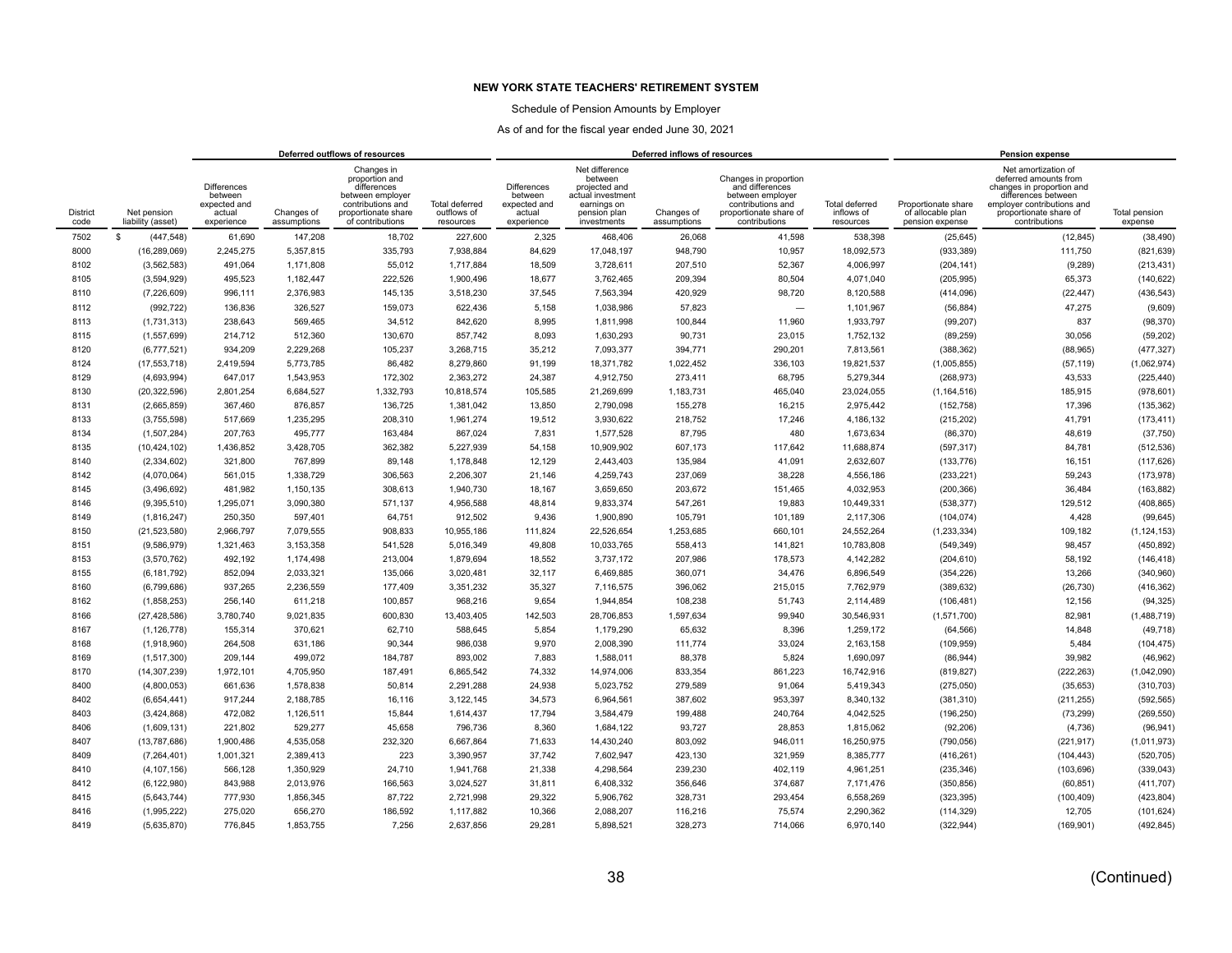# NEW YORK STATE TEACHERS' RETIREMENT SYSTEM

Schedule of Pension Amounts by Employer

As of and for the fiscal year ended June 30, 2021

| | | Deferred outflows of resources | | | | Deferred inflows of resources | | | | | Pension expense | | |
|---|---|---|---|---|---|---|---|---|---|---|---|---|---|
| District code | Net pension liability (asset) | Differences between expected and actual experience | Changes of assumptions | Changes in proportion and differences between employer contributions and proportionate share of contributions | Total deferred outflows of resources | Differences between expected and actual experience | Net difference between projected and actual investment earnings on pension plan investments | Changes of assumptions | Changes in proportion and differences between employer contributions and proportionate share of contributions | Total deferred inflows of resources | Proportionate share of allocable plan pension expense | Net amortization of deferred amounts from changes in proportion and differences between employer contributions and proportionate share of contributions | Total pension expense |
| 7502 | $ (447,548) | 61,690 | 147,208 | 18,702 | 227,600 | 2,325 | 468,406 | 26,068 | 41,598 | 538,398 | (25,645) | (12,845) | (38,490) |
| 8000 | (16,289,069) | 2,245,275 | 5,357,815 | 335,793 | 7,938,884 | 84,629 | 17,048,197 | 948,790 | 10,957 | 18,092,573 | (933,389) | 111,750 | (821,639) |
| 8102 | (3,562,583) | 491,064 | 1,171,808 | 55,012 | 1,717,884 | 18,509 | 3,728,611 | 207,510 | 52,367 | 4,006,997 | (204,141) | (9,289) | (213,431) |
| 8105 | (3,594,929) | 495,523 | 1,182,447 | 222,526 | 1,900,496 | 18,677 | 3,762,465 | 209,394 | 80,504 | 4,071,040 | (205,995) | 65,373 | (140,622) |
| 8110 | (7,226,609) | 996,111 | 2,376,983 | 145,135 | 3,518,230 | 37,545 | 7,563,394 | 420,929 | 98,720 | 8,120,588 | (414,096) | (22,447) | (436,543) |
| 8112 | (992,722) | 136,836 | 326,527 | 159,073 | 622,436 | 5,158 | 1,038,986 | 57,823 | — | 1,101,967 | (56,884) | 47,275 | (9,609) |
| 8113 | (1,731,313) | 238,643 | 569,465 | 34,512 | 842,620 | 8,995 | 1,811,998 | 100,844 | 11,960 | 1,933,797 | (99,207) | 837 | (98,370) |
| 8115 | (1,557,699) | 214,712 | 512,360 | 130,670 | 857,742 | 8,093 | 1,630,293 | 90,731 | 23,015 | 1,752,132 | (89,259) | 30,056 | (59,202) |
| 8120 | (6,777,521) | 934,209 | 2,229,268 | 105,237 | 3,268,715 | 35,212 | 7,093,377 | 394,771 | 290,201 | 7,813,561 | (388,362) | (88,965) | (477,327) |
| 8124 | (17,553,718) | 2,419,594 | 5,773,785 | 86,482 | 8,279,860 | 91,199 | 18,371,782 | 1,022,452 | 336,103 | 19,821,537 | (1,005,855) | (57,119) | (1,062,974) |
| 8129 | (4,693,994) | 647,017 | 1,543,953 | 172,302 | 2,363,272 | 24,387 | 4,912,750 | 273,411 | 68,795 | 5,279,344 | (268,973) | 43,533 | (225,440) |
| 8130 | (20,322,596) | 2,801,254 | 6,684,527 | 1,332,793 | 10,818,574 | 105,585 | 21,269,699 | 1,183,731 | 465,040 | 23,024,055 | (1,164,516) | 185,915 | (978,601) |
| 8131 | (2,665,859) | 367,460 | 876,857 | 136,725 | 1,381,042 | 13,850 | 2,790,098 | 155,278 | 16,215 | 2,975,442 | (152,758) | 17,396 | (135,362) |
| 8133 | (3,755,598) | 517,669 | 1,235,295 | 208,310 | 1,961,274 | 19,512 | 3,930,622 | 218,752 | 17,246 | 4,186,132 | (215,202) | 41,791 | (173,411) |
| 8134 | (1,507,284) | 207,763 | 495,777 | 163,484 | 867,024 | 7,831 | 1,577,528 | 87,795 | 480 | 1,673,634 | (86,370) | 48,619 | (37,750) |
| 8135 | (10,424,102) | 1,436,852 | 3,428,705 | 362,382 | 5,227,939 | 54,158 | 10,909,902 | 607,173 | 117,642 | 11,688,874 | (597,317) | 84,781 | (512,536) |
| 8140 | (2,334,602) | 321,800 | 767,899 | 89,148 | 1,178,848 | 12,129 | 2,443,403 | 135,984 | 41,091 | 2,632,607 | (133,776) | 16,151 | (117,626) |
| 8142 | (4,070,064) | 561,015 | 1,338,729 | 306,563 | 2,206,307 | 21,146 | 4,259,743 | 237,069 | 38,228 | 4,556,186 | (233,221) | 59,243 | (173,978) |
| 8145 | (3,496,692) | 481,982 | 1,150,135 | 308,613 | 1,940,730 | 18,167 | 3,659,650 | 203,672 | 151,465 | 4,032,953 | (200,366) | 36,484 | (163,882) |
| 8146 | (9,395,510) | 1,295,071 | 3,090,380 | 571,137 | 4,956,588 | 48,814 | 9,833,374 | 547,261 | 19,883 | 10,449,331 | (538,377) | 129,512 | (408,865) |
| 8149 | (1,816,247) | 250,350 | 597,401 | 64,751 | 912,502 | 9,436 | 1,900,890 | 105,791 | 101,189 | 2,117,306 | (104,074) | 4,428 | (99,645) |
| 8150 | (21,523,580) | 2,966,797 | 7,079,555 | 908,833 | 10,955,186 | 111,824 | 22,526,654 | 1,253,685 | 660,101 | 24,552,264 | (1,233,334) | 109,182 | (1,124,153) |
| 8151 | (9,586,979) | 1,321,463 | 3,153,358 | 541,528 | 5,016,349 | 49,808 | 10,033,765 | 558,413 | 141,821 | 10,783,808 | (549,349) | 98,457 | (450,892) |
| 8153 | (3,570,762) | 492,192 | 1,174,498 | 213,004 | 1,879,694 | 18,552 | 3,737,172 | 207,986 | 178,573 | 4,142,282 | (204,610) | 58,192 | (146,418) |
| 8155 | (6,181,792) | 852,094 | 2,033,321 | 135,066 | 3,020,481 | 32,117 | 6,469,885 | 360,071 | 34,476 | 6,896,549 | (354,226) | 13,266 | (340,960) |
| 8160 | (6,799,686) | 937,265 | 2,236,559 | 177,409 | 3,351,232 | 35,327 | 7,116,575 | 396,062 | 215,015 | 7,762,979 | (389,632) | (26,730) | (416,362) |
| 8162 | (1,858,253) | 256,140 | 611,218 | 100,857 | 968,216 | 9,654 | 1,944,854 | 108,238 | 51,743 | 2,114,489 | (106,481) | 12,156 | (94,325) |
| 8166 | (27,428,586) | 3,780,740 | 9,021,835 | 600,830 | 13,403,405 | 142,503 | 28,706,853 | 1,597,634 | 99,940 | 30,546,931 | (1,571,700) | 82,981 | (1,488,719) |
| 8167 | (1,126,778) | 155,314 | 370,621 | 62,710 | 588,645 | 5,854 | 1,179,290 | 65,632 | 8,396 | 1,259,172 | (64,566) | 14,848 | (49,718) |
| 8168 | (1,918,960) | 264,508 | 631,186 | 90,344 | 986,038 | 9,970 | 2,008,390 | 111,774 | 33,024 | 2,163,158 | (109,959) | 5,484 | (104,475) |
| 8169 | (1,517,300) | 209,144 | 499,072 | 184,787 | 893,002 | 7,883 | 1,588,011 | 88,378 | 5,824 | 1,690,097 | (86,944) | 39,982 | (46,962) |
| 8170 | (14,307,239) | 1,972,101 | 4,705,950 | 187,491 | 6,865,542 | 74,332 | 14,974,006 | 833,354 | 861,223 | 16,742,916 | (819,827) | (222,263) | (1,042,090) |
| 8400 | (4,800,053) | 661,636 | 1,578,838 | 50,814 | 2,291,288 | 24,938 | 5,023,752 | 279,589 | 91,064 | 5,419,343 | (275,050) | (35,653) | (310,703) |
| 8402 | (6,654,441) | 917,244 | 2,188,785 | 16,116 | 3,122,145 | 34,573 | 6,964,561 | 387,602 | 953,397 | 8,340,132 | (381,310) | (211,255) | (592,565) |
| 8403 | (3,424,868) | 472,082 | 1,126,511 | 15,844 | 1,614,437 | 17,794 | 3,584,479 | 199,488 | 240,764 | 4,042,525 | (196,250) | (73,299) | (269,550) |
| 8406 | (1,609,131) | 221,802 | 529,277 | 45,658 | 796,736 | 8,360 | 1,684,122 | 93,727 | 28,853 | 1,815,062 | (92,206) | (4,736) | (96,941) |
| 8407 | (13,787,686) | 1,900,486 | 4,535,058 | 232,320 | 6,667,864 | 71,633 | 14,430,240 | 803,092 | 946,011 | 16,250,975 | (790,056) | (221,917) | (1,011,973) |
| 8409 | (7,264,401) | 1,001,321 | 2,389,413 | 223 | 3,390,957 | 37,742 | 7,602,947 | 423,130 | 321,959 | 8,385,777 | (416,261) | (104,443) | (520,705) |
| 8410 | (4,107,156) | 566,128 | 1,350,929 | 24,710 | 1,941,768 | 21,338 | 4,298,564 | 239,230 | 402,119 | 4,961,251 | (235,346) | (103,696) | (339,043) |
| 8412 | (6,122,980) | 843,988 | 2,013,976 | 166,563 | 3,024,527 | 31,811 | 6,408,332 | 356,646 | 374,687 | 7,171,476 | (350,856) | (60,851) | (411,707) |
| 8415 | (5,643,744) | 777,930 | 1,856,345 | 87,722 | 2,721,998 | 29,322 | 5,906,762 | 328,731 | 293,454 | 6,558,269 | (323,395) | (100,409) | (423,804) |
| 8416 | (1,995,222) | 275,020 | 656,270 | 186,592 | 1,117,882 | 10,366 | 2,088,207 | 116,216 | 75,574 | 2,290,362 | (114,329) | 12,705 | (101,624) |
| 8419 | (5,635,870) | 776,845 | 1,853,755 | 7,256 | 2,637,856 | 29,281 | 5,898,521 | 328,273 | 714,066 | 6,970,140 | (322,944) | (169,901) | (492,845) |

(Continued)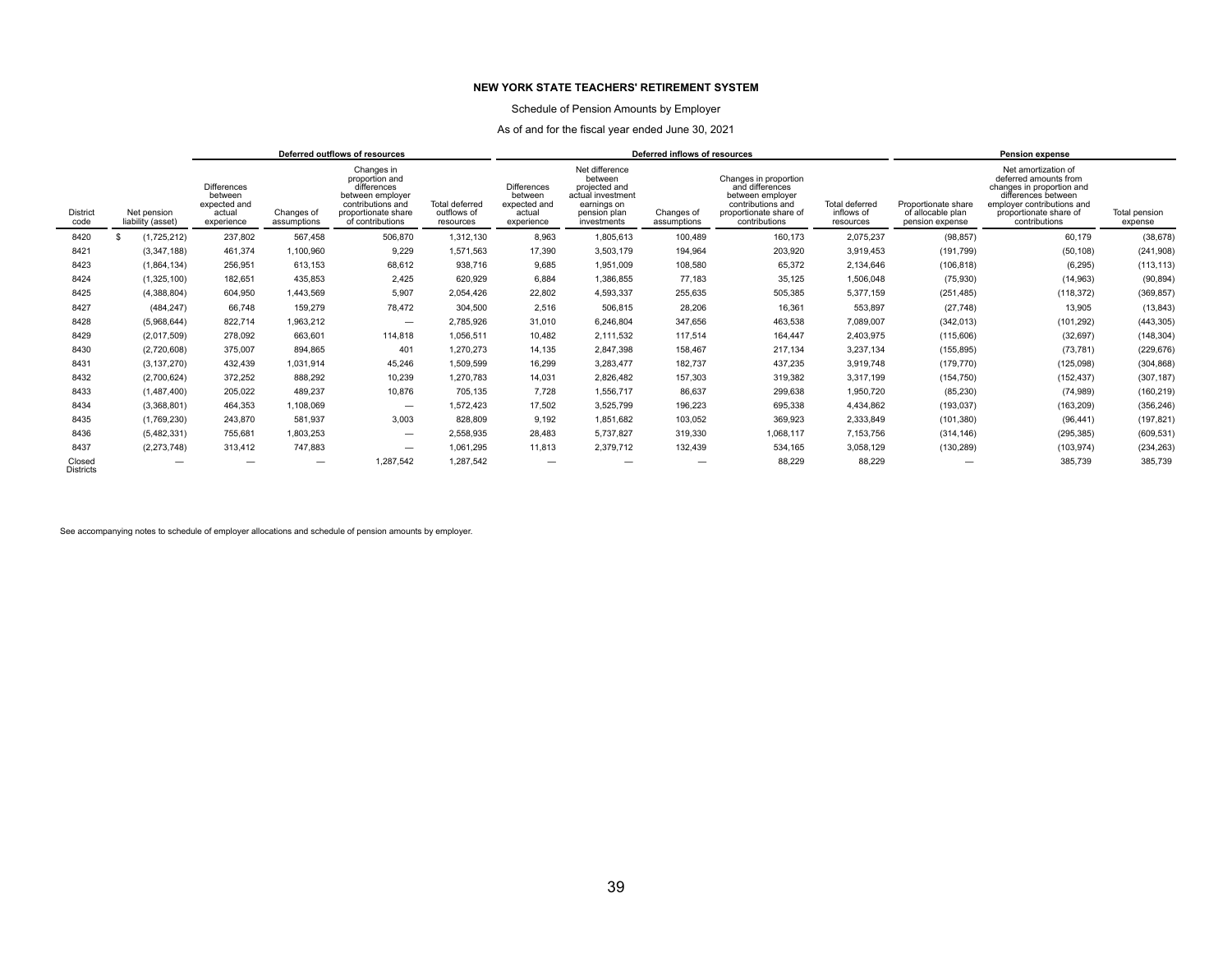**NEW YORK STATE TEACHERS' RETIREMENT SYSTEM**

Schedule of Pension Amounts by Employer

As of and for the fiscal year ended June 30, 2021

| | | Deferred outflows of resources | | | | Deferred inflows of resources | | | | | Pension expense | | |
|---|---|---|---|---|---|---|---|---|---|---|---|---|---|
| District code | Net pension liability (asset) | Differences between expected and actual experience | Changes of assumptions | Changes in proportion and differences between employer contributions and proportionate share of contributions | Total deferred outflows of resources | Differences between expected and actual experience | Net difference between projected and actual investment earnings on pension plan investments | Changes of assumptions | Changes in proportion and differences between employer contributions and proportionate share of contributions | Total deferred inflows of resources | Proportionate share of allocable plan pension expense | Net amortization of deferred amounts from changes in proportion and differences between employer contributions and proportionate share of contributions | Total pension expense |
| 8420 | $ (1,725,212) | 237,802 | 567,458 | 506,870 | 1,312,130 | 8,963 | 1,805,613 | 100,489 | 160,173 | 2,075,237 | (98,857) | 60,179 | (38,678) |
| 8421 | (3,347,188) | 461,374 | 1,100,960 | 9,229 | 1,571,563 | 17,390 | 3,503,179 | 194,964 | 203,920 | 3,919,453 | (191,799) | (50,108) | (241,908) |
| 8423 | (1,864,134) | 256,951 | 613,153 | 68,612 | 938,716 | 9,685 | 1,951,009 | 108,580 | 65,372 | 2,134,646 | (106,818) | (6,295) | (113,113) |
| 8424 | (1,325,100) | 182,651 | 435,853 | 2,425 | 620,929 | 6,884 | 1,386,855 | 77,183 | 35,125 | 1,506,048 | (75,930) | (14,963) | (90,894) |
| 8425 | (4,388,804) | 604,950 | 1,443,569 | 5,907 | 2,054,426 | 22,802 | 4,593,337 | 255,635 | 505,385 | 5,377,159 | (251,485) | (118,372) | (369,857) |
| 8427 | (484,247) | 66,748 | 159,279 | 78,472 | 304,500 | 2,516 | 506,815 | 28,206 | 16,361 | 553,897 | (27,748) | 13,905 | (13,843) |
| 8428 | (5,968,644) | 822,714 | 1,963,212 | — | 2,785,926 | 31,010 | 6,246,804 | 347,656 | 463,538 | 7,089,007 | (342,013) | (101,292) | (443,305) |
| 8429 | (2,017,509) | 278,092 | 663,601 | 114,818 | 1,056,511 | 10,482 | 2,111,532 | 117,514 | 164,447 | 2,403,975 | (115,606) | (32,697) | (148,304) |
| 8430 | (2,720,608) | 375,007 | 894,865 | 401 | 1,270,273 | 14,135 | 2,847,398 | 158,467 | 217,134 | 3,237,134 | (155,895) | (73,781) | (229,676) |
| 8431 | (3,137,270) | 432,439 | 1,031,914 | 45,246 | 1,509,599 | 16,299 | 3,283,477 | 182,737 | 437,235 | 3,919,748 | (179,770) | (125,098) | (304,868) |
| 8432 | (2,700,624) | 372,252 | 888,292 | 10,239 | 1,270,783 | 14,031 | 2,826,482 | 157,303 | 319,382 | 3,317,199 | (154,750) | (152,437) | (307,187) |
| 8433 | (1,487,400) | 205,022 | 489,237 | 10,876 | 705,135 | 7,728 | 1,556,717 | 86,637 | 299,638 | 1,950,720 | (85,230) | (74,989) | (160,219) |
| 8434 | (3,368,801) | 464,353 | 1,108,069 | — | 1,572,423 | 17,502 | 3,525,799 | 196,223 | 695,338 | 4,434,862 | (193,037) | (163,209) | (356,246) |
| 8435 | (1,769,230) | 243,870 | 581,937 | 3,003 | 828,809 | 9,192 | 1,851,682 | 103,052 | 369,923 | 2,333,849 | (101,380) | (96,441) | (197,821) |
| 8436 | (5,482,331) | 755,681 | 1,803,253 | — | 2,558,935 | 28,483 | 5,737,827 | 319,330 | 1,068,117 | 7,153,756 | (314,146) | (295,385) | (609,531) |
| 8437 | (2,273,748) | 313,412 | 747,883 | — | 1,061,295 | 11,813 | 2,379,712 | 132,439 | 534,165 | 3,058,129 | (130,289) | (103,974) | (234,263) |
| Closed Districts | — | — | — | 1,287,542 | 1,287,542 | — | — | — | 88,229 | 88,229 | — | 385,739 | 385,739 |

See accompanying notes to schedule of employer allocations and schedule of pension amounts by employer.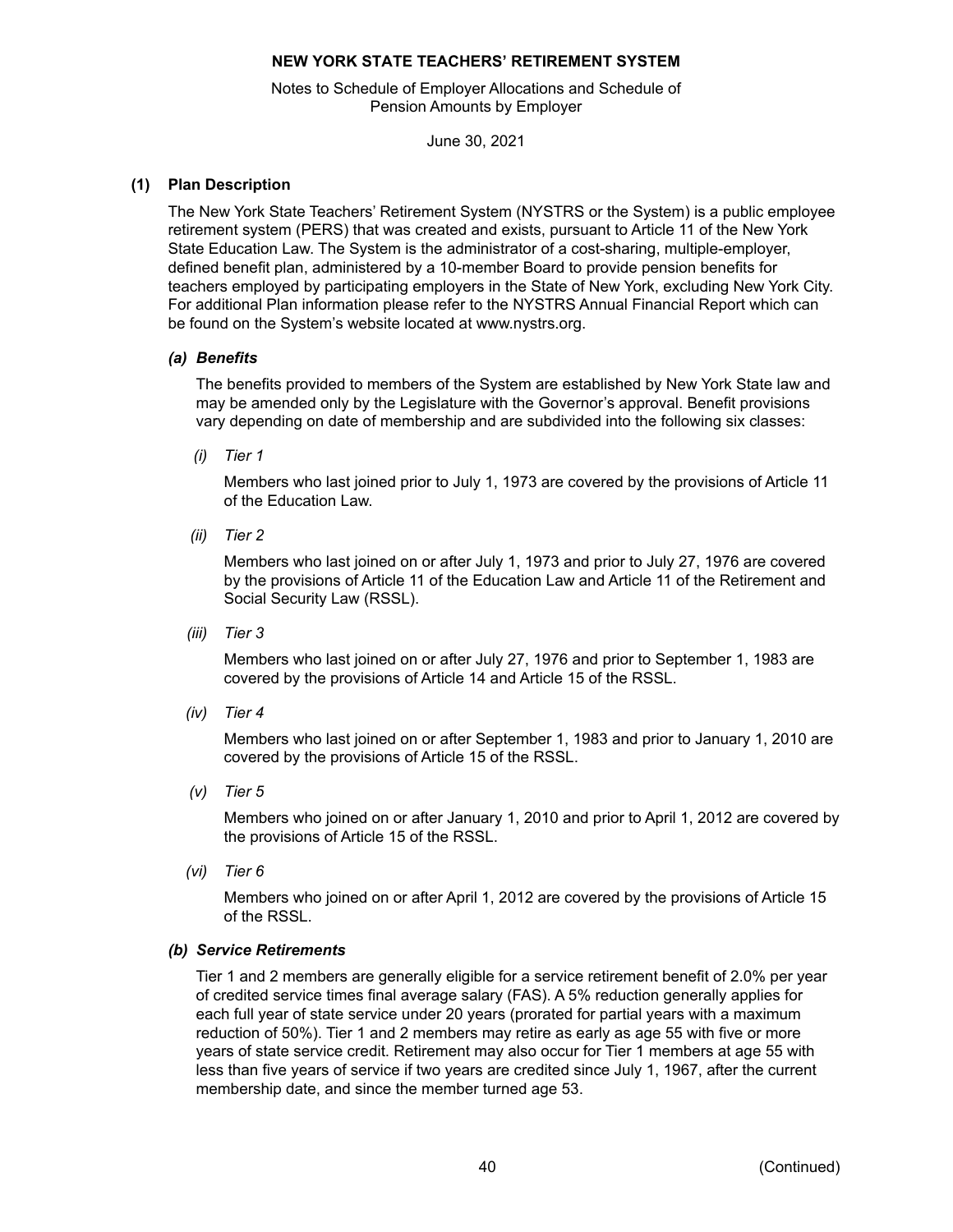# NEW YORK STATE TEACHERS' RETIREMENT SYSTEM

Notes to Schedule of Employer Allocations and Schedule of Pension Amounts by Employer

June 30, 2021

## (1) Plan Description

The New York State Teachers' Retirement System (NYSTRS or the System) is a public employee retirement system (PERS) that was created and exists, pursuant to Article 11 of the New York State Education Law. The System is the administrator of a cost-sharing, multiple-employer, defined benefit plan, administered by a 10-member Board to provide pension benefits for teachers employed by participating employers in the State of New York, excluding New York City. For additional Plan information please refer to the NYSTRS Annual Financial Report which can be found on the System's website located at www.nystrs.org.

### *(a) Benefits*

The benefits provided to members of the System are established by New York State law and may be amended only by the Legislature with the Governor's approval. Benefit provisions vary depending on date of membership and are subdivided into the following six classes:

*(i) Tier 1*

Members who last joined prior to July 1, 1973 are covered by the provisions of Article 11 of the Education Law.

*(ii) Tier 2*

Members who last joined on or after July 1, 1973 and prior to July 27, 1976 are covered by the provisions of Article 11 of the Education Law and Article 11 of the Retirement and Social Security Law (RSSL).

*(iii) Tier 3*

Members who last joined on or after July 27, 1976 and prior to September 1, 1983 are covered by the provisions of Article 14 and Article 15 of the RSSL.

*(iv) Tier 4*

Members who last joined on or after September 1, 1983 and prior to January 1, 2010 are covered by the provisions of Article 15 of the RSSL.

*(v) Tier 5*

Members who joined on or after January 1, 2010 and prior to April 1, 2012 are covered by the provisions of Article 15 of the RSSL.

*(vi) Tier 6*

Members who joined on or after April 1, 2012 are covered by the provisions of Article 15 of the RSSL.

### *(b) Service Retirements*

Tier 1 and 2 members are generally eligible for a service retirement benefit of 2.0% per year of credited service times final average salary (FAS). A 5% reduction generally applies for each full year of state service under 20 years (prorated for partial years with a maximum reduction of 50%). Tier 1 and 2 members may retire as early as age 55 with five or more years of state service credit. Retirement may also occur for Tier 1 members at age 55 with less than five years of service if two years are credited since July 1, 1967, after the current membership date, and since the member turned age 53.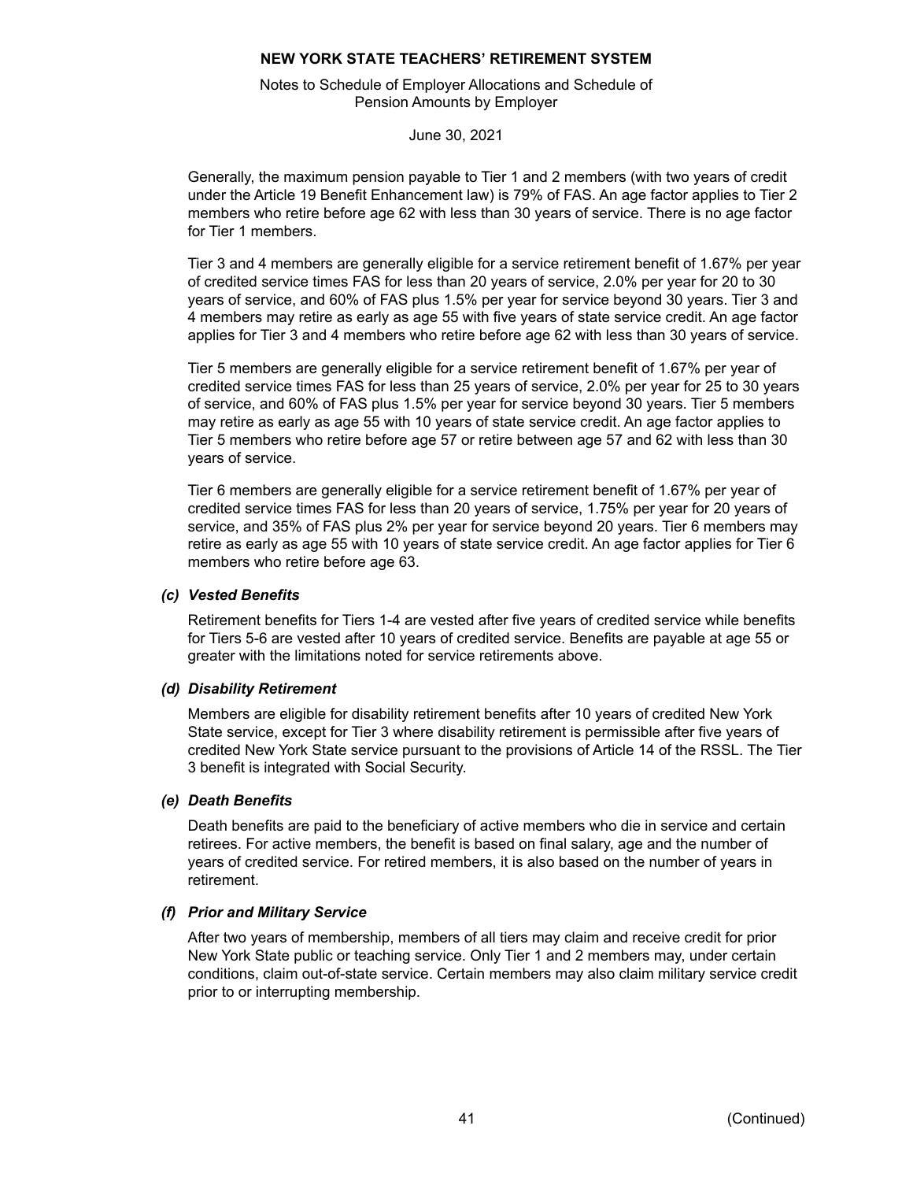Generally, the maximum pension payable to Tier 1 and 2 members (with two years of credit under the Article 19 Benefit Enhancement law) is 79% of FAS. An age factor applies to Tier 2 members who retire before age 62 with less than 30 years of service. There is no age factor for Tier 1 members.

Tier 3 and 4 members are generally eligible for a service retirement benefit of 1.67% per year of credited service times FAS for less than 20 years of service, 2.0% per year for 20 to 30 years of service, and 60% of FAS plus 1.5% per year for service beyond 30 years. Tier 3 and 4 members may retire as early as age 55 with five years of state service credit. An age factor applies for Tier 3 and 4 members who retire before age 62 with less than 30 years of service.

Tier 5 members are generally eligible for a service retirement benefit of 1.67% per year of credited service times FAS for less than 25 years of service, 2.0% per year for 25 to 30 years of service, and 60% of FAS plus 1.5% per year for service beyond 30 years. Tier 5 members may retire as early as age 55 with 10 years of state service credit. An age factor applies to Tier 5 members who retire before age 57 or retire between age 57 and 62 with less than 30 years of service.

Tier 6 members are generally eligible for a service retirement benefit of 1.67% per year of credited service times FAS for less than 20 years of service, 1.75% per year for 20 years of service, and 35% of FAS plus 2% per year for service beyond 20 years. Tier 6 members may retire as early as age 55 with 10 years of state service credit. An age factor applies for Tier 6 members who retire before age 63.

### *(c) Vested Benefits*

Retirement benefits for Tiers 1-4 are vested after five years of credited service while benefits for Tiers 5-6 are vested after 10 years of credited service. Benefits are payable at age 55 or greater with the limitations noted for service retirements above.

### *(d) Disability Retirement*

Members are eligible for disability retirement benefits after 10 years of credited New York State service, except for Tier 3 where disability retirement is permissible after five years of credited New York State service pursuant to the provisions of Article 14 of the RSSL. The Tier 3 benefit is integrated with Social Security.

### *(e) Death Benefits*

Death benefits are paid to the beneficiary of active members who die in service and certain retirees. For active members, the benefit is based on final salary, age and the number of years of credited service. For retired members, it is also based on the number of years in retirement.

### *(f) Prior and Military Service*

After two years of membership, members of all tiers may claim and receive credit for prior New York State public or teaching service. Only Tier 1 and 2 members may, under certain conditions, claim out-of-state service. Certain members may also claim military service credit prior to or interrupting membership.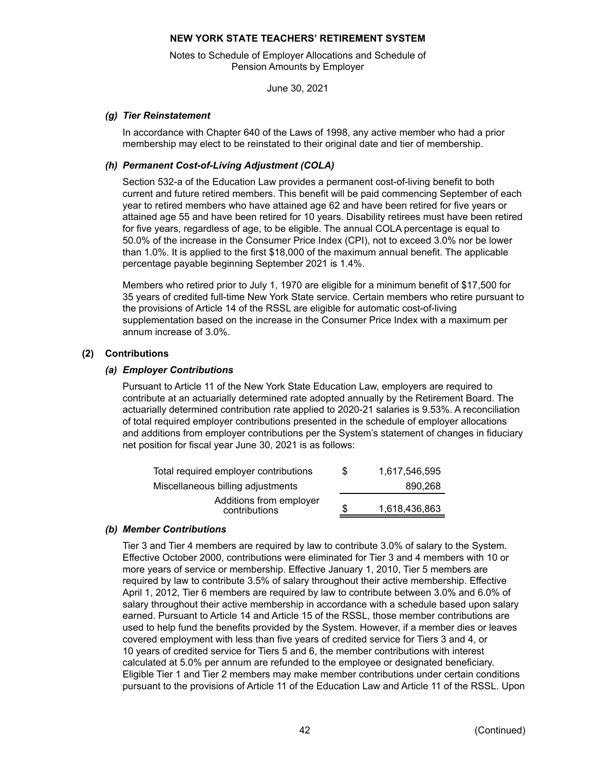### *(g) Tier Reinstatement*

In accordance with Chapter 640 of the Laws of 1998, any active member who had a prior membership may elect to be reinstated to their original date and tier of membership.

### *(h) Permanent Cost-of-Living Adjustment (COLA)*

Section 532-a of the Education Law provides a permanent cost-of-living benefit to both current and future retired members. This benefit will be paid commencing September of each year to retired members who have attained age 62 and have been retired for five years or attained age 55 and have been retired for 10 years. Disability retirees must have been retired for five years, regardless of age, to be eligible. The annual COLA percentage is equal to 50.0% of the increase in the Consumer Price Index (CPI), not to exceed 3.0% nor be lower than 1.0%. It is applied to the first $18,000 of the maximum annual benefit. The applicable percentage payable beginning September 2021 is 1.4%.

Members who retired prior to July 1, 1970 are eligible for a minimum benefit of $17,500 for 35 years of credited full-time New York State service. Certain members who retire pursuant to the provisions of Article 14 of the RSSL are eligible for automatic cost-of-living supplementation based on the increase in the Consumer Price Index with a maximum per annum increase of 3.0%.

## (2) Contributions

### *(a) Employer Contributions*

Pursuant to Article 11 of the New York State Education Law, employers are required to contribute at an actuarially determined rate adopted annually by the Retirement Board. The actuarially determined contribution rate applied to 2020-21 salaries is 9.53%. A reconciliation of total required employer contributions presented in the schedule of employer allocations and additions from employer contributions per the System's statement of changes in fiduciary net position for fiscal year June 30, 2021 is as follows:

| | | |
|---|---|---|
| Total required employer contributions | $ | 1,617,546,595 |
| Miscellaneous billing adjustments | | 890,268 |
| Additions from employer contributions | $ | 1,618,436,863 |

### *(b) Member Contributions*

Tier 3 and Tier 4 members are required by law to contribute 3.0% of salary to the System. Effective October 2000, contributions were eliminated for Tier 3 and 4 members with 10 or more years of service or membership. Effective January 1, 2010, Tier 5 members are required by law to contribute 3.5% of salary throughout their active membership. Effective April 1, 2012, Tier 6 members are required by law to contribute between 3.0% and 6.0% of salary throughout their active membership in accordance with a schedule based upon salary earned. Pursuant to Article 14 and Article 15 of the RSSL, those member contributions are used to help fund the benefits provided by the System. However, if a member dies or leaves covered employment with less than five years of credited service for Tiers 3 and 4, or 10 years of credited service for Tiers 5 and 6, the member contributions with interest calculated at 5.0% per annum are refunded to the employee or designated beneficiary. Eligible Tier 1 and Tier 2 members may make member contributions under certain conditions pursuant to the provisions of Article 11 of the Education Law and Article 11 of the RSSL. Upon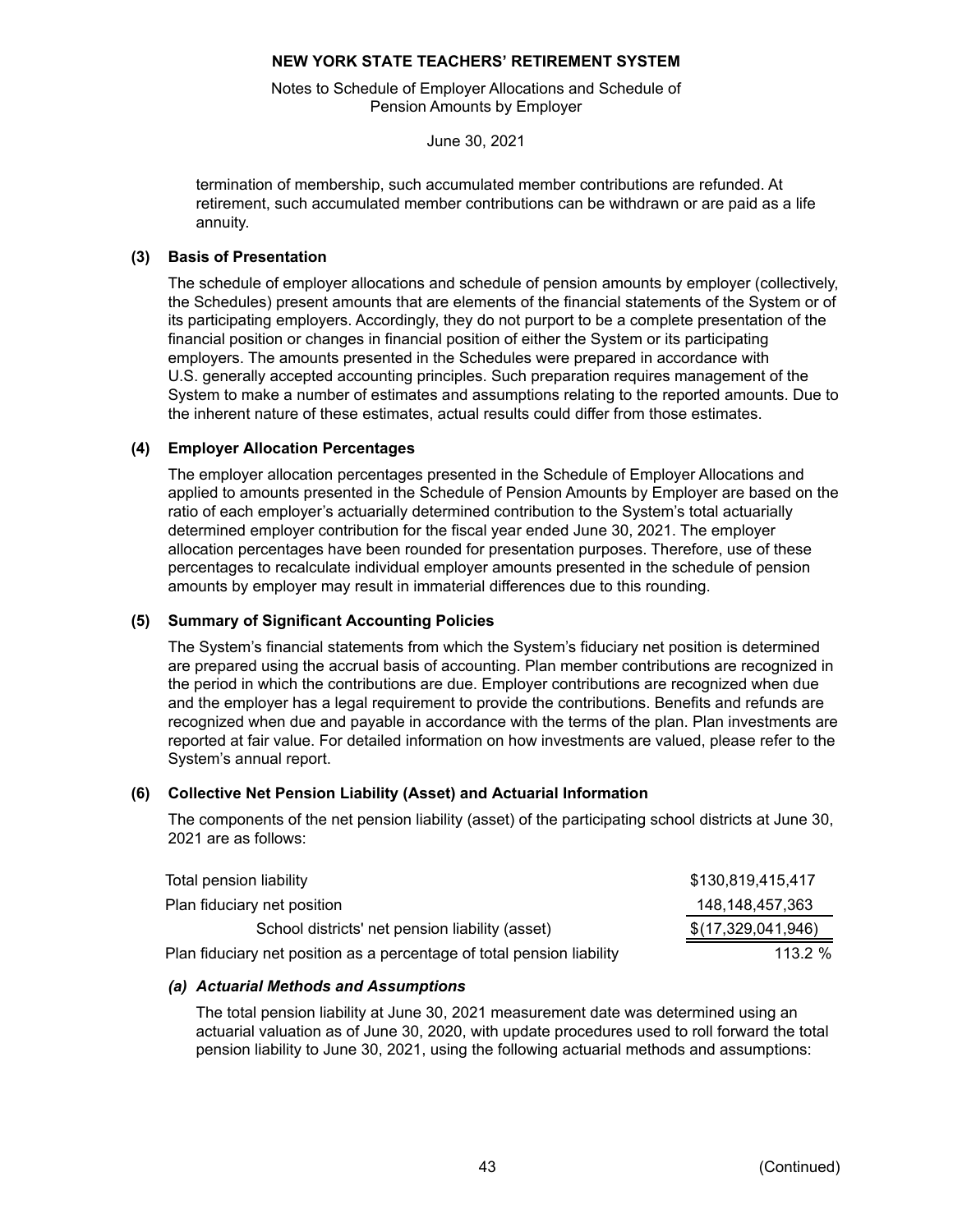termination of membership, such accumulated member contributions are refunded. At retirement, such accumulated member contributions can be withdrawn or are paid as a life annuity.

## (3) Basis of Presentation

The schedule of employer allocations and schedule of pension amounts by employer (collectively, the Schedules) present amounts that are elements of the financial statements of the System or of its participating employers. Accordingly, they do not purport to be a complete presentation of the financial position or changes in financial position of either the System or its participating employers. The amounts presented in the Schedules were prepared in accordance with U.S. generally accepted accounting principles. Such preparation requires management of the System to make a number of estimates and assumptions relating to the reported amounts. Due to the inherent nature of these estimates, actual results could differ from those estimates.

## (4) Employer Allocation Percentages

The employer allocation percentages presented in the Schedule of Employer Allocations and applied to amounts presented in the Schedule of Pension Amounts by Employer are based on the ratio of each employer's actuarially determined contribution to the System's total actuarially determined employer contribution for the fiscal year ended June 30, 2021. The employer allocation percentages have been rounded for presentation purposes. Therefore, use of these percentages to recalculate individual employer amounts presented in the schedule of pension amounts by employer may result in immaterial differences due to this rounding.

## (5) Summary of Significant Accounting Policies

The System's financial statements from which the System's fiduciary net position is determined are prepared using the accrual basis of accounting. Plan member contributions are recognized in the period in which the contributions are due. Employer contributions are recognized when due and the employer has a legal requirement to provide the contributions. Benefits and refunds are recognized when due and payable in accordance with the terms of the plan. Plan investments are reported at fair value. For detailed information on how investments are valued, please refer to the System's annual report.

## (6) Collective Net Pension Liability (Asset) and Actuarial Information

The components of the net pension liability (asset) of the participating school districts at June 30, 2021 are as follows:

| | |
|---|---|
| Total pension liability | $130,819,415,417 |
| Plan fiduciary net position | 148,148,457,363 |
| School districts' net pension liability (asset) | $(17,329,041,946) |
| Plan fiduciary net position as a percentage of total pension liability | 113.2 % |

### *(a) Actuarial Methods and Assumptions*

The total pension liability at June 30, 2021 measurement date was determined using an actuarial valuation as of June 30, 2020, with update procedures used to roll forward the total pension liability to June 30, 2021, using the following actuarial methods and assumptions: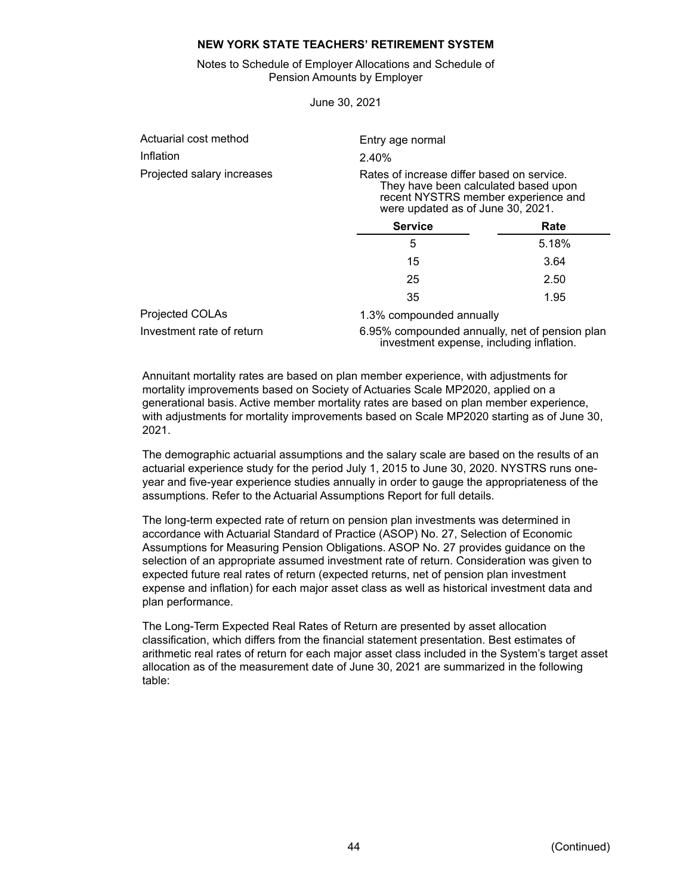**NEW YORK STATE TEACHERS' RETIREMENT SYSTEM**

Notes to Schedule of Employer Allocations and Schedule of Pension Amounts by Employer

June 30, 2021

| | |
|---|---|
| Actuarial cost method | Entry age normal |
| Inflation | 2.40% |
| Projected salary increases | Rates of increase differ based on service. They have been calculated based upon recent NYSTRS member experience and were updated as of June 30, 2021. |

| Service | Rate |
|---|---|
| 5 | 5.18% |
| 15 | 3.64 |
| 25 | 2.50 |
| 35 | 1.95 |

| | |
|---|---|
| Projected COLAs | 1.3% compounded annually |
| Investment rate of return | 6.95% compounded annually, net of pension plan investment expense, including inflation. |

Annuitant mortality rates are based on plan member experience, with adjustments for mortality improvements based on Society of Actuaries Scale MP2020, applied on a generational basis. Active member mortality rates are based on plan member experience, with adjustments for mortality improvements based on Scale MP2020 starting as of June 30, 2021.

The demographic actuarial assumptions and the salary scale are based on the results of an actuarial experience study for the period July 1, 2015 to June 30, 2020. NYSTRS runs one-year and five-year experience studies annually in order to gauge the appropriateness of the assumptions. Refer to the Actuarial Assumptions Report for full details.

The long-term expected rate of return on pension plan investments was determined in accordance with Actuarial Standard of Practice (ASOP) No. 27, Selection of Economic Assumptions for Measuring Pension Obligations. ASOP No. 27 provides guidance on the selection of an appropriate assumed investment rate of return. Consideration was given to expected future real rates of return (expected returns, net of pension plan investment expense and inflation) for each major asset class as well as historical investment data and plan performance.

The Long-Term Expected Real Rates of Return are presented by asset allocation classification, which differs from the financial statement presentation. Best estimates of arithmetic real rates of return for each major asset class included in the System's target asset allocation as of the measurement date of June 30, 2021 are summarized in the following table: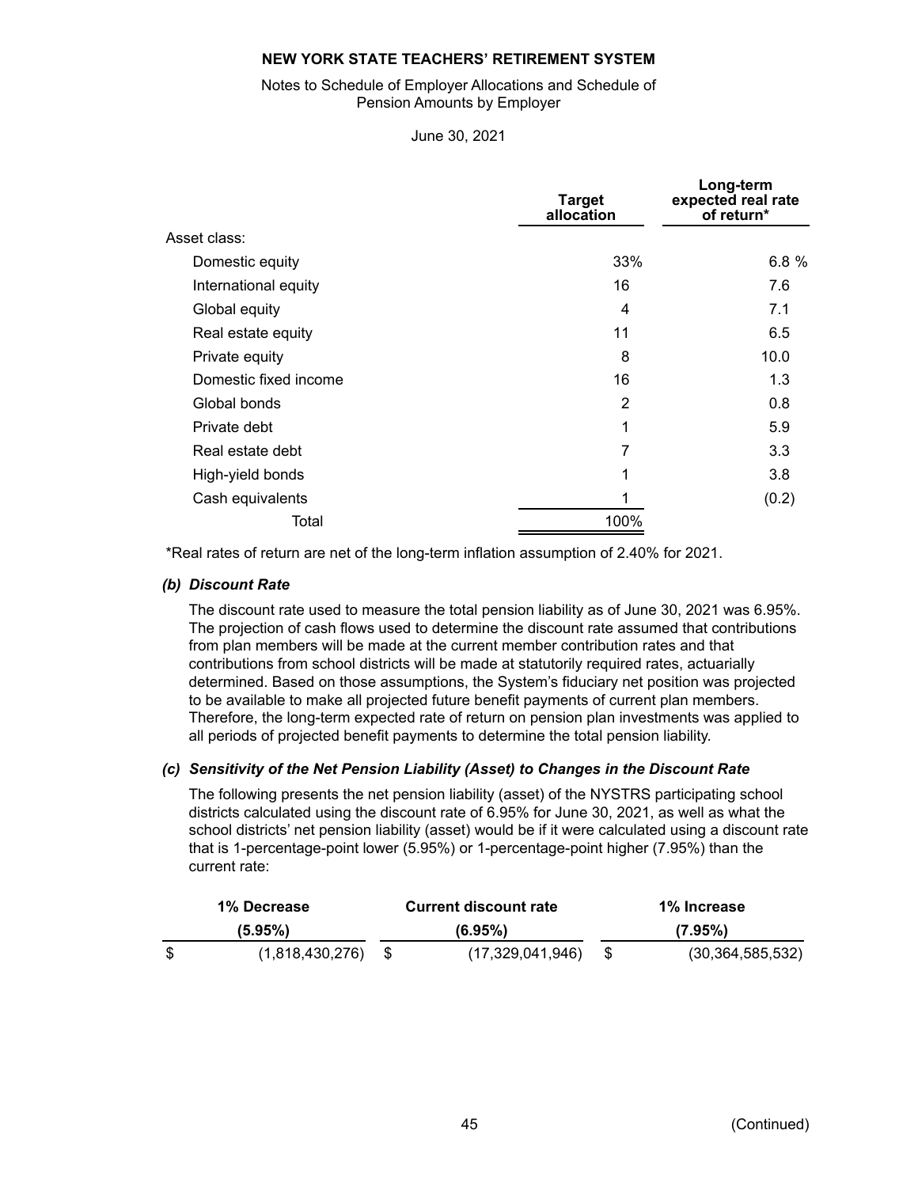| | Target allocation | Long-term expected real rate of return* |
|---|---|---|
| Asset class: | | |
| Domestic equity | 33% | 6.8 % |
| International equity | 16 | 7.6 |
| Global equity | 4 | 7.1 |
| Real estate equity | 11 | 6.5 |
| Private equity | 8 | 10.0 |
| Domestic fixed income | 16 | 1.3 |
| Global bonds | 2 | 0.8 |
| Private debt | 1 | 5.9 |
| Real estate debt | 7 | 3.3 |
| High-yield bonds | 1 | 3.8 |
| Cash equivalents | 1 | (0.2) |
| Total | 100% | |

*Real rates of return are net of the long-term inflation assumption of 2.40% for 2021.

### *(b) Discount Rate*

The discount rate used to measure the total pension liability as of June 30, 2021 was 6.95%. The projection of cash flows used to determine the discount rate assumed that contributions from plan members will be made at the current member contribution rates and that contributions from school districts will be made at statutorily required rates, actuarially determined. Based on those assumptions, the System's fiduciary net position was projected to be available to make all projected future benefit payments of current plan members. Therefore, the long-term expected rate of return on pension plan investments was applied to all periods of projected benefit payments to determine the total pension liability.

### *(c) Sensitivity of the Net Pension Liability (Asset) to Changes in the Discount Rate*

The following presents the net pension liability (asset) of the NYSTRS participating school districts calculated using the discount rate of 6.95% for June 30, 2021, as well as what the school districts' net pension liability (asset) would be if it were calculated using a discount rate that is 1-percentage-point lower (5.95%) or 1-percentage-point higher (7.95%) than the current rate:

| 1% Decrease (5.95%) | Current discount rate (6.95%) | 1% Increase (7.95%) |
|---|---|---|
| $ (1,818,430,276) | $ (17,329,041,946) | $ (30,364,585,532) |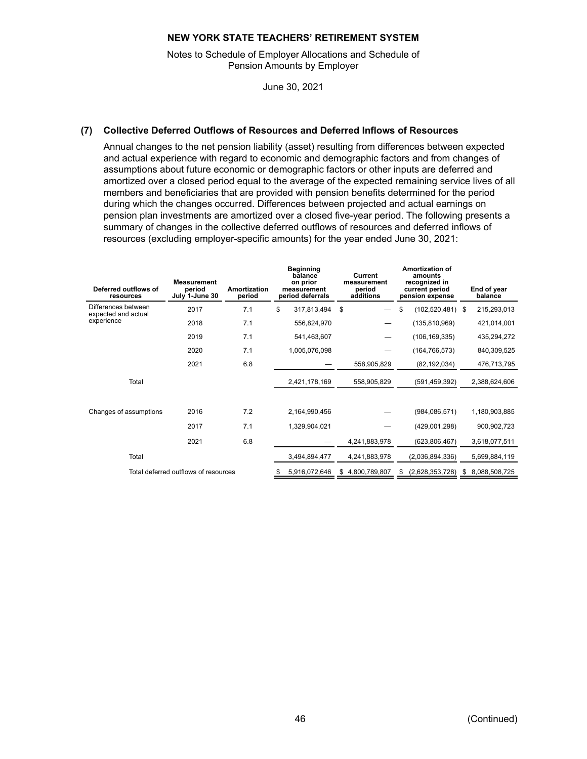## (7) Collective Deferred Outflows of Resources and Deferred Inflows of Resources

Annual changes to the net pension liability (asset) resulting from differences between expected and actual experience with regard to economic and demographic factors and from changes of assumptions about future economic or demographic factors or other inputs are deferred and amortized over a closed period equal to the average of the expected remaining service lives of all members and beneficiaries that are provided with pension benefits determined for the period during which the changes occurred. Differences between projected and actual earnings on pension plan investments are amortized over a closed five-year period. The following presents a summary of changes in the collective deferred outflows of resources and deferred inflows of resources (excluding employer-specific amounts) for the year ended June 30, 2021:

| Deferred outflows of resources | Measurement period July 1-June 30 | Amortization period | Beginning balance on prior measurement period deferrals | Current measurement period additions | Amortization of amounts recognized in current period pension expense | End of year balance |
|---|---|---|---|---|---|---|
| Differences between expected and actual experience | 2017 | 7.1 | $ 317,813,494 | $ — | $ (102,520,481) | $ 215,293,013 |
| | 2018 | 7.1 | 556,824,970 | — | (135,810,969) | 421,014,001 |
| | 2019 | 7.1 | 541,463,607 | — | (106,169,335) | 435,294,272 |
| | 2020 | 7.1 | 1,005,076,098 | — | (164,766,573) | 840,309,525 |
| | 2021 | 6.8 | — | 558,905,829 | (82,192,034) | 476,713,795 |
| Total | | | 2,421,178,169 | 558,905,829 | (591,459,392) | 2,388,624,606 |
| Changes of assumptions | 2016 | 7.2 | 2,164,990,456 | — | (984,086,571) | 1,180,903,885 |
| | 2017 | 7.1 | 1,329,904,021 | — | (429,001,298) | 900,902,723 |
| | 2021 | 6.8 | — | 4,241,883,978 | (623,806,467) | 3,618,077,511 |
| Total | | | 3,494,894,477 | 4,241,883,978 | (2,036,894,336) | 5,699,884,119 |
| Total deferred outflows of resources | | | $ 5,916,072,646 | $ 4,800,789,807 | $ (2,628,353,728) | $ 8,088,508,725 |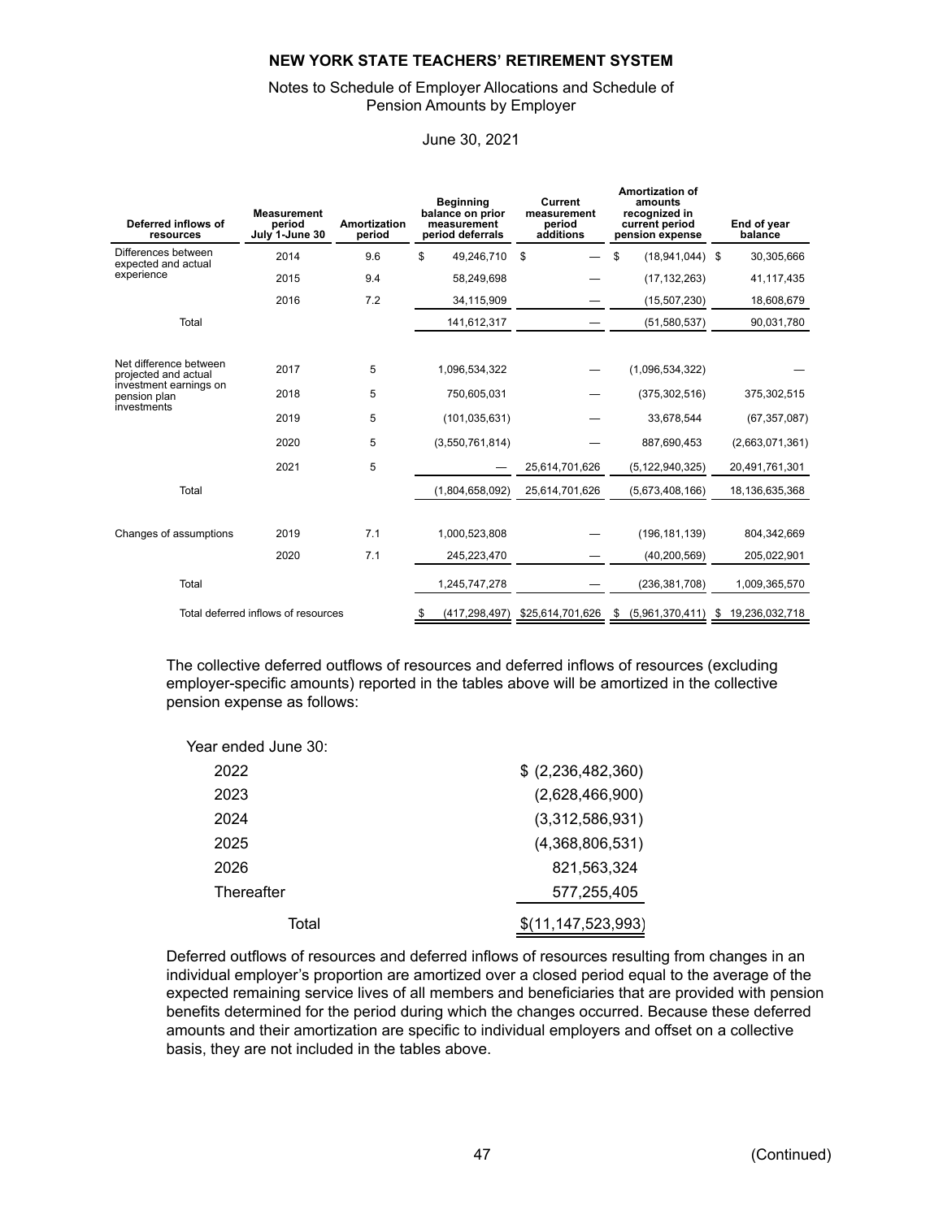**NEW YORK STATE TEACHERS' RETIREMENT SYSTEM**

Notes to Schedule of Employer Allocations and Schedule of Pension Amounts by Employer

June 30, 2021

| Deferred inflows of resources | Measurement period July 1-June 30 | Amortization period | Beginning balance on prior measurement period deferrals | Current measurement period additions | Amortization of amounts recognized in current period pension expense | End of year balance |
|---|---|---|---|---|---|---|
| Differences between expected and actual experience | 2014 | 9.6 | $ 49,246,710 | $ — | $ (18,941,044) | $ 30,305,666 |
| | 2015 | 9.4 | 58,249,698 | — | (17,132,263) | 41,117,435 |
| | 2016 | 7.2 | 34,115,909 | — | (15,507,230) | 18,608,679 |
| Total | | | 141,612,317 | — | (51,580,537) | 90,031,780 |
| Net difference between projected and actual investment earnings on pension plan investments | 2017 | 5 | 1,096,534,322 | — | (1,096,534,322) | — |
| | 2018 | 5 | 750,605,031 | — | (375,302,516) | 375,302,515 |
| | 2019 | 5 | (101,035,631) | — | 33,678,544 | (67,357,087) |
| | 2020 | 5 | (3,550,761,814) | — | 887,690,453 | (2,663,071,361) |
| | 2021 | 5 | — | 25,614,701,626 | (5,122,940,325) | 20,491,761,301 |
| Total | | | (1,804,658,092) | 25,614,701,626 | (5,673,408,166) | 18,136,635,368 |
| Changes of assumptions | 2019 | 7.1 | 1,000,523,808 | — | (196,181,139) | 804,342,669 |
| | 2020 | 7.1 | 245,223,470 | — | (40,200,569) | 205,022,901 |
| Total | | | 1,245,747,278 | — | (236,381,708) | 1,009,365,570 |
| Total deferred inflows of resources | | | $ (417,298,497) | $25,614,701,626 | $ (5,961,370,411) | $ 19,236,032,718 |

The collective deferred outflows of resources and deferred inflows of resources (excluding employer-specific amounts) reported in the tables above will be amortized in the collective pension expense as follows:

| Year ended June 30: | |
|---|---|
| 2022 | $ (2,236,482,360) |
| 2023 | (2,628,466,900) |
| 2024 | (3,312,586,931) |
| 2025 | (4,368,806,531) |
| 2026 | 821,563,324 |
| Thereafter | 577,255,405 |
| Total | $(11,147,523,993) |

Deferred outflows of resources and deferred inflows of resources resulting from changes in an individual employer's proportion are amortized over a closed period equal to the average of the expected remaining service lives of all members and beneficiaries that are provided with pension benefits determined for the period during which the changes occurred. Because these deferred amounts and their amortization are specific to individual employers and offset on a collective basis, they are not included in the tables above.

(Continued)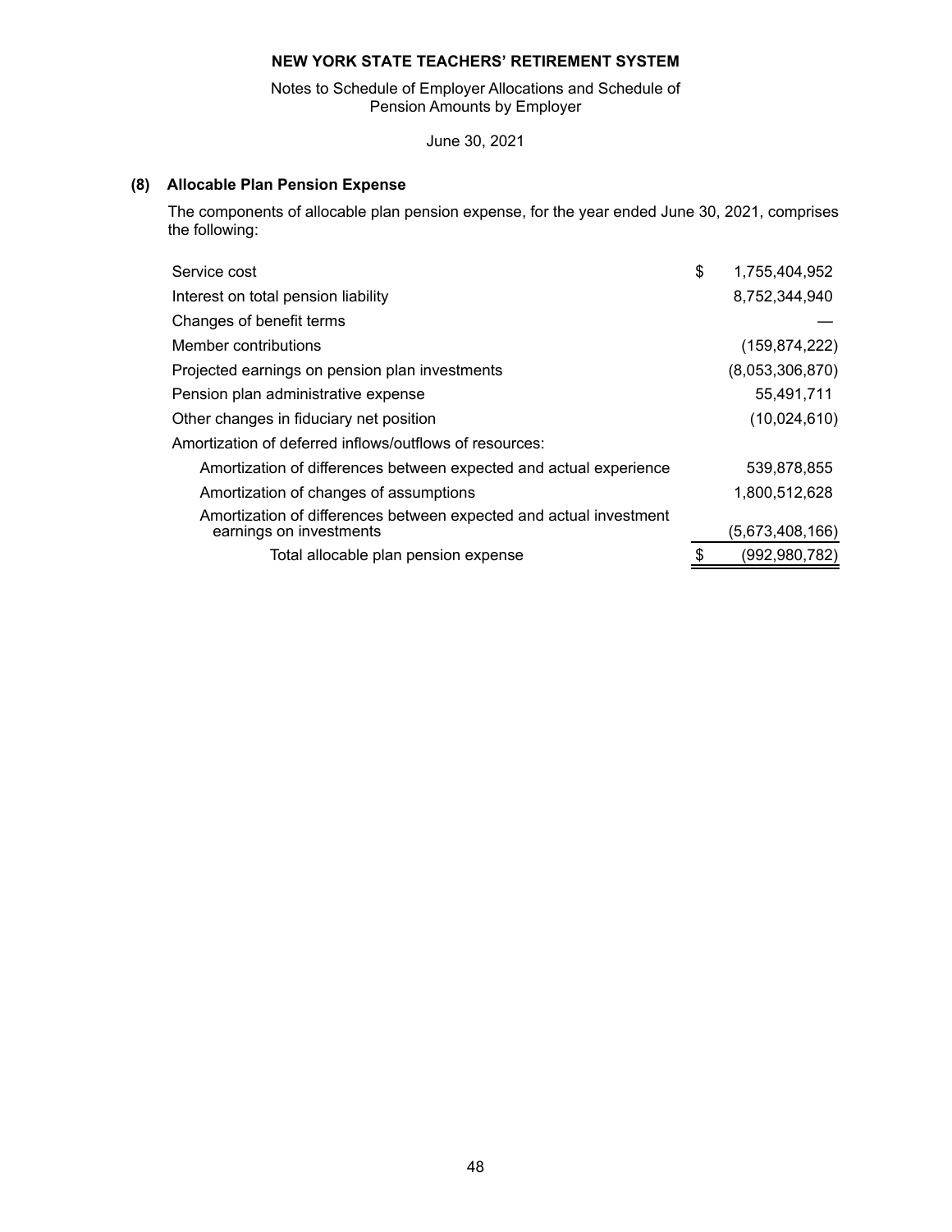**NEW YORK STATE TEACHERS' RETIREMENT SYSTEM**

Notes to Schedule of Employer Allocations and Schedule of Pension Amounts by Employer

June 30, 2021

## (8) Allocable Plan Pension Expense

The components of allocable plan pension expense, for the year ended June 30, 2021, comprises the following:

| | |
|---|---|
| Service cost | $ 1,755,404,952 |
| Interest on total pension liability | 8,752,344,940 |
| Changes of benefit terms | — |
| Member contributions | (159,874,222) |
| Projected earnings on pension plan investments | (8,053,306,870) |
| Pension plan administrative expense | 55,491,711 |
| Other changes in fiduciary net position | (10,024,610) |
| Amortization of deferred inflows/outflows of resources: | |
| Amortization of differences between expected and actual experience | 539,878,855 |
| Amortization of changes of assumptions | 1,800,512,628 |
| Amortization of differences between expected and actual investment earnings on investments | (5,673,408,166) |
| Total allocable plan pension expense | $ (992,980,782) |